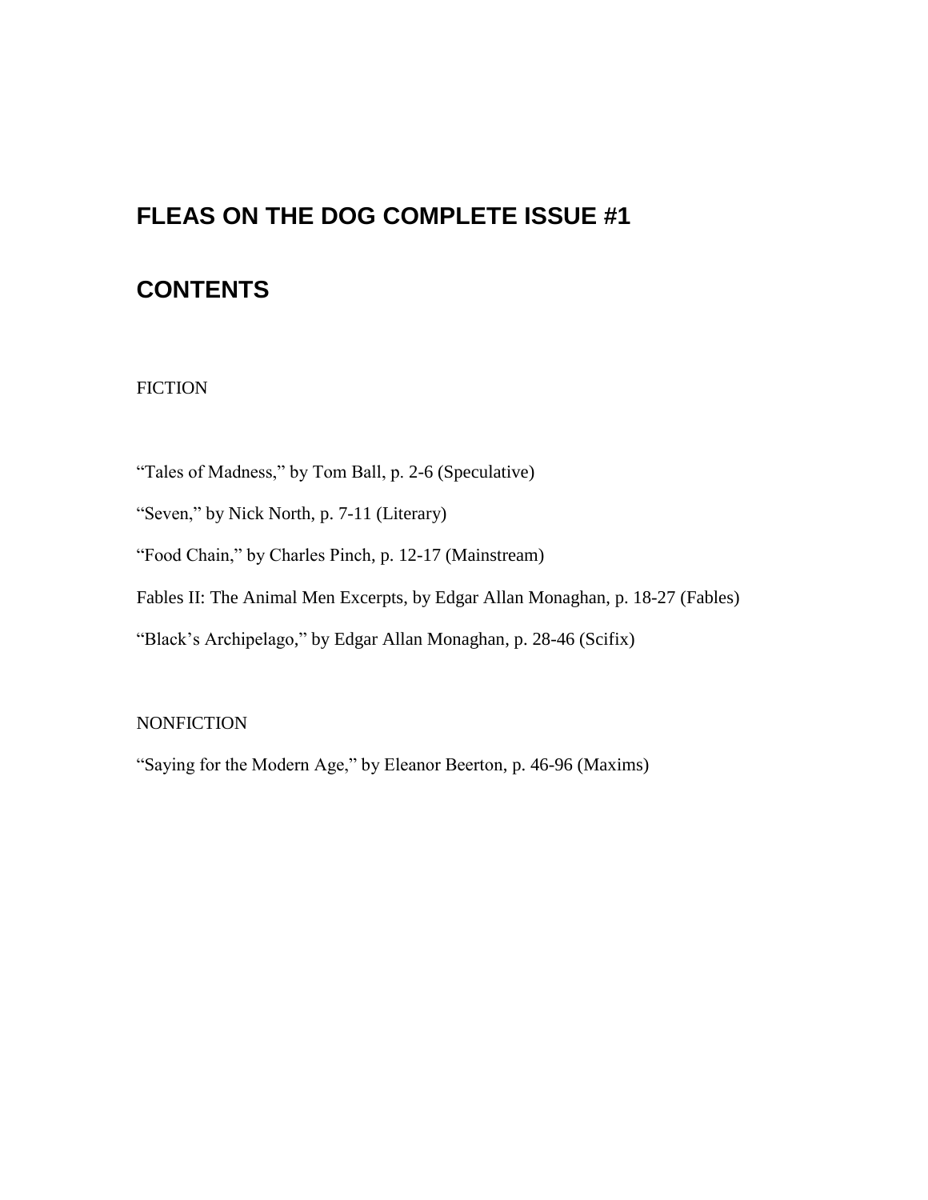# FLEAS ON THE DOG COMPLETE ISSUE #1

## CONTENTS

FICTION

“Tales of Madness,” by Tom Ball, p. 2-6 (Speculative)

“Seven,” by Nick North, p. 7-11 (Literary)

“Food Chain,” by Charles Pinch, p. 12-17 (Mainstream)

Fables II: The Animal Men Excerpts, by Edgar Allan Monaghan, p. 18-27 (Fables)

“Black’s Archipelago,” by Edgar Allan Monaghan, p. 28-46 (Scifix)

NONFICTION

“Saying for the Modern Age,” by Eleanor Beerton, p. 46-96 (Maxims)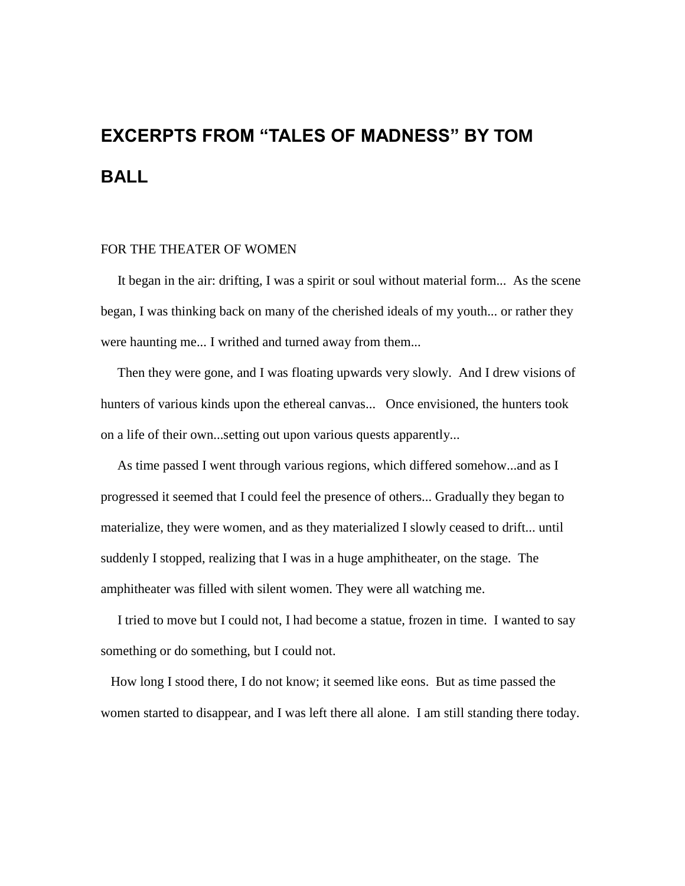# EXCERPTS FROM "TALES OF MADNESS" BY TOM BALL

FOR THE THEATER OF WOMEN

It began in the air: drifting, I was a spirit or soul without material form... As the scene began, I was thinking back on many of the cherished ideals of my youth... or rather they were haunting me... I writhed and turned away from them...

Then they were gone, and I was floating upwards very slowly. And I drew visions of hunters of various kinds upon the ethereal canvas... Once envisioned, the hunters took on a life of their own...setting out upon various quests apparently...

As time passed I went through various regions, which differed somehow...and as I progressed it seemed that I could feel the presence of others... Gradually they began to materialize, they were women, and as they materialized I slowly ceased to drift... until suddenly I stopped, realizing that I was in a huge amphitheater, on the stage. The amphitheater was filled with silent women. They were all watching me.

I tried to move but I could not, I had become a statue, frozen in time. I wanted to say something or do something, but I could not.

How long I stood there, I do not know; it seemed like eons. But as time passed the women started to disappear, and I was left there all alone. I am still standing there today.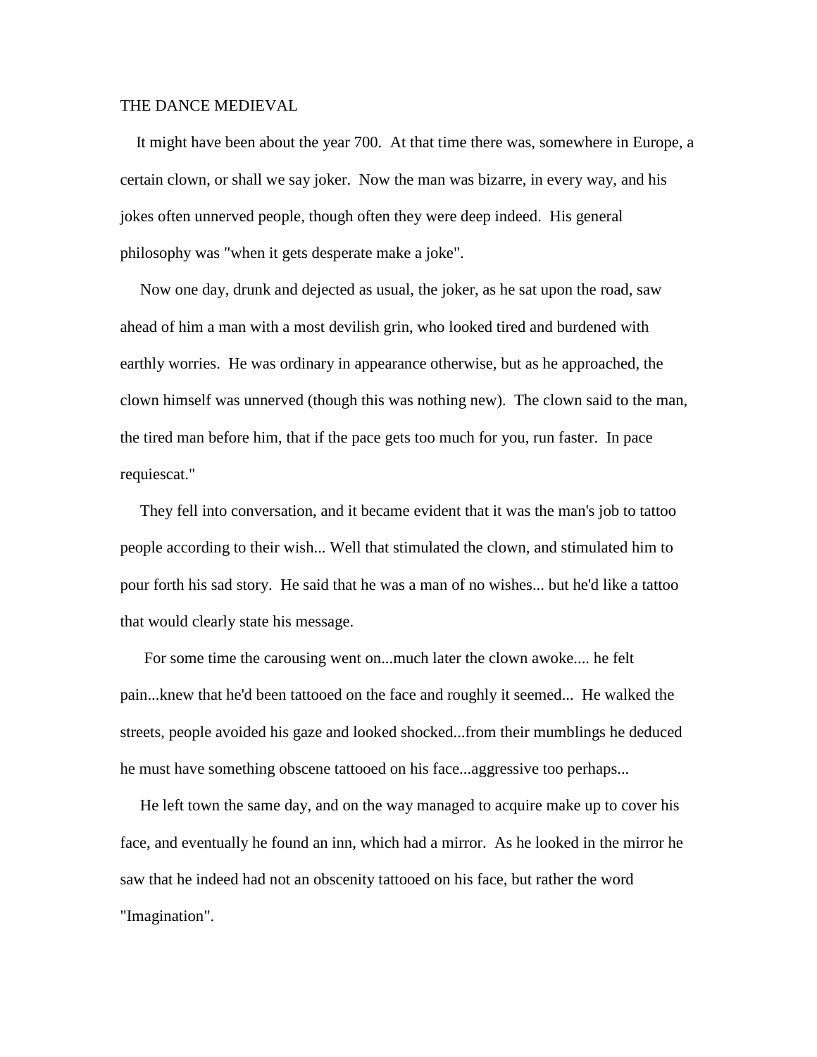# THE DANCE MEDIEVAL

It might have been about the year 700. At that time there was, somewhere in Europe, a certain clown, or shall we say joker. Now the man was bizarre, in every way, and his jokes often unnerved people, though often they were deep indeed. His general philosophy was "when it gets desperate make a joke".

Now one day, drunk and dejected as usual, the joker, as he sat upon the road, saw ahead of him a man with a most devilish grin, who looked tired and burdened with earthly worries. He was ordinary in appearance otherwise, but as he approached, the clown himself was unnerved (though this was nothing new). The clown said to the man, the tired man before him, that if the pace gets too much for you, run faster. In pace requiescat."

They fell into conversation, and it became evident that it was the man's job to tattoo people according to their wish... Well that stimulated the clown, and stimulated him to pour forth his sad story. He said that he was a man of no wishes... but he'd like a tattoo that would clearly state his message.

For some time the carousing went on...much later the clown awoke.... he felt pain...knew that he'd been tattooed on the face and roughly it seemed... He walked the streets, people avoided his gaze and looked shocked...from their mumblings he deduced he must have something obscene tattooed on his face...aggressive too perhaps...

He left town the same day, and on the way managed to acquire make up to cover his face, and eventually he found an inn, which had a mirror. As he looked in the mirror he saw that he indeed had not an obscenity tattooed on his face, but rather the word "Imagination".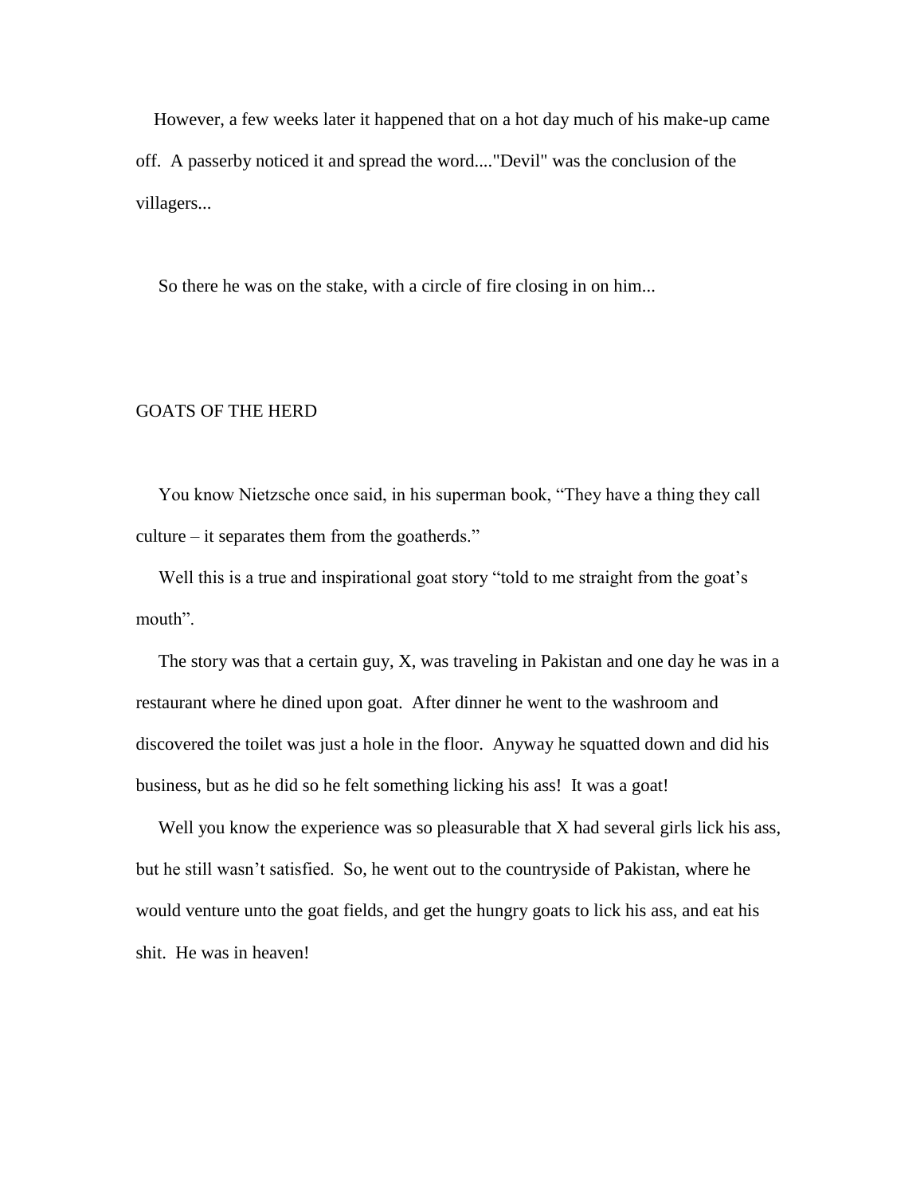However, a few weeks later it happened that on a hot day much of his make-up came off. A passerby noticed it and spread the word...."Devil" was the conclusion of the villagers...

So there he was on the stake, with a circle of fire closing in on him...

## GOATS OF THE HERD

You know Nietzsche once said, in his superman book, "They have a thing they call culture – it separates them from the goatherds."

Well this is a true and inspirational goat story "told to me straight from the goat's mouth".

The story was that a certain guy, X, was traveling in Pakistan and one day he was in a restaurant where he dined upon goat. After dinner he went to the washroom and discovered the toilet was just a hole in the floor. Anyway he squatted down and did his business, but as he did so he felt something licking his ass! It was a goat!

Well you know the experience was so pleasurable that X had several girls lick his ass, but he still wasn't satisfied. So, he went out to the countryside of Pakistan, where he would venture unto the goat fields, and get the hungry goats to lick his ass, and eat his shit. He was in heaven!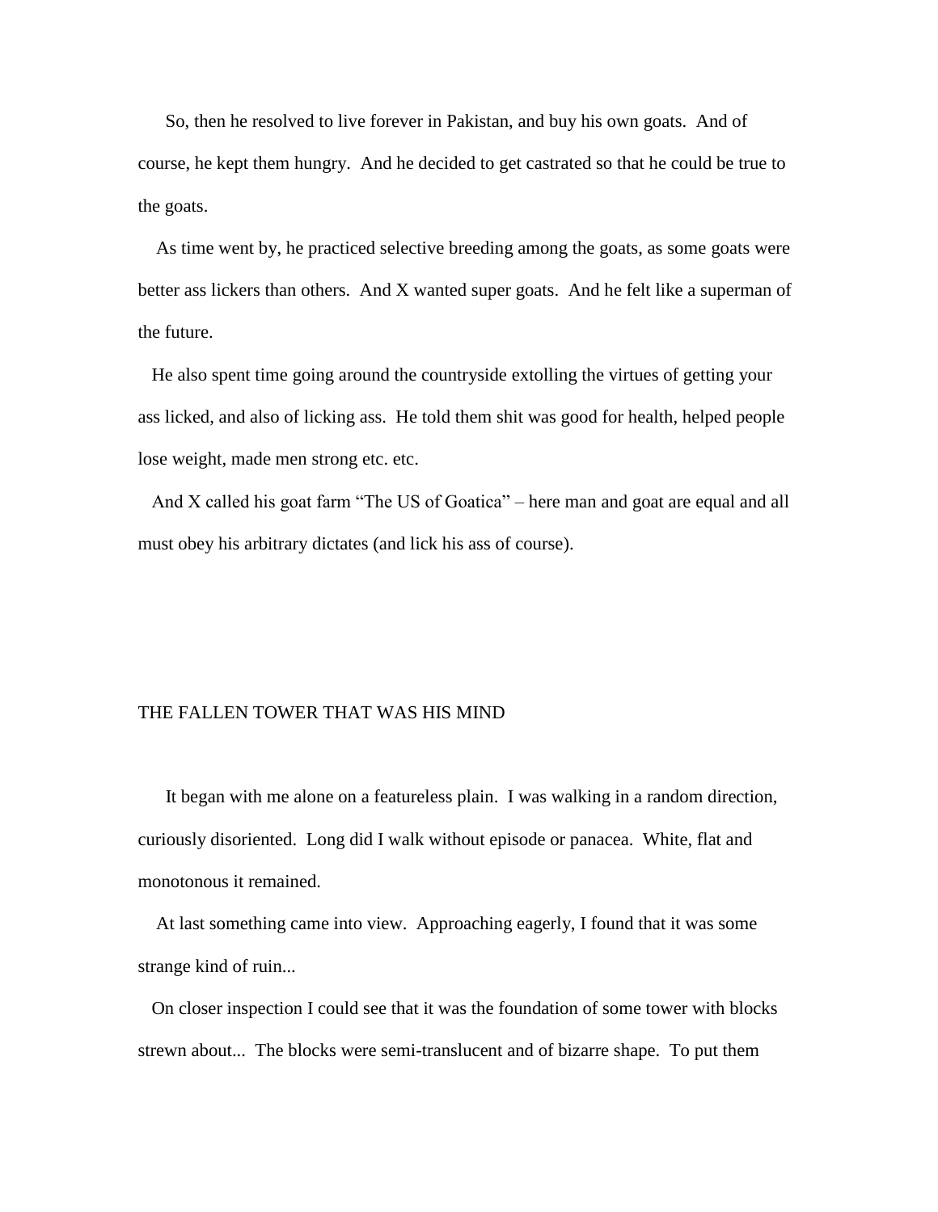So, then he resolved to live forever in Pakistan, and buy his own goats. And of course, he kept them hungry. And he decided to get castrated so that he could be true to the goats.

As time went by, he practiced selective breeding among the goats, as some goats were better ass lickers than others. And X wanted super goats. And he felt like a superman of the future.

He also spent time going around the countryside extolling the virtues of getting your ass licked, and also of licking ass. He told them shit was good for health, helped people lose weight, made men strong etc. etc.

And X called his goat farm "The US of Goatica" – here man and goat are equal and all must obey his arbitrary dictates (and lick his ass of course).

## THE FALLEN TOWER THAT WAS HIS MIND

It began with me alone on a featureless plain. I was walking in a random direction, curiously disoriented. Long did I walk without episode or panacea. White, flat and monotonous it remained.

At last something came into view. Approaching eagerly, I found that it was some strange kind of ruin...

On closer inspection I could see that it was the foundation of some tower with blocks strewn about... The blocks were semi-translucent and of bizarre shape. To put them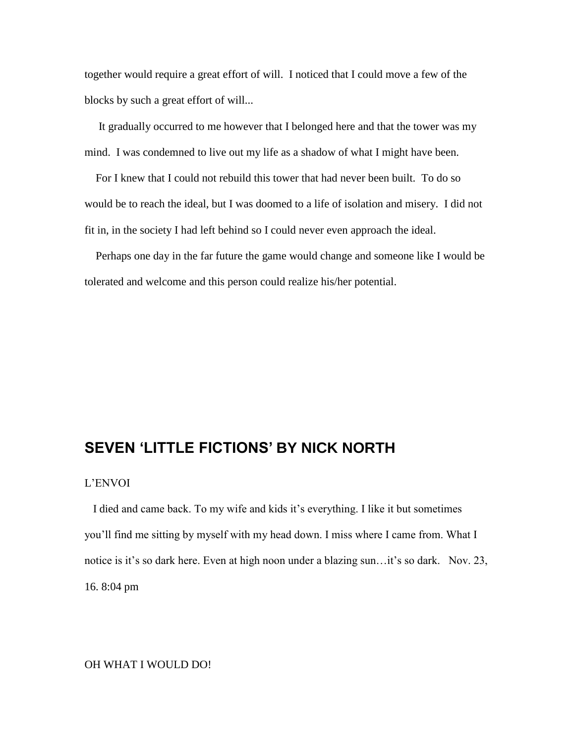together would require a great effort of will. I noticed that I could move a few of the blocks by such a great effort of will...

It gradually occurred to me however that I belonged here and that the tower was my mind. I was condemned to live out my life as a shadow of what I might have been.

For I knew that I could not rebuild this tower that had never been built. To do so would be to reach the ideal, but I was doomed to a life of isolation and misery. I did not fit in, in the society I had left behind so I could never even approach the ideal.

Perhaps one day in the far future the game would change and someone like I would be tolerated and welcome and this person could realize his/her potential.

## SEVEN 'LITTLE FICTIONS' BY NICK NORTH

L'ENVOI

I died and came back. To my wife and kids it's everything. I like it but sometimes you'll find me sitting by myself with my head down. I miss where I came from. What I notice is it's so dark here. Even at high noon under a blazing sun…it's so dark. Nov. 23, 16. 8:04 pm

OH WHAT I WOULD DO!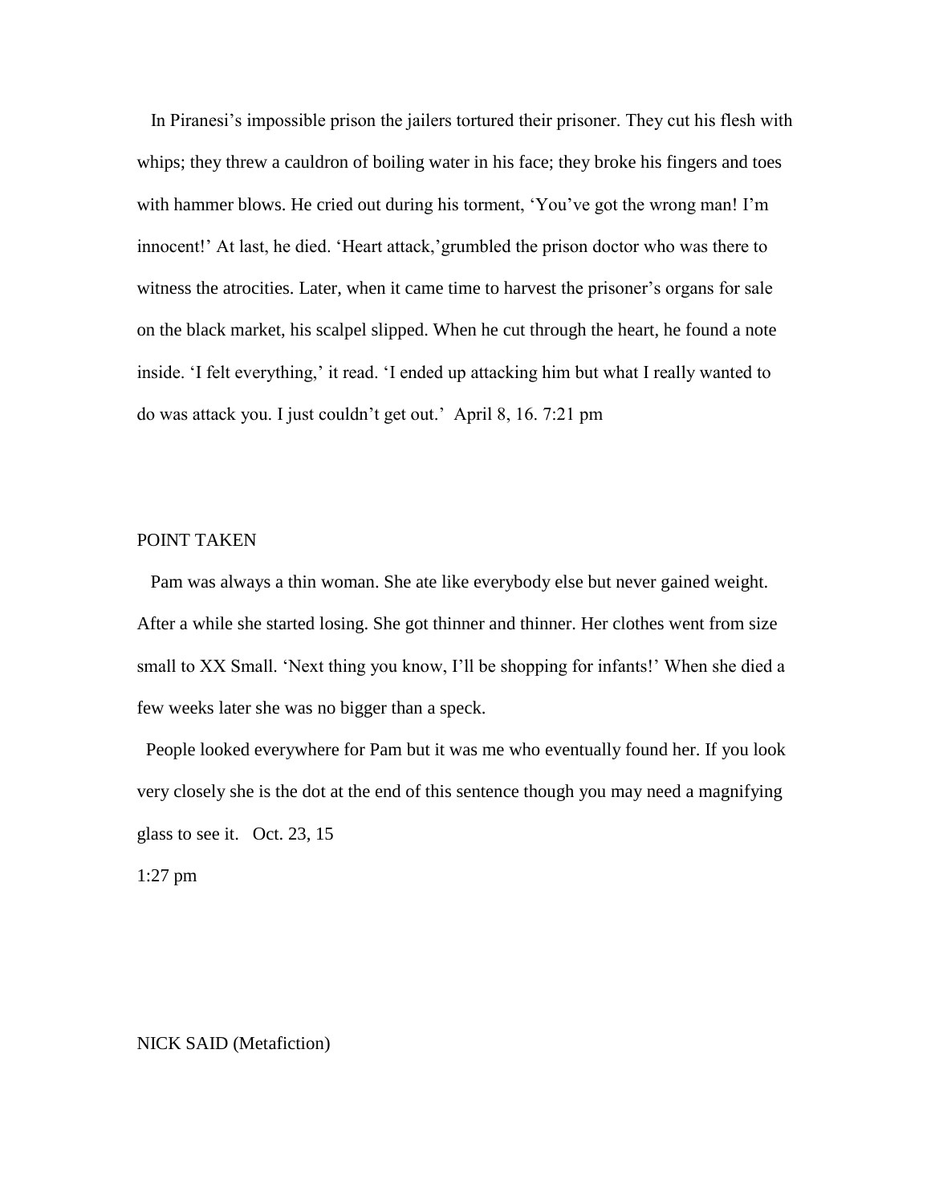In Piranesi's impossible prison the jailers tortured their prisoner. They cut his flesh with whips; they threw a cauldron of boiling water in his face; they broke his fingers and toes with hammer blows. He cried out during his torment, 'You've got the wrong man! I'm innocent!' At last, he died. 'Heart attack,'grumbled the prison doctor who was there to witness the atrocities. Later, when it came time to harvest the prisoner's organs for sale on the black market, his scalpel slipped. When he cut through the heart, he found a note inside. 'I felt everything,' it read. 'I ended up attacking him but what I really wanted to do was attack you. I just couldn't get out.' April 8, 16. 7:21 pm

POINT TAKEN

Pam was always a thin woman. She ate like everybody else but never gained weight. After a while she started losing. She got thinner and thinner. Her clothes went from size small to XX Small. 'Next thing you know, I'll be shopping for infants!' When she died a few weeks later she was no bigger than a speck.

People looked everywhere for Pam but it was me who eventually found her. If you look very closely she is the dot at the end of this sentence though you may need a magnifying glass to see it. Oct. 23, 15

1:27 pm

NICK SAID (Metafiction)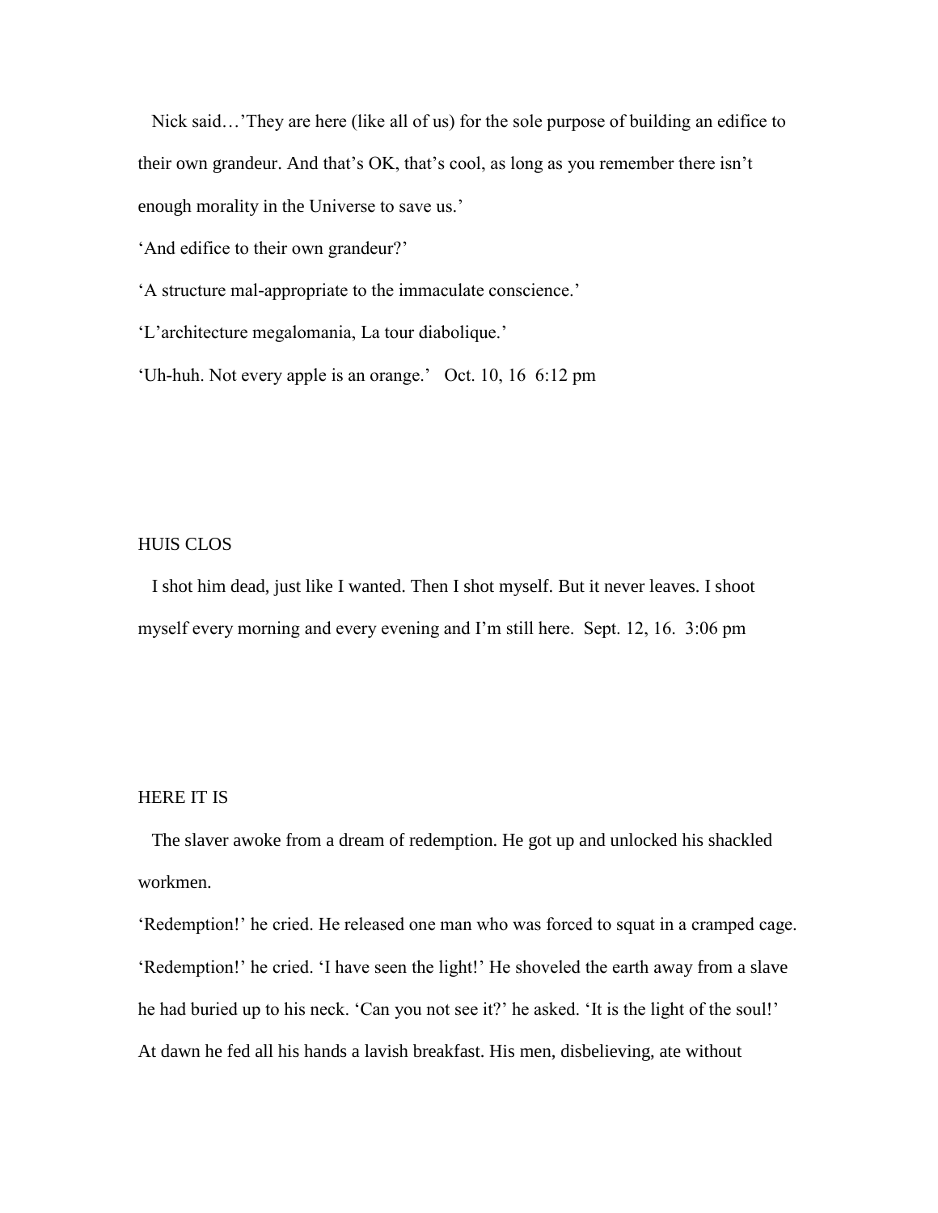Nick said…'They are here (like all of us) for the sole purpose of building an edifice to their own grandeur. And that's OK, that's cool, as long as you remember there isn't enough morality in the Universe to save us.'

'And edifice to their own grandeur?'

'A structure mal-appropriate to the immaculate conscience.'

'L'architecture megalomania, La tour diabolique.'

'Uh-huh. Not every apple is an orange.' Oct. 10, 16 6:12 pm

## HUIS CLOS

I shot him dead, just like I wanted. Then I shot myself. But it never leaves. I shoot myself every morning and every evening and I'm still here. Sept. 12, 16. 3:06 pm

## HERE IT IS

The slaver awoke from a dream of redemption. He got up and unlocked his shackled workmen.

'Redemption!' he cried. He released one man who was forced to squat in a cramped cage.

'Redemption!' he cried. 'I have seen the light!' He shoveled the earth away from a slave he had buried up to his neck. 'Can you not see it?' he asked. 'It is the light of the soul!'

At dawn he fed all his hands a lavish breakfast. His men, disbelieving, ate without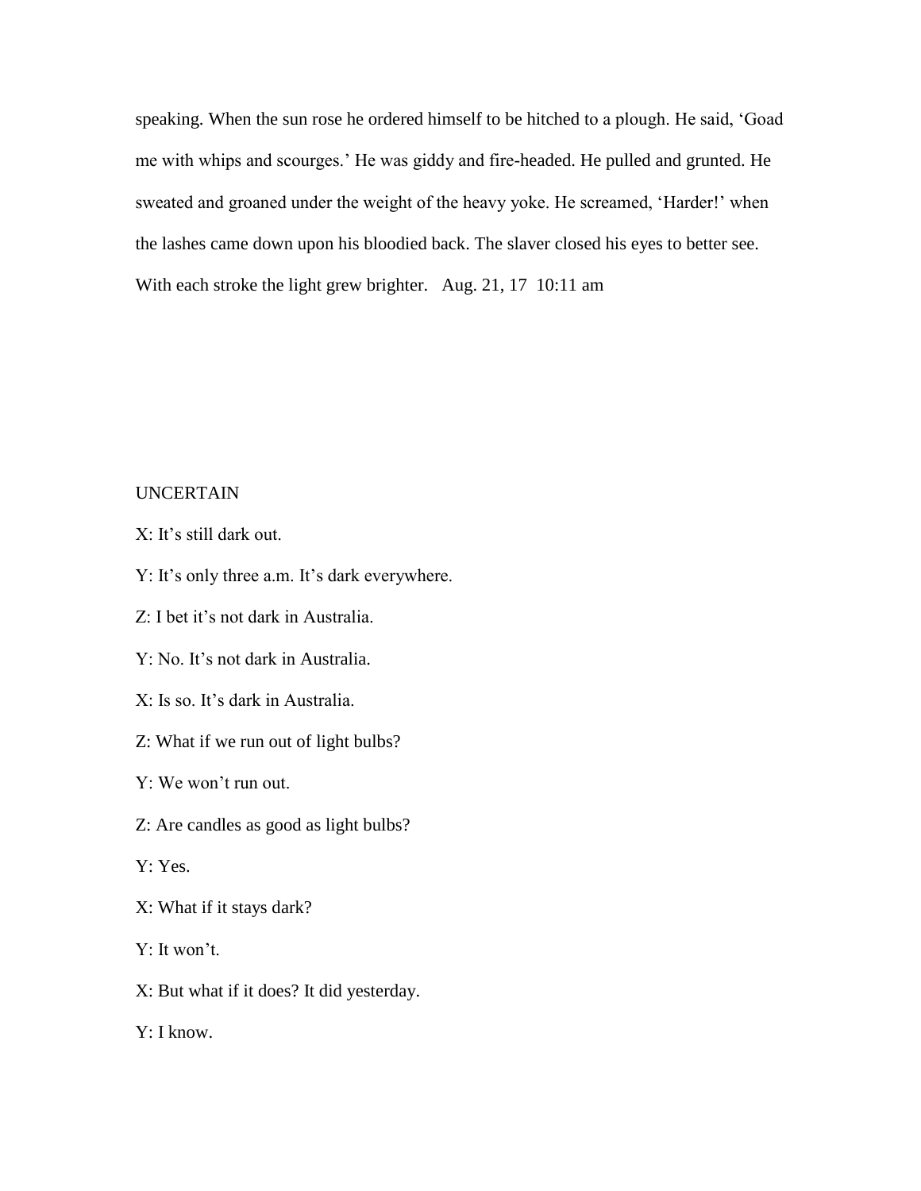speaking. When the sun rose he ordered himself to be hitched to a plough. He said, 'Goad me with whips and scourges.' He was giddy and fire-headed. He pulled and grunted. He sweated and groaned under the weight of the heavy yoke. He screamed, 'Harder!' when the lashes came down upon his bloodied back. The slaver closed his eyes to better see. With each stroke the light grew brighter.   Aug. 21, 17  10:11 am

UNCERTAIN

X: It's still dark out.

Y: It's only three a.m. It's dark everywhere.

Z: I bet it's not dark in Australia.

Y: No. It's not dark in Australia.

X: Is so. It's dark in Australia.

Z: What if we run out of light bulbs?

Y: We won't run out.

Z: Are candles as good as light bulbs?

Y: Yes.

X: What if it stays dark?

Y: It won't.

X: But what if it does? It did yesterday.

Y: I know.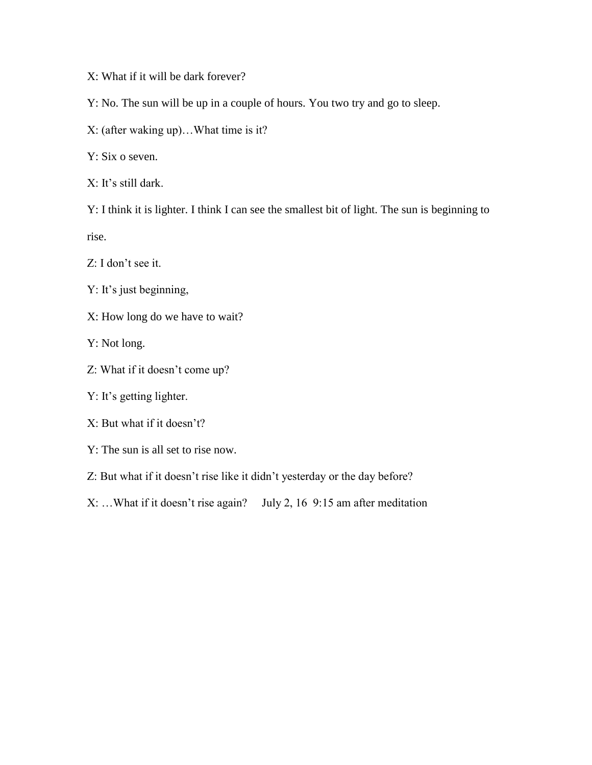X: What if it will be dark forever?

Y: No. The sun will be up in a couple of hours. You two try and go to sleep.

X: (after waking up)…What time is it?

Y: Six o seven.

X: It's still dark.

Y: I think it is lighter. I think I can see the smallest bit of light. The sun is beginning to rise.

Z: I don't see it.

Y: It's just beginning,

X: How long do we have to wait?

Y: Not long.

Z: What if it doesn't come up?

Y: It's getting lighter.

X: But what if it doesn't?

Y: The sun is all set to rise now.

Z: But what if it doesn't rise like it didn't yesterday or the day before?

X: …What if it doesn't rise again? July 2, 16 9:15 am after meditation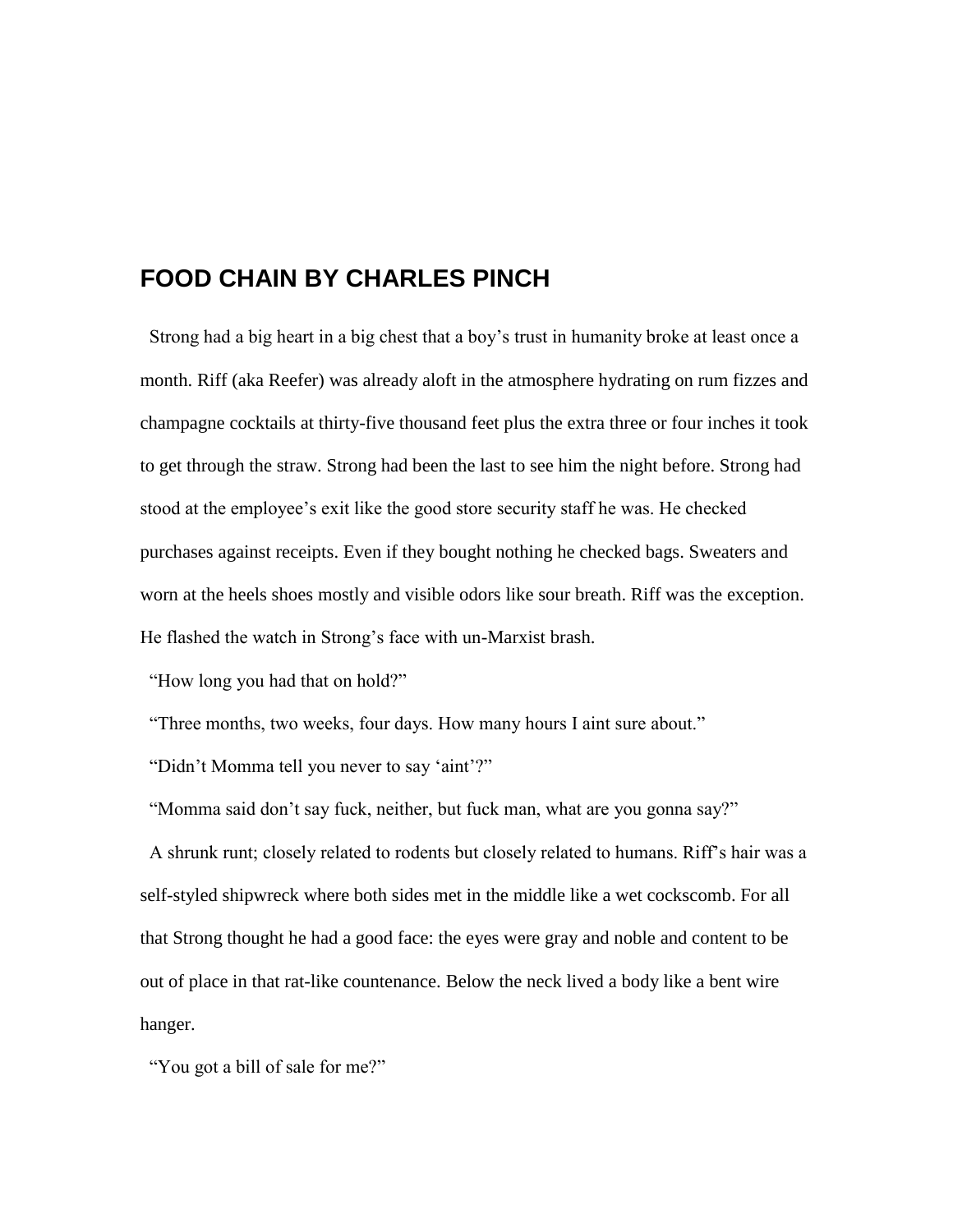## FOOD CHAIN BY CHARLES PINCH

Strong had a big heart in a big chest that a boy's trust in humanity broke at least once a month. Riff (aka Reefer) was already aloft in the atmosphere hydrating on rum fizzes and champagne cocktails at thirty-five thousand feet plus the extra three or four inches it took to get through the straw. Strong had been the last to see him the night before. Strong had stood at the employee's exit like the good store security staff he was. He checked purchases against receipts. Even if they bought nothing he checked bags. Sweaters and worn at the heels shoes mostly and visible odors like sour breath. Riff was the exception. He flashed the watch in Strong's face with un-Marxist brash.

"How long you had that on hold?"

"Three months, two weeks, four days. How many hours I aint sure about."

"Didn't Momma tell you never to say 'aint'?"

"Momma said don't say fuck, neither, but fuck man, what are you gonna say?"

A shrunk runt; closely related to rodents but closely related to humans. Riff's hair was a self-styled shipwreck where both sides met in the middle like a wet cockscomb. For all that Strong thought he had a good face: the eyes were gray and noble and content to be out of place in that rat-like countenance. Below the neck lived a body like a bent wire hanger.

"You got a bill of sale for me?"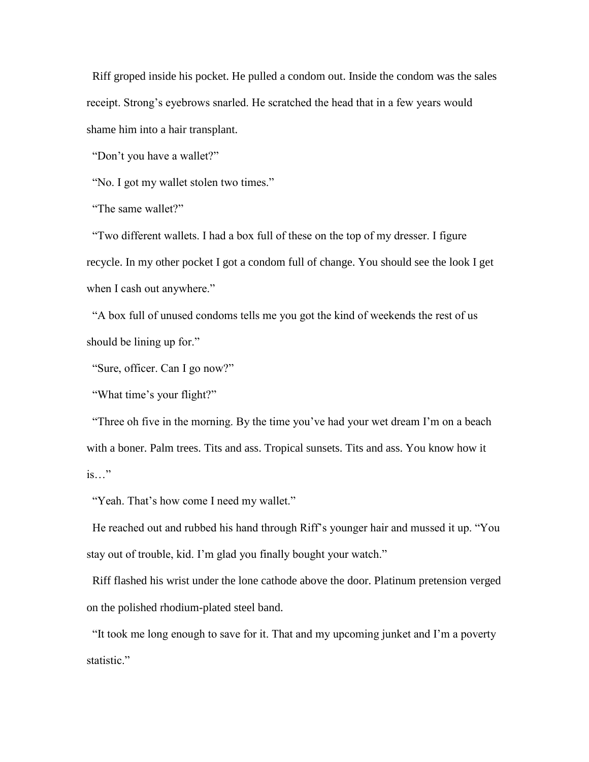Riff groped inside his pocket. He pulled a condom out. Inside the condom was the sales receipt. Strong's eyebrows snarled. He scratched the head that in a few years would shame him into a hair transplant.

"Don't you have a wallet?"

"No. I got my wallet stolen two times."

"The same wallet?"

"Two different wallets. I had a box full of these on the top of my dresser. I figure recycle. In my other pocket I got a condom full of change. You should see the look I get when I cash out anywhere."

"A box full of unused condoms tells me you got the kind of weekends the rest of us should be lining up for."

"Sure, officer. Can I go now?"

"What time's your flight?"

"Three oh five in the morning. By the time you've had your wet dream I'm on a beach with a boner. Palm trees. Tits and ass. Tropical sunsets. Tits and ass. You know how it is…"

"Yeah. That's how come I need my wallet."

He reached out and rubbed his hand through Riff's younger hair and mussed it up. "You stay out of trouble, kid. I'm glad you finally bought your watch."

Riff flashed his wrist under the lone cathode above the door. Platinum pretension verged on the polished rhodium-plated steel band.

"It took me long enough to save for it. That and my upcoming junket and I'm a poverty statistic."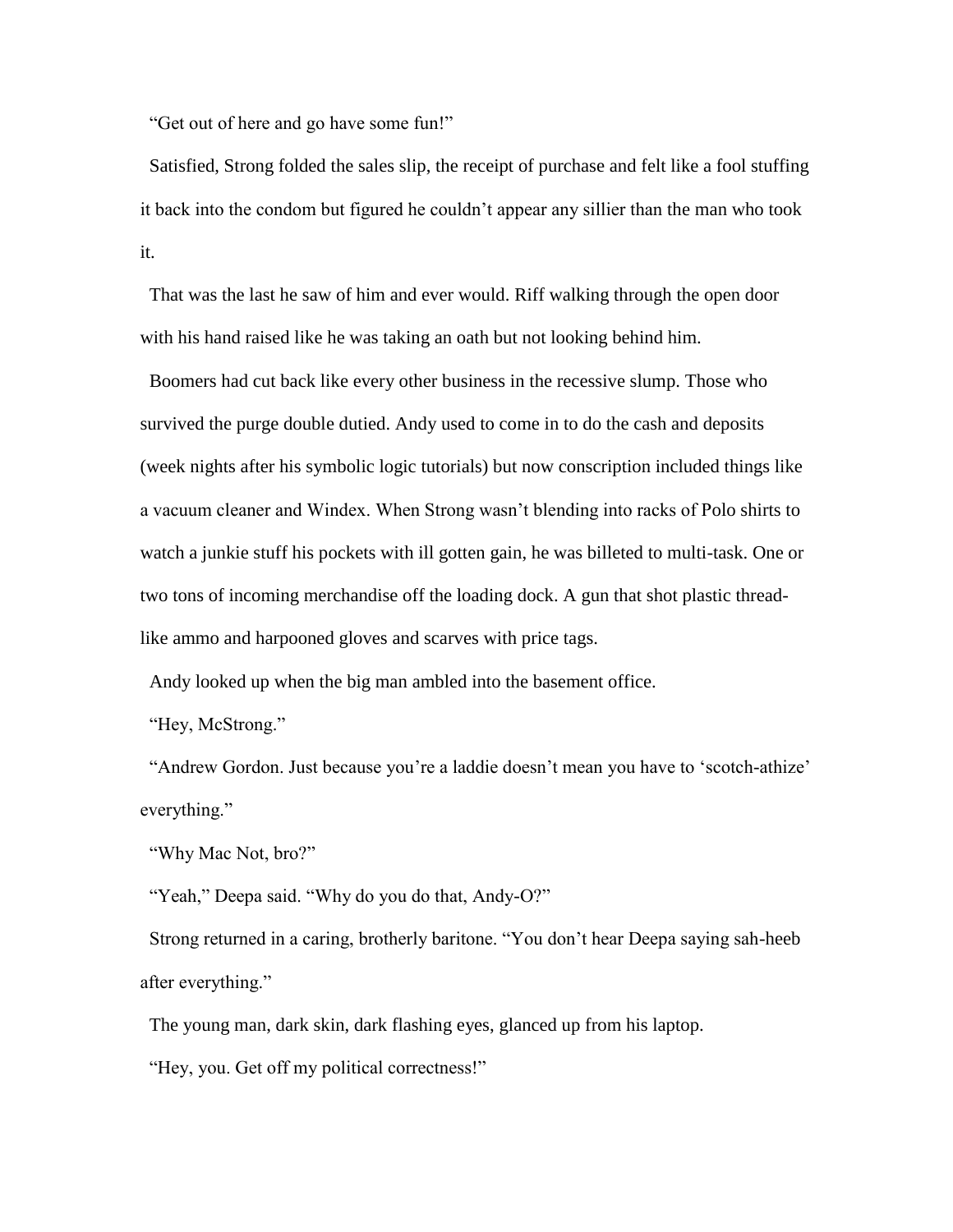"Get out of here and go have some fun!"

Satisfied, Strong folded the sales slip, the receipt of purchase and felt like a fool stuffing it back into the condom but figured he couldn't appear any sillier than the man who took it.

That was the last he saw of him and ever would. Riff walking through the open door with his hand raised like he was taking an oath but not looking behind him.

Boomers had cut back like every other business in the recessive slump. Those who survived the purge double dutied. Andy used to come in to do the cash and deposits (week nights after his symbolic logic tutorials) but now conscription included things like a vacuum cleaner and Windex. When Strong wasn't blending into racks of Polo shirts to watch a junkie stuff his pockets with ill gotten gain, he was billeted to multi-task. One or two tons of incoming merchandise off the loading dock. A gun that shot plastic thread-like ammo and harpooned gloves and scarves with price tags.

Andy looked up when the big man ambled into the basement office.

"Hey, McStrong."

"Andrew Gordon. Just because you're a laddie doesn't mean you have to 'scotch-athize' everything."

"Why Mac Not, bro?"

"Yeah," Deepa said. "Why do you do that, Andy-O?"

Strong returned in a caring, brotherly baritone. "You don't hear Deepa saying sah-heeb after everything."

The young man, dark skin, dark flashing eyes, glanced up from his laptop.

"Hey, you. Get off my political correctness!"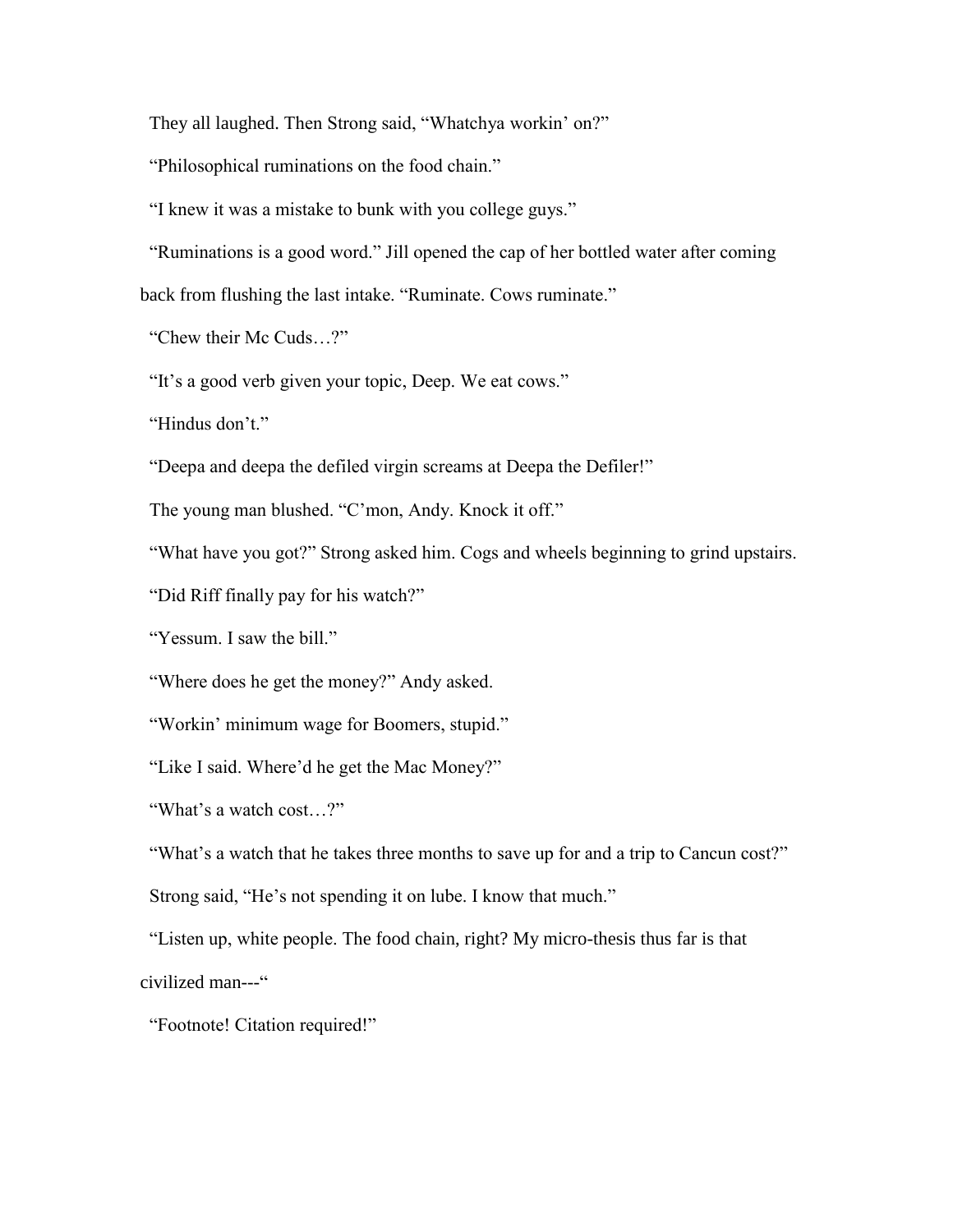They all laughed. Then Strong said, “Whatchya workin’ on?”

“Philosophical ruminations on the food chain.”

“I knew it was a mistake to bunk with you college guys.”

“Ruminations is a good word.” Jill opened the cap of her bottled water after coming back from flushing the last intake. “Ruminate. Cows ruminate.”

“Chew their Mc Cuds…?”

“It’s a good verb given your topic, Deep. We eat cows.”

“Hindus don’t.”

“Deepa and deepa the defiled virgin screams at Deepa the Defiler!”

The young man blushed. “C’mon, Andy. Knock it off.”

“What have you got?” Strong asked him. Cogs and wheels beginning to grind upstairs.

“Did Riff finally pay for his watch?”

“Yessum. I saw the bill.”

“Where does he get the money?” Andy asked.

“Workin’ minimum wage for Boomers, stupid.”

“Like I said. Where’d he get the Mac Money?”

“What’s a watch cost…?”

“What’s a watch that he takes three months to save up for and a trip to Cancun cost?”

Strong said, “He’s not spending it on lube. I know that much.”

“Listen up, white people. The food chain, right? My micro-thesis thus far is that civilized man---“

“Footnote! Citation required!”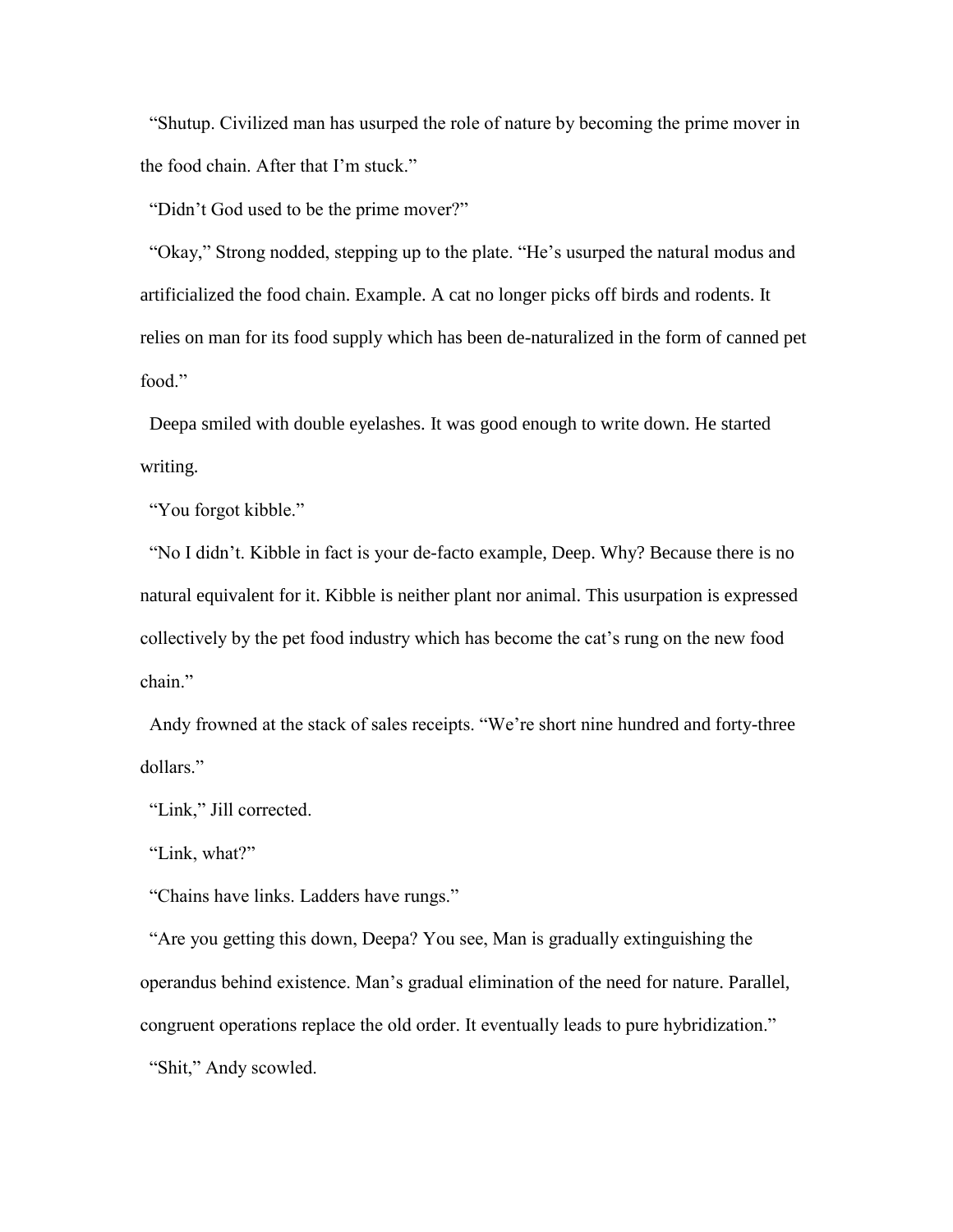"Shutup. Civilized man has usurped the role of nature by becoming the prime mover in the food chain. After that I'm stuck."

"Didn't God used to be the prime mover?"

"Okay," Strong nodded, stepping up to the plate. "He's usurped the natural modus and artificialized the food chain. Example. A cat no longer picks off birds and rodents. It relies on man for its food supply which has been de-naturalized in the form of canned pet food."

Deepa smiled with double eyelashes. It was good enough to write down. He started writing.

"You forgot kibble."

"No I didn't. Kibble in fact is your de-facto example, Deep. Why? Because there is no natural equivalent for it. Kibble is neither plant nor animal. This usurpation is expressed collectively by the pet food industry which has become the cat's rung on the new food chain."

Andy frowned at the stack of sales receipts. "We're short nine hundred and forty-three dollars."

"Link," Jill corrected.

"Link, what?"

"Chains have links. Ladders have rungs."

"Are you getting this down, Deepa? You see, Man is gradually extinguishing the operandus behind existence. Man's gradual elimination of the need for nature. Parallel, congruent operations replace the old order. It eventually leads to pure hybridization."

"Shit," Andy scowled.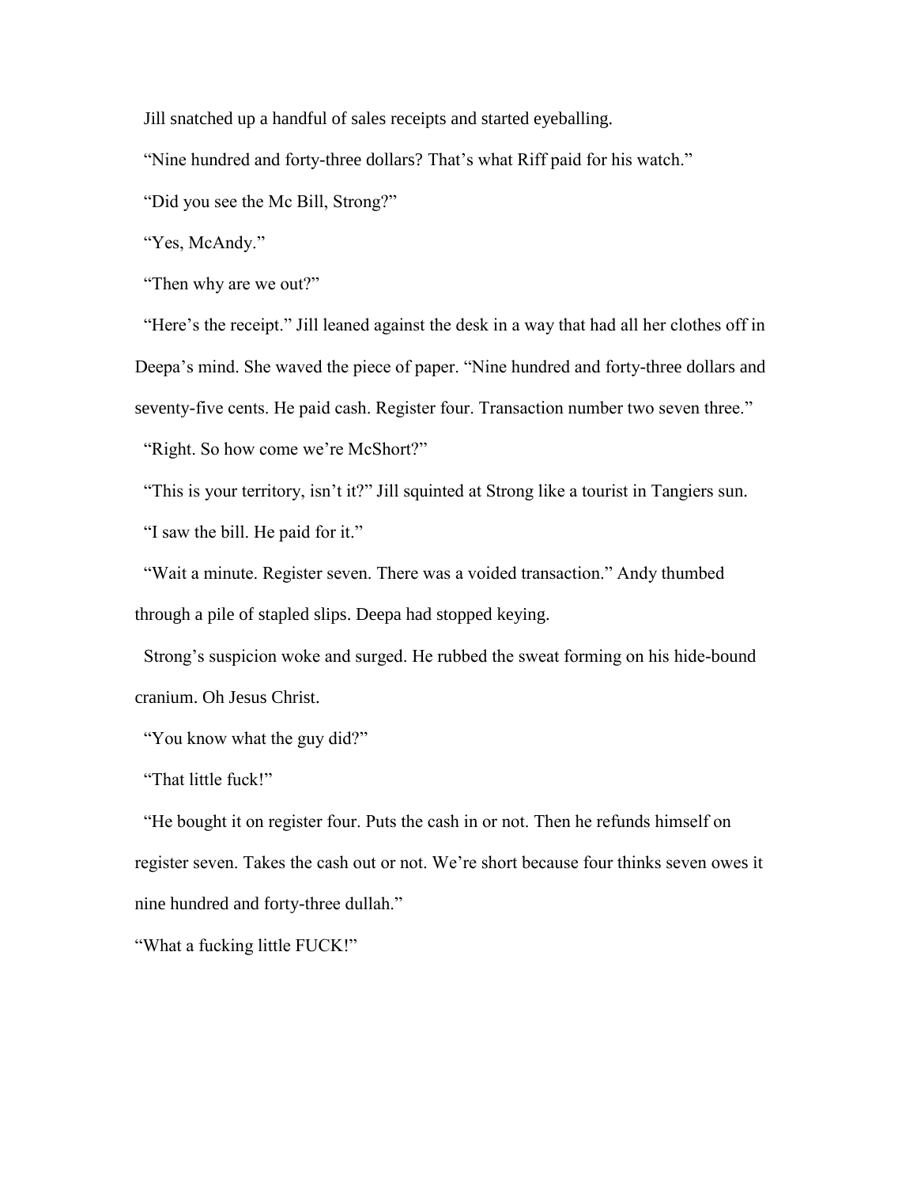Jill snatched up a handful of sales receipts and started eyeballing.

"Nine hundred and forty-three dollars? That's what Riff paid for his watch."

"Did you see the Mc Bill, Strong?"

"Yes, McAndy."

"Then why are we out?"

"Here's the receipt." Jill leaned against the desk in a way that had all her clothes off in Deepa's mind. She waved the piece of paper. "Nine hundred and forty-three dollars and seventy-five cents. He paid cash. Register four. Transaction number two seven three."

"Right. So how come we're McShort?"

"This is your territory, isn't it?" Jill squinted at Strong like a tourist in Tangiers sun.

"I saw the bill. He paid for it."

"Wait a minute. Register seven. There was a voided transaction." Andy thumbed through a pile of stapled slips. Deepa had stopped keying.

Strong's suspicion woke and surged. He rubbed the sweat forming on his hide-bound cranium. Oh Jesus Christ.

"You know what the guy did?"

"That little fuck!"

"He bought it on register four. Puts the cash in or not. Then he refunds himself on register seven. Takes the cash out or not. We're short because four thinks seven owes it nine hundred and forty-three dullah."

"What a fucking little FUCK!"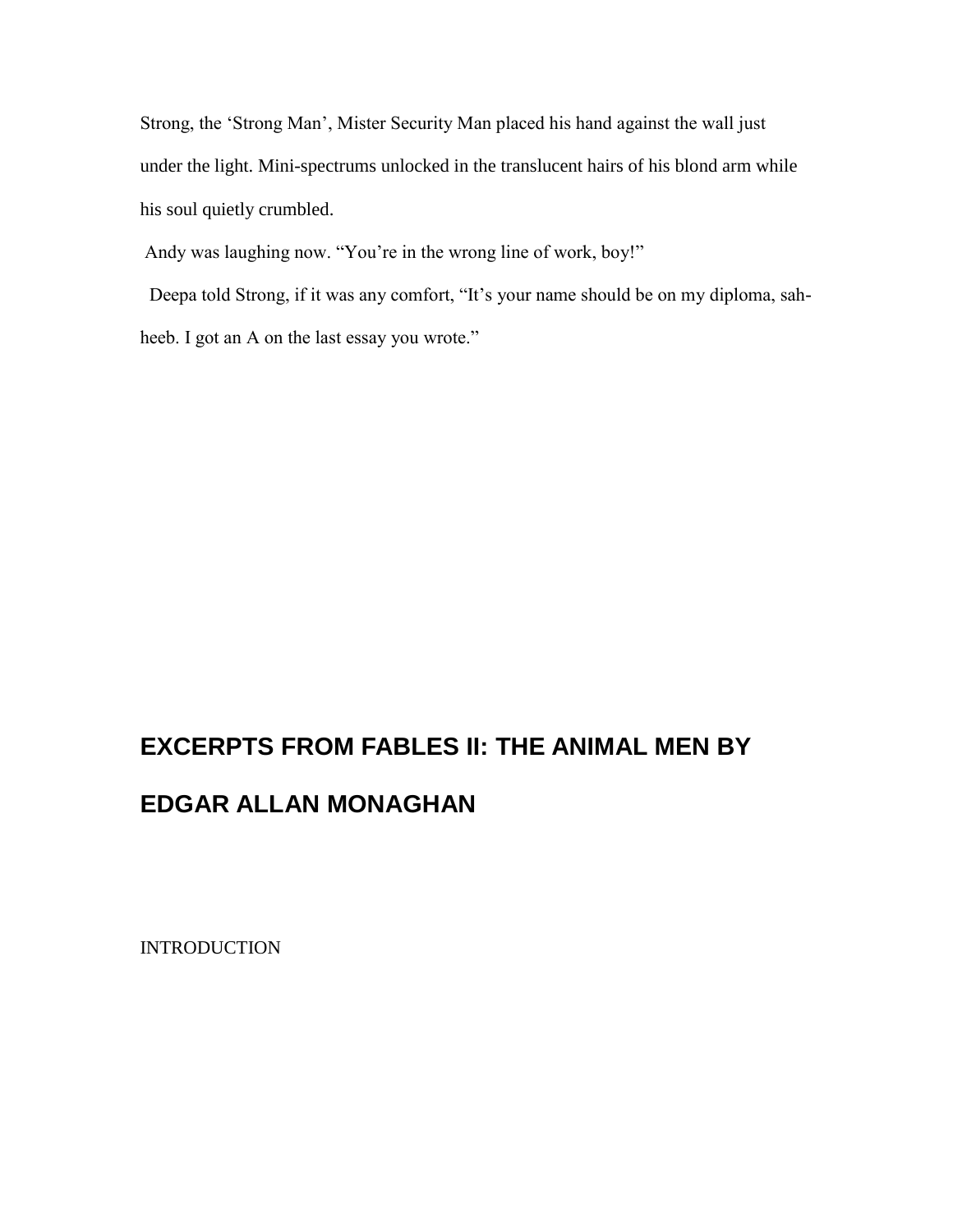Strong, the 'Strong Man', Mister Security Man placed his hand against the wall just under the light. Mini-spectrums unlocked in the translucent hairs of his blond arm while his soul quietly crumbled.

Andy was laughing now. "You're in the wrong line of work, boy!"

Deepa told Strong, if it was any comfort, "It's your name should be on my diploma, sah-heeb. I got an A on the last essay you wrote."

# EXCERPTS FROM FABLES II: THE ANIMAL MEN BY EDGAR ALLAN MONAGHAN

INTRODUCTION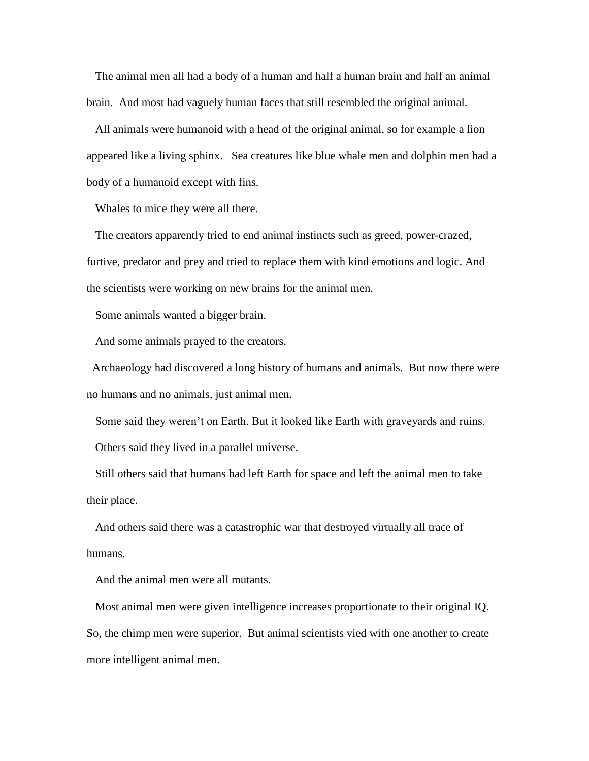The animal men all had a body of a human and half a human brain and half an animal brain. And most had vaguely human faces that still resembled the original animal.

All animals were humanoid with a head of the original animal, so for example a lion appeared like a living sphinx. Sea creatures like blue whale men and dolphin men had a body of a humanoid except with fins.

Whales to mice they were all there.

The creators apparently tried to end animal instincts such as greed, power-crazed, furtive, predator and prey and tried to replace them with kind emotions and logic. And the scientists were working on new brains for the animal men.

Some animals wanted a bigger brain.

And some animals prayed to the creators.

Archaeology had discovered a long history of humans and animals. But now there were no humans and no animals, just animal men.

Some said they weren't on Earth. But it looked like Earth with graveyards and ruins.

Others said they lived in a parallel universe.

Still others said that humans had left Earth for space and left the animal men to take their place.

And others said there was a catastrophic war that destroyed virtually all trace of humans.

And the animal men were all mutants.

Most animal men were given intelligence increases proportionate to their original IQ. So, the chimp men were superior. But animal scientists vied with one another to create more intelligent animal men.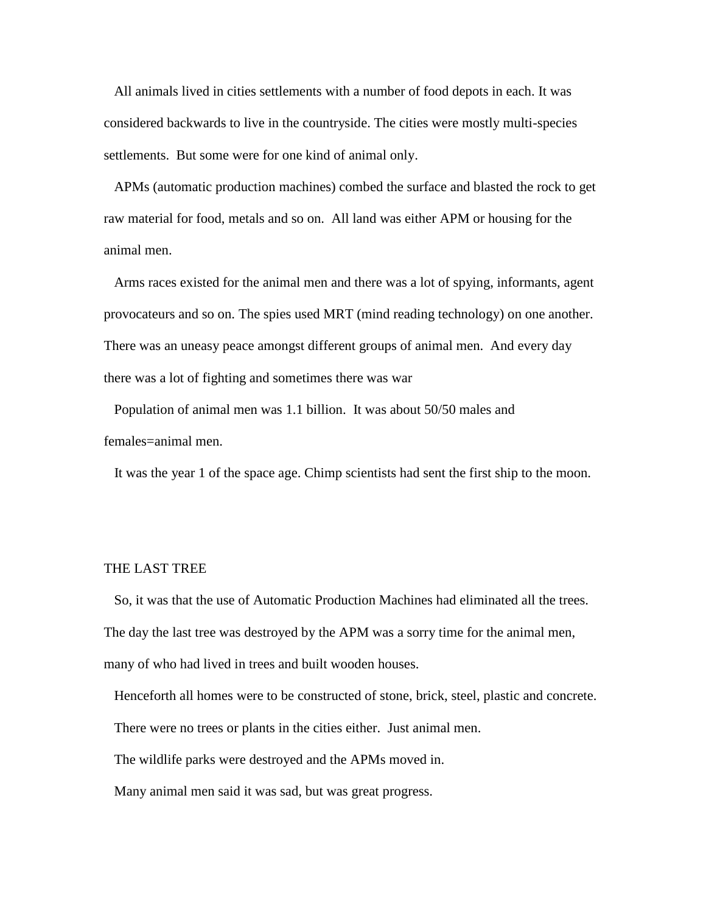All animals lived in cities settlements with a number of food depots in each. It was considered backwards to live in the countryside. The cities were mostly multi-species settlements. But some were for one kind of animal only.

APMs (automatic production machines) combed the surface and blasted the rock to get raw material for food, metals and so on. All land was either APM or housing for the animal men.

Arms races existed for the animal men and there was a lot of spying, informants, agent provocateurs and so on. The spies used MRT (mind reading technology) on one another. There was an uneasy peace amongst different groups of animal men. And every day there was a lot of fighting and sometimes there was war

Population of animal men was 1.1 billion. It was about 50/50 males and females=animal men.

It was the year 1 of the space age. Chimp scientists had sent the first ship to the moon.

## THE LAST TREE

So, it was that the use of Automatic Production Machines had eliminated all the trees. The day the last tree was destroyed by the APM was a sorry time for the animal men, many of who had lived in trees and built wooden houses.

Henceforth all homes were to be constructed of stone, brick, steel, plastic and concrete.

There were no trees or plants in the cities either. Just animal men.

The wildlife parks were destroyed and the APMs moved in.

Many animal men said it was sad, but was great progress.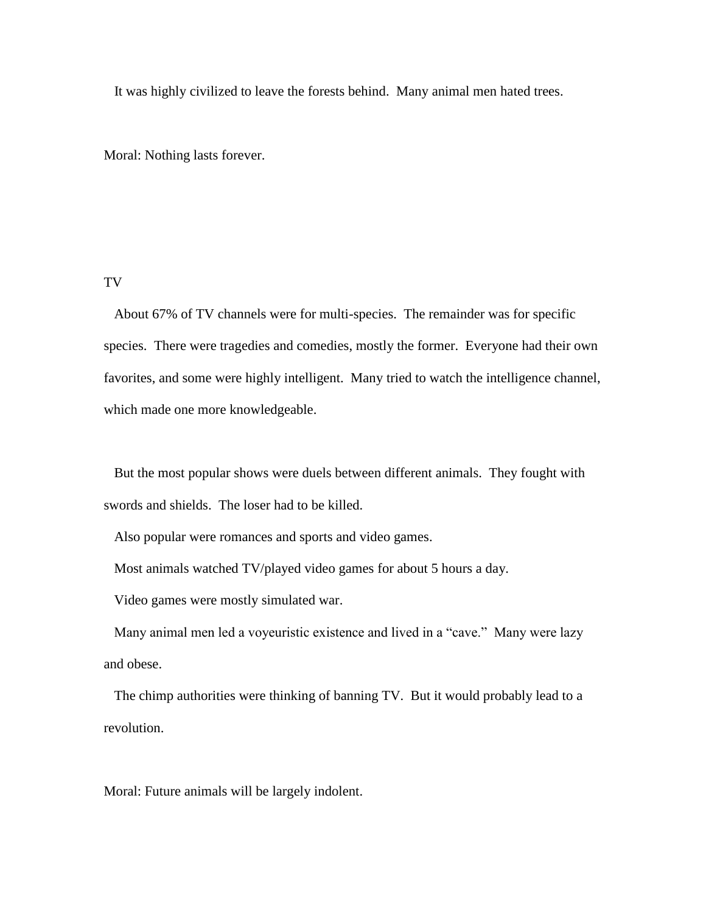It was highly civilized to leave the forests behind. Many animal men hated trees.

Moral: Nothing lasts forever.

## TV

About 67% of TV channels were for multi-species. The remainder was for specific species. There were tragedies and comedies, mostly the former. Everyone had their own favorites, and some were highly intelligent. Many tried to watch the intelligence channel, which made one more knowledgeable.

But the most popular shows were duels between different animals. They fought with swords and shields. The loser had to be killed.

Also popular were romances and sports and video games.

Most animals watched TV/played video games for about 5 hours a day.

Video games were mostly simulated war.

Many animal men led a voyeuristic existence and lived in a "cave." Many were lazy and obese.

The chimp authorities were thinking of banning TV. But it would probably lead to a revolution.

Moral: Future animals will be largely indolent.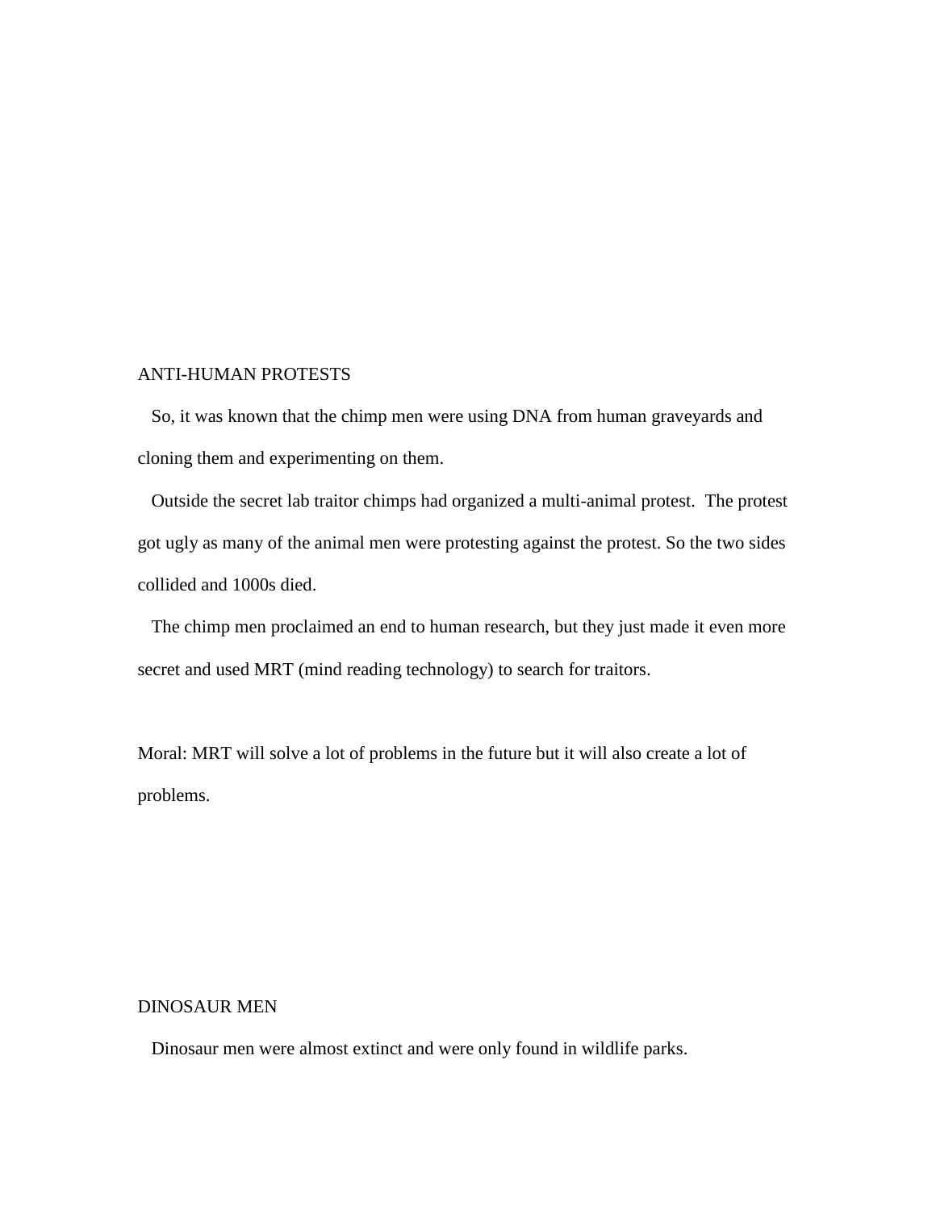## ANTI-HUMAN PROTESTS

So, it was known that the chimp men were using DNA from human graveyards and cloning them and experimenting on them.

Outside the secret lab traitor chimps had organized a multi-animal protest. The protest got ugly as many of the animal men were protesting against the protest. So the two sides collided and 1000s died.

The chimp men proclaimed an end to human research, but they just made it even more secret and used MRT (mind reading technology) to search for traitors.

Moral: MRT will solve a lot of problems in the future but it will also create a lot of problems.

## DINOSAUR MEN

Dinosaur men were almost extinct and were only found in wildlife parks.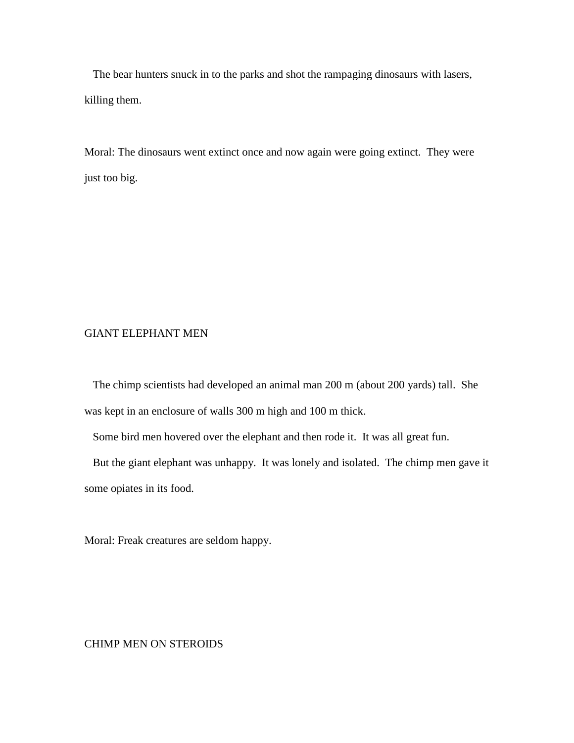The bear hunters snuck in to the parks and shot the rampaging dinosaurs with lasers, killing them.

Moral: The dinosaurs went extinct once and now again were going extinct. They were just too big.

## GIANT ELEPHANT MEN

The chimp scientists had developed an animal man 200 m (about 200 yards) tall. She was kept in an enclosure of walls 300 m high and 100 m thick.

Some bird men hovered over the elephant and then rode it. It was all great fun.

But the giant elephant was unhappy. It was lonely and isolated. The chimp men gave it some opiates in its food.

Moral: Freak creatures are seldom happy.

## CHIMP MEN ON STEROIDS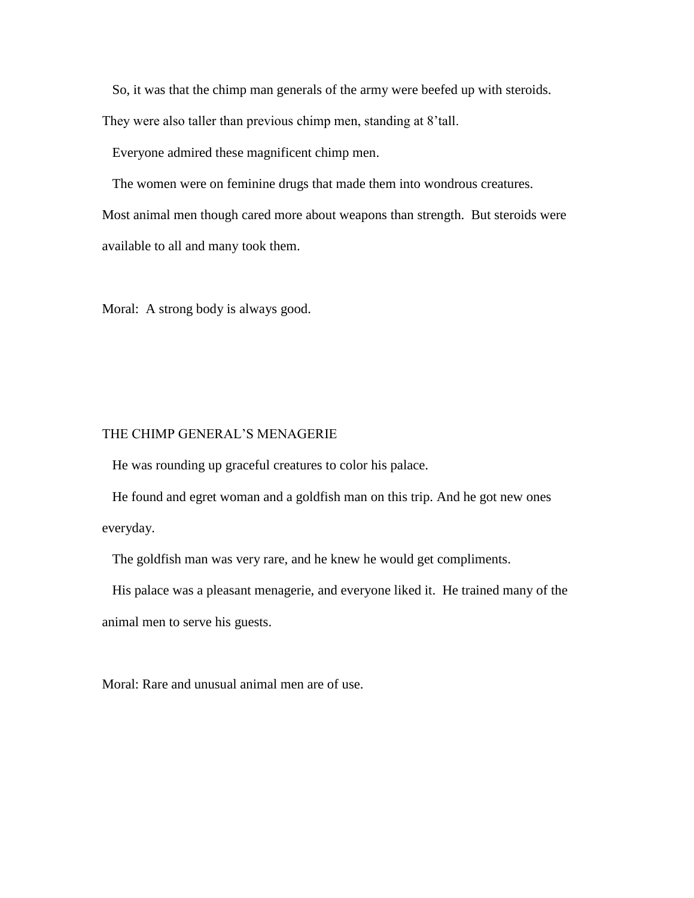So, it was that the chimp man generals of the army were beefed up with steroids. They were also taller than previous chimp men, standing at 8'tall.

Everyone admired these magnificent chimp men.

The women were on feminine drugs that made them into wondrous creatures. Most animal men though cared more about weapons than strength. But steroids were available to all and many took them.

Moral: A strong body is always good.

## THE CHIMP GENERAL'S MENAGERIE

He was rounding up graceful creatures to color his palace.

He found and egret woman and a goldfish man on this trip. And he got new ones everyday.

The goldfish man was very rare, and he knew he would get compliments.

His palace was a pleasant menagerie, and everyone liked it. He trained many of the animal men to serve his guests.

Moral: Rare and unusual animal men are of use.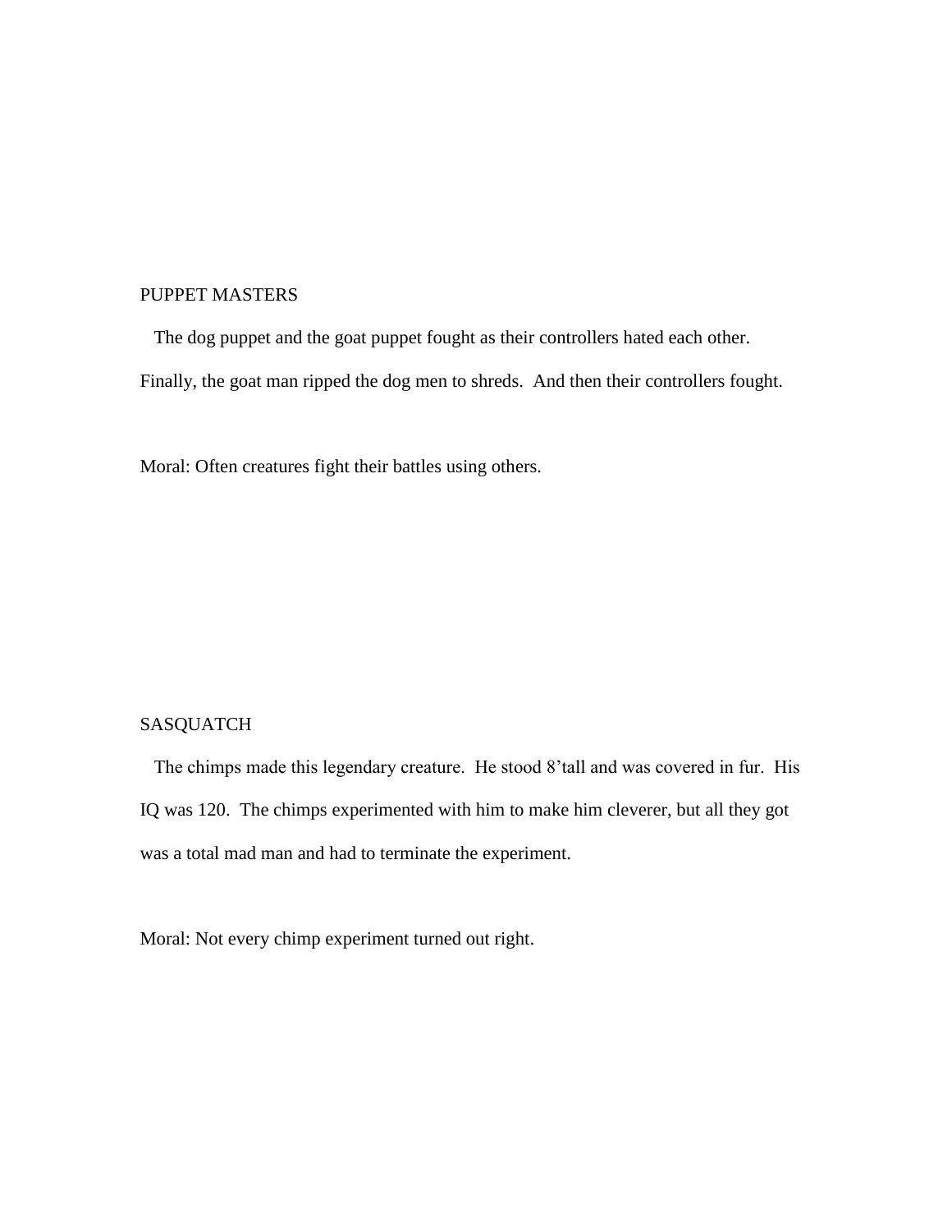## PUPPET MASTERS

The dog puppet and the goat puppet fought as their controllers hated each other. Finally, the goat man ripped the dog men to shreds. And then their controllers fought.

Moral: Often creatures fight their battles using others.

## SASQUATCH

The chimps made this legendary creature. He stood 8'tall and was covered in fur. His IQ was 120. The chimps experimented with him to make him cleverer, but all they got was a total mad man and had to terminate the experiment.

Moral: Not every chimp experiment turned out right.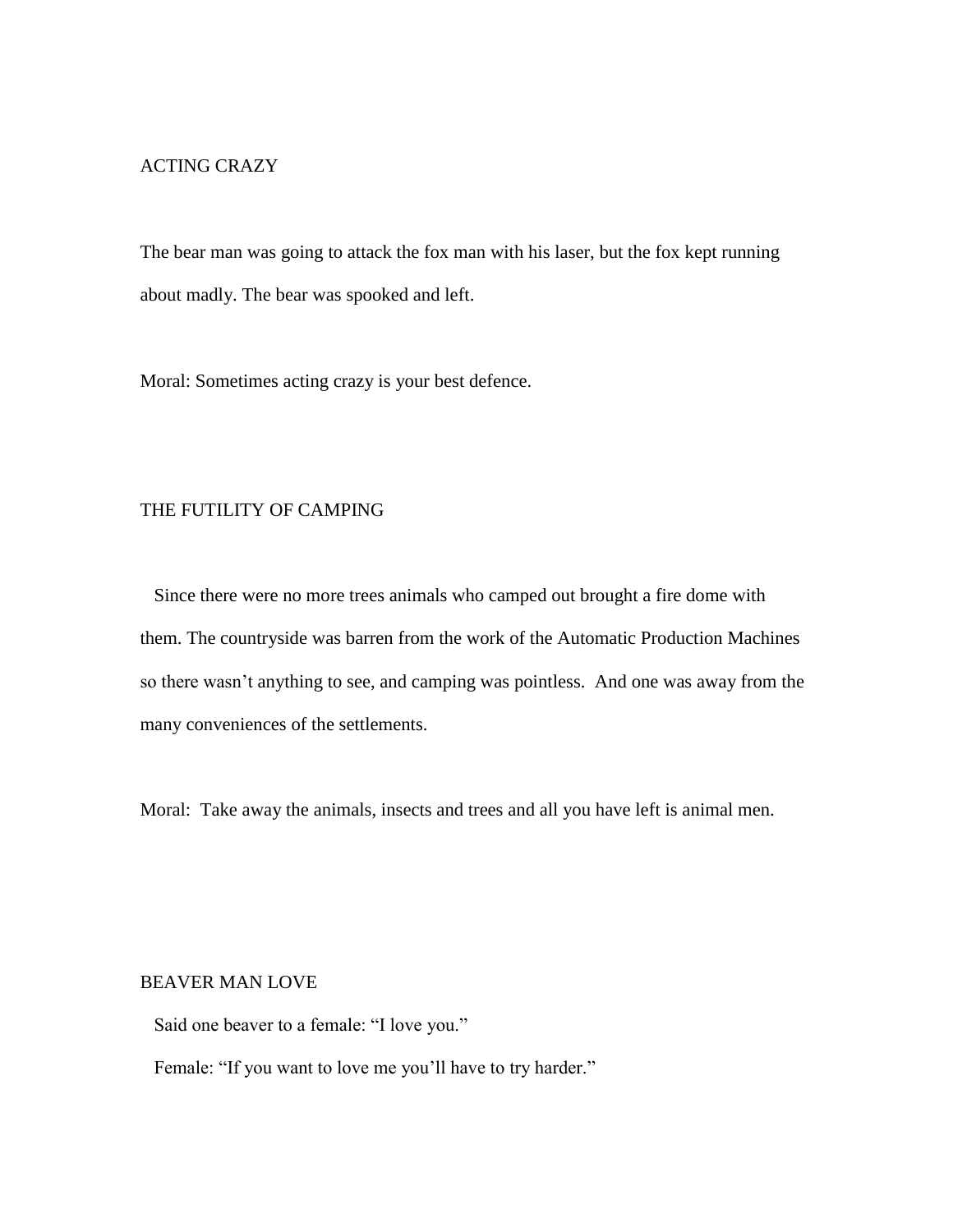## ACTING CRAZY

The bear man was going to attack the fox man with his laser, but the fox kept running about madly. The bear was spooked and left.

Moral: Sometimes acting crazy is your best defence.

## THE FUTILITY OF CAMPING

Since there were no more trees animals who camped out brought a fire dome with them. The countryside was barren from the work of the Automatic Production Machines so there wasn't anything to see, and camping was pointless. And one was away from the many conveniences of the settlements.

Moral: Take away the animals, insects and trees and all you have left is animal men.

## BEAVER MAN LOVE

Said one beaver to a female: "I love you."

Female: "If you want to love me you'll have to try harder."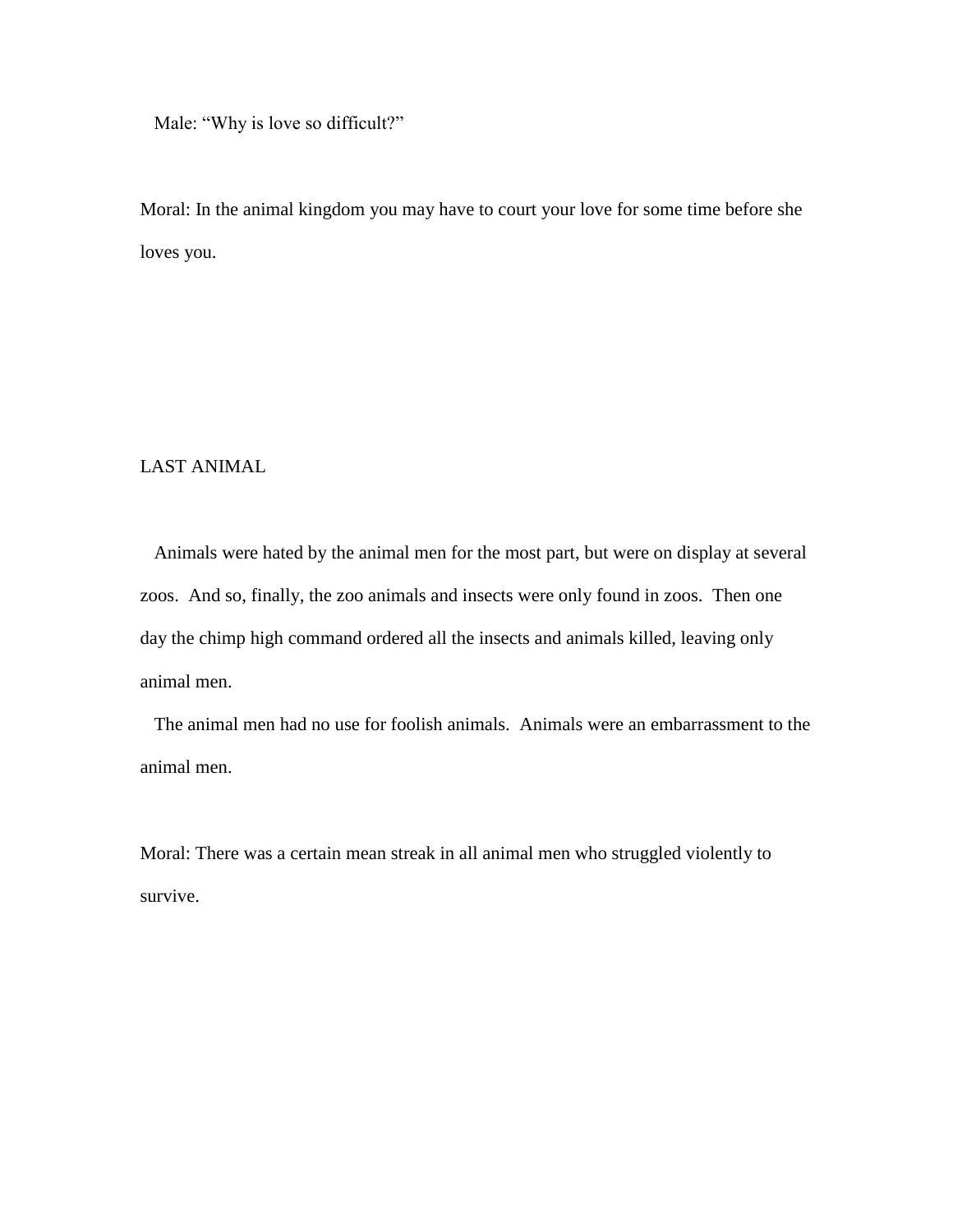Male: "Why is love so difficult?"

Moral: In the animal kingdom you may have to court your love for some time before she loves you.

## LAST ANIMAL

Animals were hated by the animal men for the most part, but were on display at several zoos. And so, finally, the zoo animals and insects were only found in zoos. Then one day the chimp high command ordered all the insects and animals killed, leaving only animal men.

The animal men had no use for foolish animals. Animals were an embarrassment to the animal men.

Moral: There was a certain mean streak in all animal men who struggled violently to survive.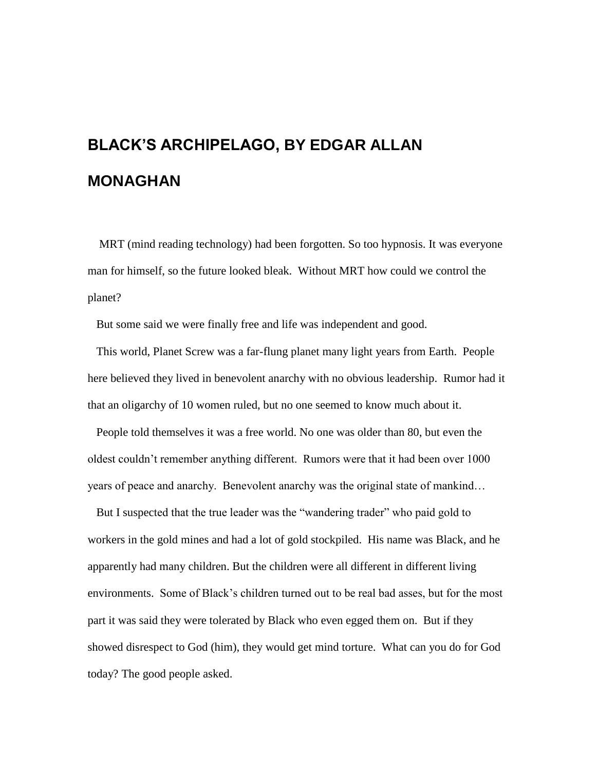# BLACK'S ARCHIPELAGO, BY EDGAR ALLAN MONAGHAN

MRT (mind reading technology) had been forgotten. So too hypnosis. It was everyone man for himself, so the future looked bleak. Without MRT how could we control the planet?

But some said we were finally free and life was independent and good.

This world, Planet Screw was a far-flung planet many light years from Earth. People here believed they lived in benevolent anarchy with no obvious leadership. Rumor had it that an oligarchy of 10 women ruled, but no one seemed to know much about it.

People told themselves it was a free world. No one was older than 80, but even the oldest couldn't remember anything different. Rumors were that it had been over 1000 years of peace and anarchy. Benevolent anarchy was the original state of mankind…

But I suspected that the true leader was the "wandering trader" who paid gold to workers in the gold mines and had a lot of gold stockpiled. His name was Black, and he apparently had many children. But the children were all different in different living environments. Some of Black's children turned out to be real bad asses, but for the most part it was said they were tolerated by Black who even egged them on. But if they showed disrespect to God (him), they would get mind torture. What can you do for God today? The good people asked.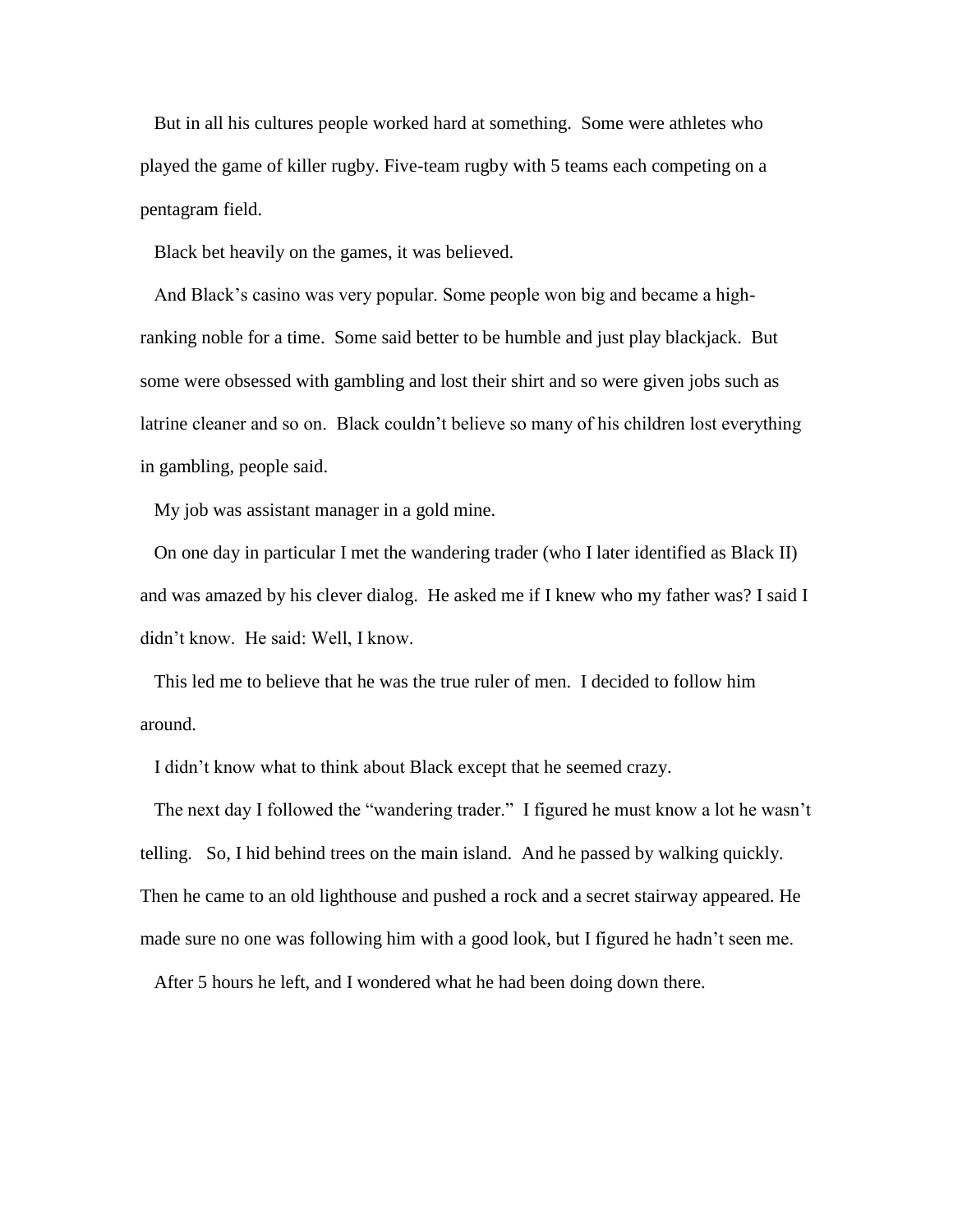But in all his cultures people worked hard at something. Some were athletes who played the game of killer rugby. Five-team rugby with 5 teams each competing on a pentagram field.

Black bet heavily on the games, it was believed.

And Black's casino was very popular. Some people won big and became a high-ranking noble for a time. Some said better to be humble and just play blackjack. But some were obsessed with gambling and lost their shirt and so were given jobs such as latrine cleaner and so on. Black couldn't believe so many of his children lost everything in gambling, people said.

My job was assistant manager in a gold mine.

On one day in particular I met the wandering trader (who I later identified as Black II) and was amazed by his clever dialog. He asked me if I knew who my father was? I said I didn't know. He said: Well, I know.

This led me to believe that he was the true ruler of men. I decided to follow him around.

I didn't know what to think about Black except that he seemed crazy.

The next day I followed the "wandering trader." I figured he must know a lot he wasn't telling. So, I hid behind trees on the main island. And he passed by walking quickly. Then he came to an old lighthouse and pushed a rock and a secret stairway appeared. He made sure no one was following him with a good look, but I figured he hadn't seen me.

After 5 hours he left, and I wondered what he had been doing down there.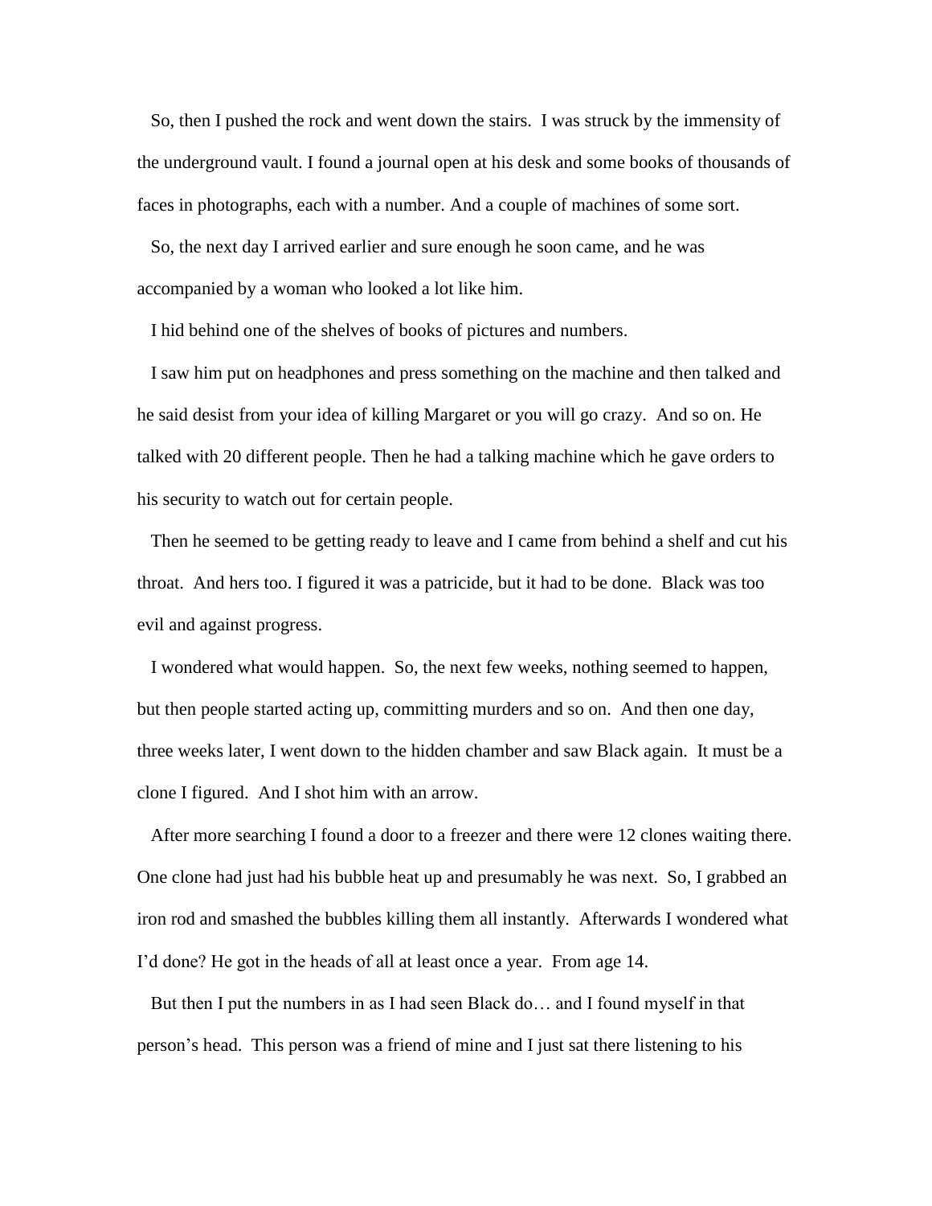So, then I pushed the rock and went down the stairs.  I was struck by the immensity of the underground vault. I found a journal open at his desk and some books of thousands of faces in photographs, each with a number. And a couple of machines of some sort.

So, the next day I arrived earlier and sure enough he soon came, and he was accompanied by a woman who looked a lot like him.

I hid behind one of the shelves of books of pictures and numbers.

I saw him put on headphones and press something on the machine and then talked and he said desist from your idea of killing Margaret or you will go crazy.  And so on. He talked with 20 different people. Then he had a talking machine which he gave orders to his security to watch out for certain people.

Then he seemed to be getting ready to leave and I came from behind a shelf and cut his throat.  And hers too. I figured it was a patricide, but it had to be done.  Black was too evil and against progress.

I wondered what would happen.  So, the next few weeks, nothing seemed to happen, but then people started acting up, committing murders and so on.  And then one day, three weeks later, I went down to the hidden chamber and saw Black again.  It must be a clone I figured.  And I shot him with an arrow.

After more searching I found a door to a freezer and there were 12 clones waiting there. One clone had just had his bubble heat up and presumably he was next.  So, I grabbed an iron rod and smashed the bubbles killing them all instantly.  Afterwards I wondered what I'd done? He got in the heads of all at least once a year.  From age 14.

But then I put the numbers in as I had seen Black do… and I found myself in that person's head.  This person was a friend of mine and I just sat there listening to his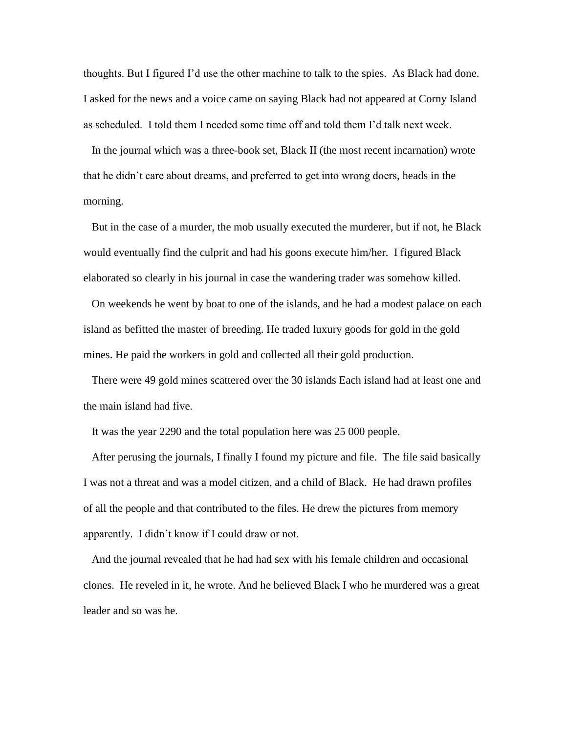thoughts. But I figured I'd use the other machine to talk to the spies. As Black had done. I asked for the news and a voice came on saying Black had not appeared at Corny Island as scheduled. I told them I needed some time off and told them I'd talk next week.

In the journal which was a three-book set, Black II (the most recent incarnation) wrote that he didn't care about dreams, and preferred to get into wrong doers, heads in the morning.

But in the case of a murder, the mob usually executed the murderer, but if not, he Black would eventually find the culprit and had his goons execute him/her. I figured Black elaborated so clearly in his journal in case the wandering trader was somehow killed.

On weekends he went by boat to one of the islands, and he had a modest palace on each island as befitted the master of breeding. He traded luxury goods for gold in the gold mines. He paid the workers in gold and collected all their gold production.

There were 49 gold mines scattered over the 30 islands Each island had at least one and the main island had five.

It was the year 2290 and the total population here was 25 000 people.

After perusing the journals, I finally I found my picture and file. The file said basically I was not a threat and was a model citizen, and a child of Black. He had drawn profiles of all the people and that contributed to the files. He drew the pictures from memory apparently. I didn't know if I could draw or not.

And the journal revealed that he had had sex with his female children and occasional clones. He reveled in it, he wrote. And he believed Black I who he murdered was a great leader and so was he.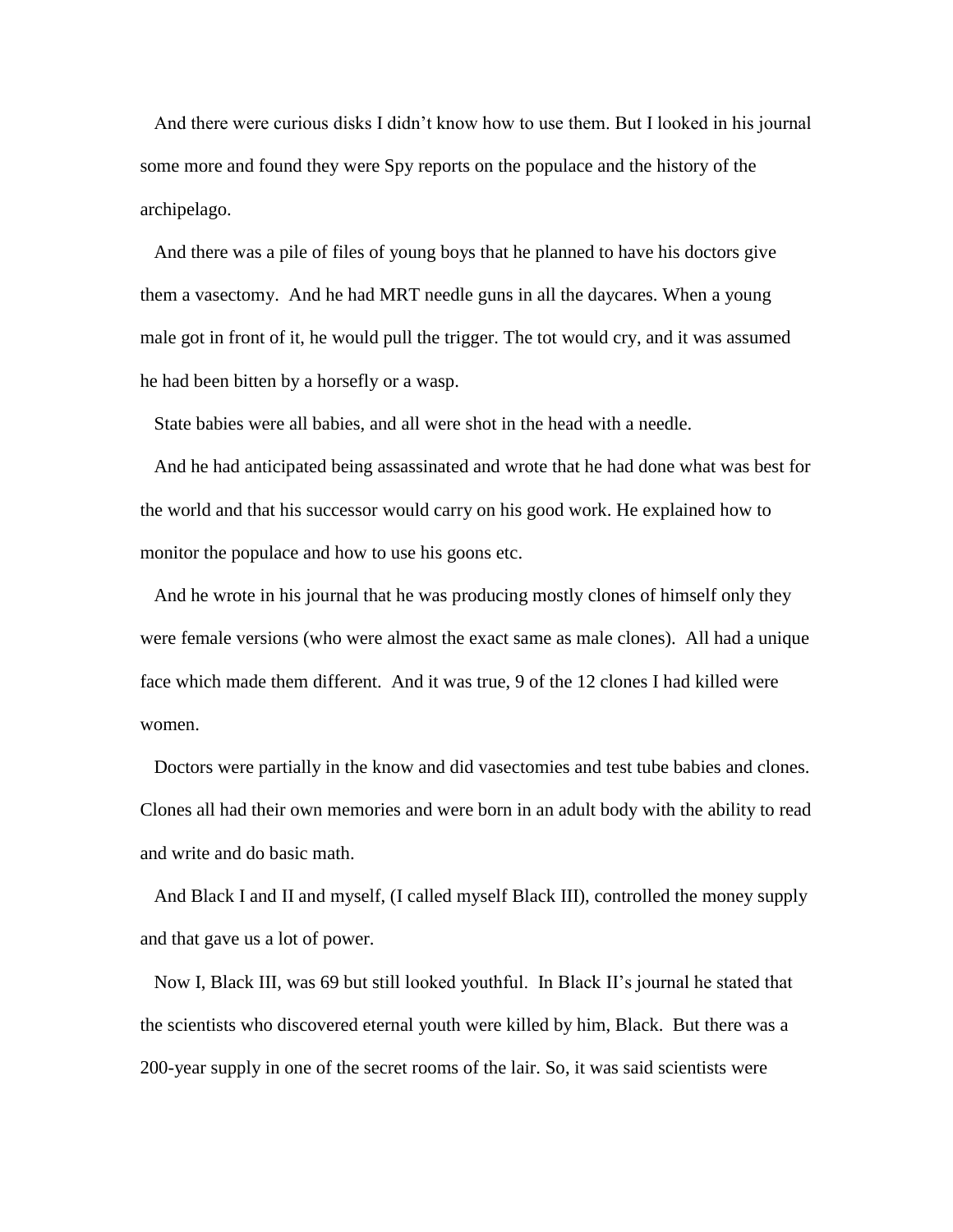And there were curious disks I didn't know how to use them. But I looked in his journal some more and found they were Spy reports on the populace and the history of the archipelago.

And there was a pile of files of young boys that he planned to have his doctors give them a vasectomy. And he had MRT needle guns in all the daycares. When a young male got in front of it, he would pull the trigger. The tot would cry, and it was assumed he had been bitten by a horsefly or a wasp.

State babies were all babies, and all were shot in the head with a needle.

And he had anticipated being assassinated and wrote that he had done what was best for the world and that his successor would carry on his good work. He explained how to monitor the populace and how to use his goons etc.

And he wrote in his journal that he was producing mostly clones of himself only they were female versions (who were almost the exact same as male clones). All had a unique face which made them different. And it was true, 9 of the 12 clones I had killed were women.

Doctors were partially in the know and did vasectomies and test tube babies and clones. Clones all had their own memories and were born in an adult body with the ability to read and write and do basic math.

And Black I and II and myself, (I called myself Black III), controlled the money supply and that gave us a lot of power.

Now I, Black III, was 69 but still looked youthful. In Black II's journal he stated that the scientists who discovered eternal youth were killed by him, Black. But there was a 200-year supply in one of the secret rooms of the lair. So, it was said scientists were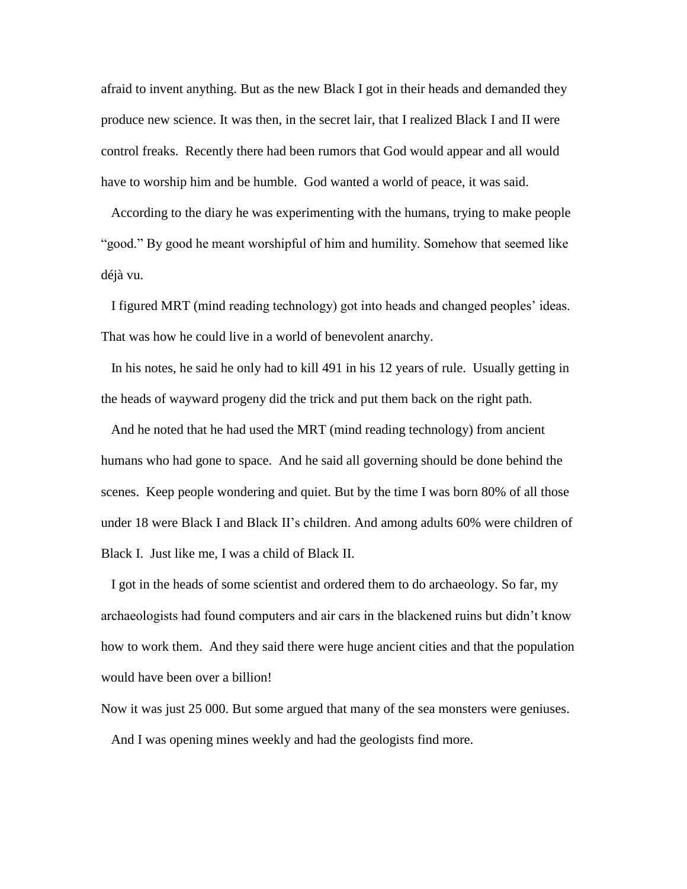afraid to invent anything. But as the new Black I got in their heads and demanded they produce new science. It was then, in the secret lair, that I realized Black I and II were control freaks. Recently there had been rumors that God would appear and all would have to worship him and be humble. God wanted a world of peace, it was said.

According to the diary he was experimenting with the humans, trying to make people "good." By good he meant worshipful of him and humility. Somehow that seemed like déjà vu.

I figured MRT (mind reading technology) got into heads and changed peoples' ideas. That was how he could live in a world of benevolent anarchy.

In his notes, he said he only had to kill 491 in his 12 years of rule. Usually getting in the heads of wayward progeny did the trick and put them back on the right path.

And he noted that he had used the MRT (mind reading technology) from ancient humans who had gone to space. And he said all governing should be done behind the scenes. Keep people wondering and quiet. But by the time I was born 80% of all those under 18 were Black I and Black II's children. And among adults 60% were children of Black I. Just like me, I was a child of Black II.

I got in the heads of some scientist and ordered them to do archaeology. So far, my archaeologists had found computers and air cars in the blackened ruins but didn't know how to work them. And they said there were huge ancient cities and that the population would have been over a billion!

Now it was just 25 000. But some argued that many of the sea monsters were geniuses.

And I was opening mines weekly and had the geologists find more.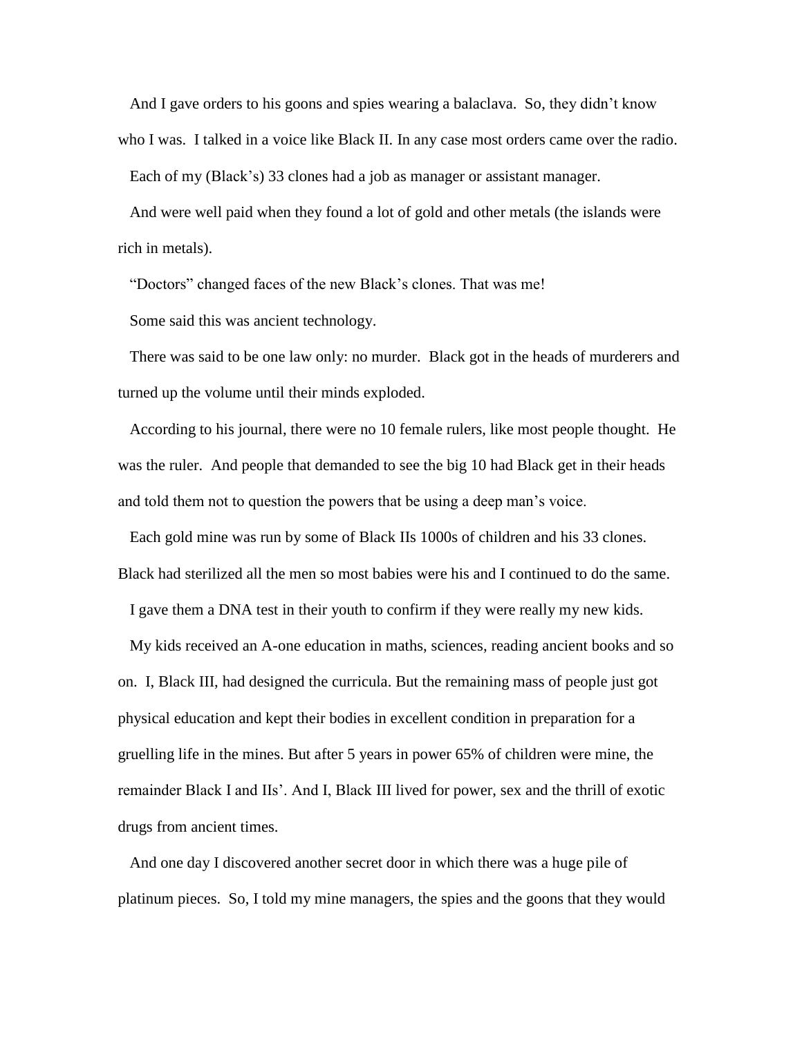And I gave orders to his goons and spies wearing a balaclava. So, they didn't know who I was. I talked in a voice like Black II. In any case most orders came over the radio.

Each of my (Black's) 33 clones had a job as manager or assistant manager.

And were well paid when they found a lot of gold and other metals (the islands were rich in metals).

"Doctors" changed faces of the new Black's clones. That was me!

Some said this was ancient technology.

There was said to be one law only: no murder. Black got in the heads of murderers and turned up the volume until their minds exploded.

According to his journal, there were no 10 female rulers, like most people thought. He was the ruler. And people that demanded to see the big 10 had Black get in their heads and told them not to question the powers that be using a deep man's voice.

Each gold mine was run by some of Black IIs 1000s of children and his 33 clones. Black had sterilized all the men so most babies were his and I continued to do the same.

I gave them a DNA test in their youth to confirm if they were really my new kids.

My kids received an A-one education in maths, sciences, reading ancient books and so on. I, Black III, had designed the curricula. But the remaining mass of people just got physical education and kept their bodies in excellent condition in preparation for a gruelling life in the mines. But after 5 years in power 65% of children were mine, the remainder Black I and IIs'. And I, Black III lived for power, sex and the thrill of exotic drugs from ancient times.

And one day I discovered another secret door in which there was a huge pile of platinum pieces. So, I told my mine managers, the spies and the goons that they would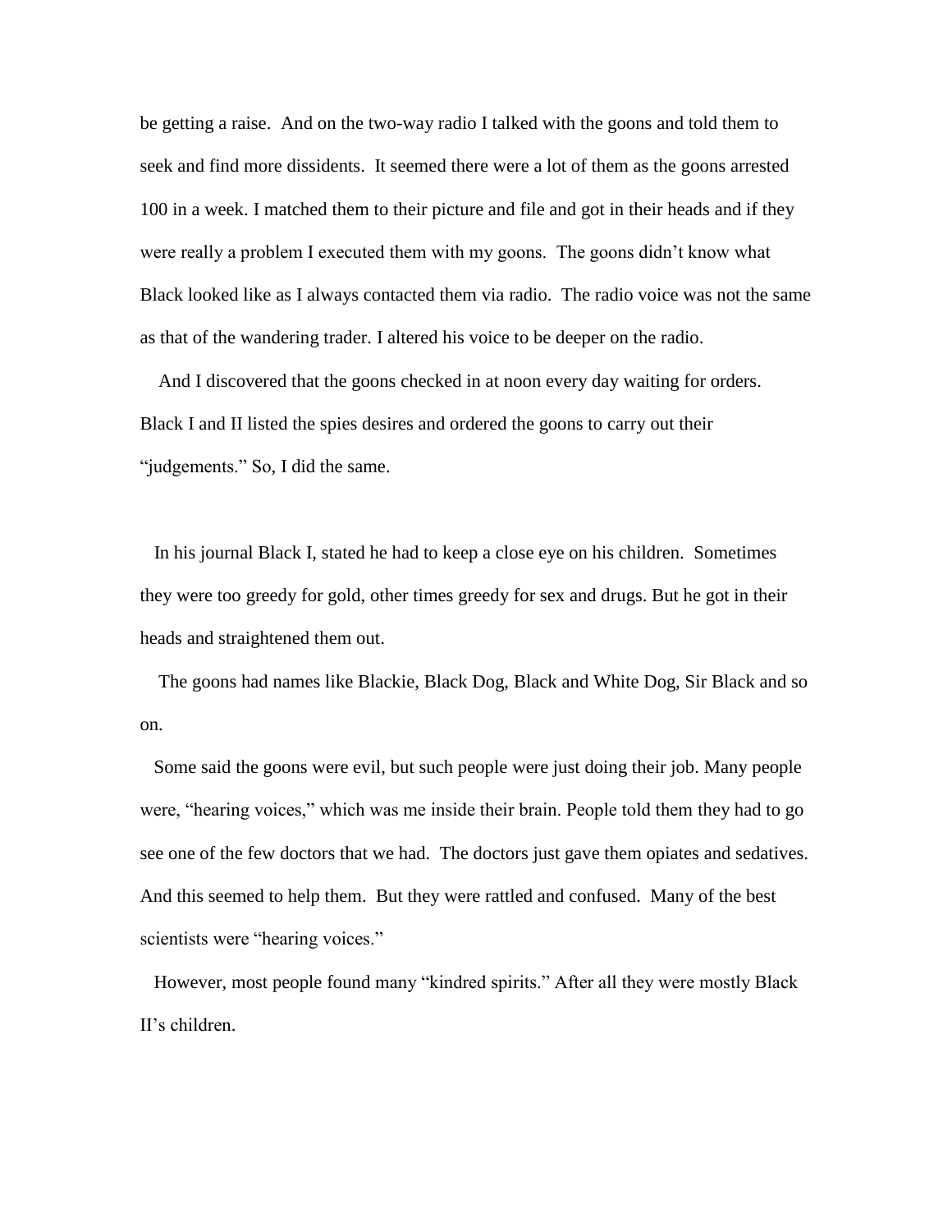be getting a raise. And on the two-way radio I talked with the goons and told them to seek and find more dissidents. It seemed there were a lot of them as the goons arrested 100 in a week. I matched them to their picture and file and got in their heads and if they were really a problem I executed them with my goons. The goons didn't know what Black looked like as I always contacted them via radio. The radio voice was not the same as that of the wandering trader. I altered his voice to be deeper on the radio.

And I discovered that the goons checked in at noon every day waiting for orders. Black I and II listed the spies desires and ordered the goons to carry out their "judgements." So, I did the same.

In his journal Black I, stated he had to keep a close eye on his children. Sometimes they were too greedy for gold, other times greedy for sex and drugs. But he got in their heads and straightened them out.

The goons had names like Blackie, Black Dog, Black and White Dog, Sir Black and so on.

Some said the goons were evil, but such people were just doing their job. Many people were, "hearing voices," which was me inside their brain. People told them they had to go see one of the few doctors that we had. The doctors just gave them opiates and sedatives. And this seemed to help them. But they were rattled and confused. Many of the best scientists were "hearing voices."

However, most people found many "kindred spirits." After all they were mostly Black II's children.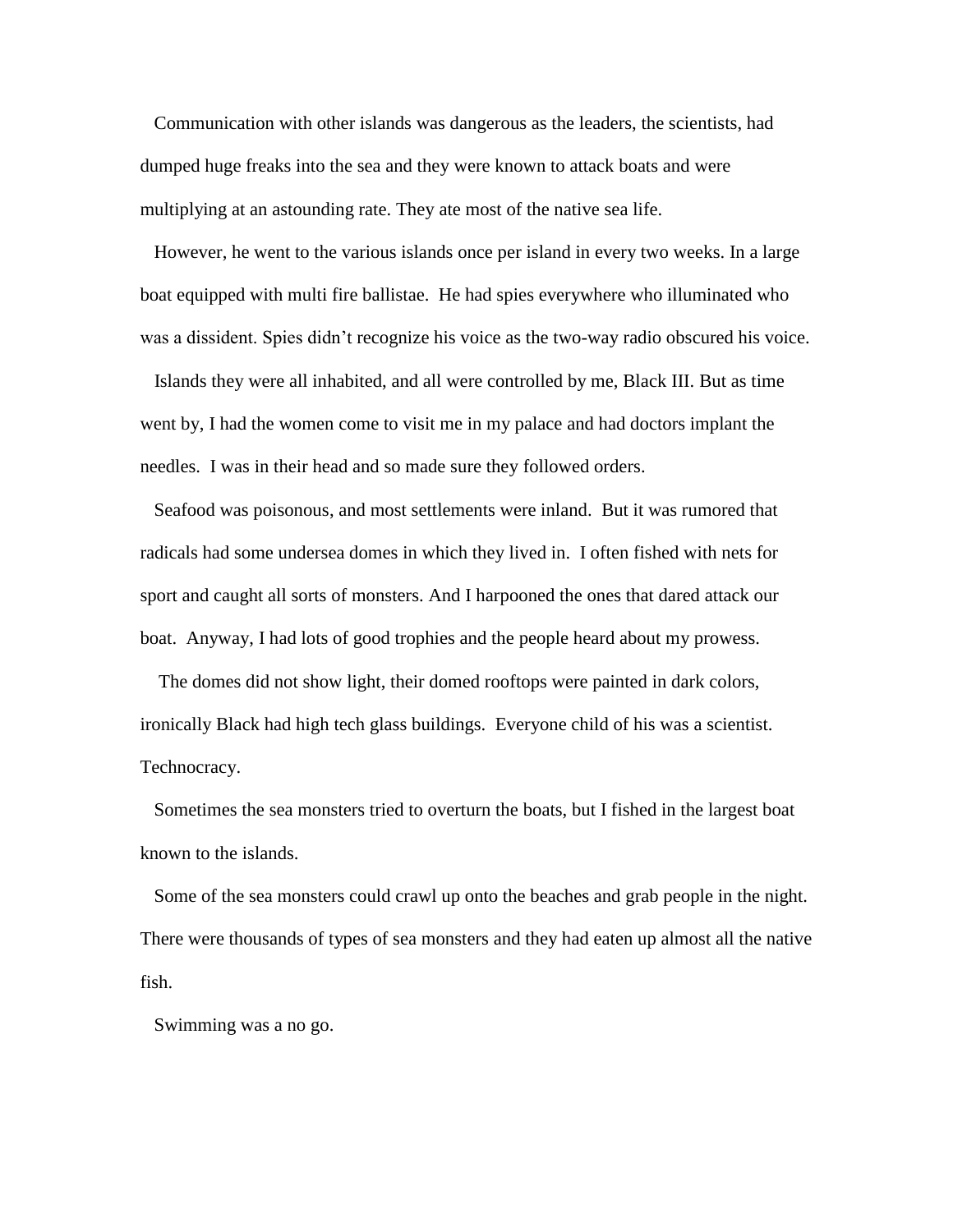Communication with other islands was dangerous as the leaders, the scientists, had dumped huge freaks into the sea and they were known to attack boats and were multiplying at an astounding rate. They ate most of the native sea life.

However, he went to the various islands once per island in every two weeks. In a large boat equipped with multi fire ballistae. He had spies everywhere who illuminated who was a dissident. Spies didn't recognize his voice as the two-way radio obscured his voice.

Islands they were all inhabited, and all were controlled by me, Black III. But as time went by, I had the women come to visit me in my palace and had doctors implant the needles. I was in their head and so made sure they followed orders.

Seafood was poisonous, and most settlements were inland. But it was rumored that radicals had some undersea domes in which they lived in. I often fished with nets for sport and caught all sorts of monsters. And I harpooned the ones that dared attack our boat. Anyway, I had lots of good trophies and the people heard about my prowess.

The domes did not show light, their domed rooftops were painted in dark colors, ironically Black had high tech glass buildings. Everyone child of his was a scientist. Technocracy.

Sometimes the sea monsters tried to overturn the boats, but I fished in the largest boat known to the islands.

Some of the sea monsters could crawl up onto the beaches and grab people in the night. There were thousands of types of sea monsters and they had eaten up almost all the native fish.

Swimming was a no go.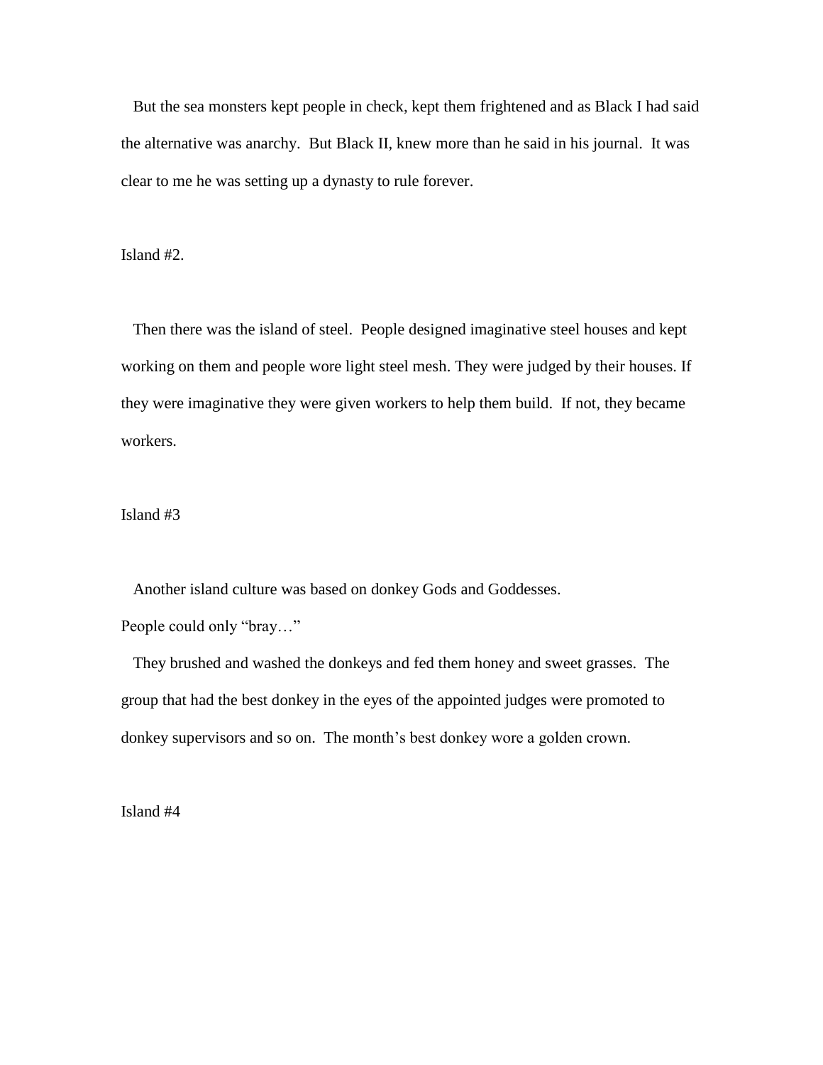But the sea monsters kept people in check, kept them frightened and as Black I had said the alternative was anarchy. But Black II, knew more than he said in his journal. It was clear to me he was setting up a dynasty to rule forever.

Island #2.

Then there was the island of steel. People designed imaginative steel houses and kept working on them and people wore light steel mesh. They were judged by their houses. If they were imaginative they were given workers to help them build. If not, they became workers.

Island #3

Another island culture was based on donkey Gods and Goddesses.

People could only "bray…"

They brushed and washed the donkeys and fed them honey and sweet grasses. The group that had the best donkey in the eyes of the appointed judges were promoted to donkey supervisors and so on. The month's best donkey wore a golden crown.

Island #4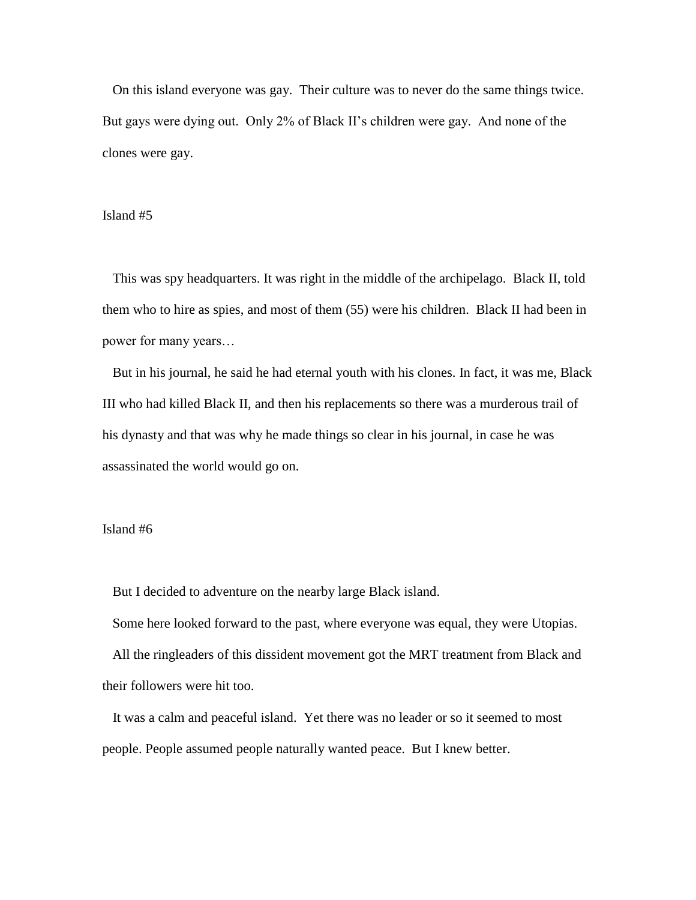On this island everyone was gay. Their culture was to never do the same things twice. But gays were dying out. Only 2% of Black II's children were gay. And none of the clones were gay.

## Island #5

This was spy headquarters. It was right in the middle of the archipelago. Black II, told them who to hire as spies, and most of them (55) were his children. Black II had been in power for many years…

But in his journal, he said he had eternal youth with his clones. In fact, it was me, Black III who had killed Black II, and then his replacements so there was a murderous trail of his dynasty and that was why he made things so clear in his journal, in case he was assassinated the world would go on.

## Island #6

But I decided to adventure on the nearby large Black island.

Some here looked forward to the past, where everyone was equal, they were Utopias.

All the ringleaders of this dissident movement got the MRT treatment from Black and their followers were hit too.

It was a calm and peaceful island. Yet there was no leader or so it seemed to most people. People assumed people naturally wanted peace. But I knew better.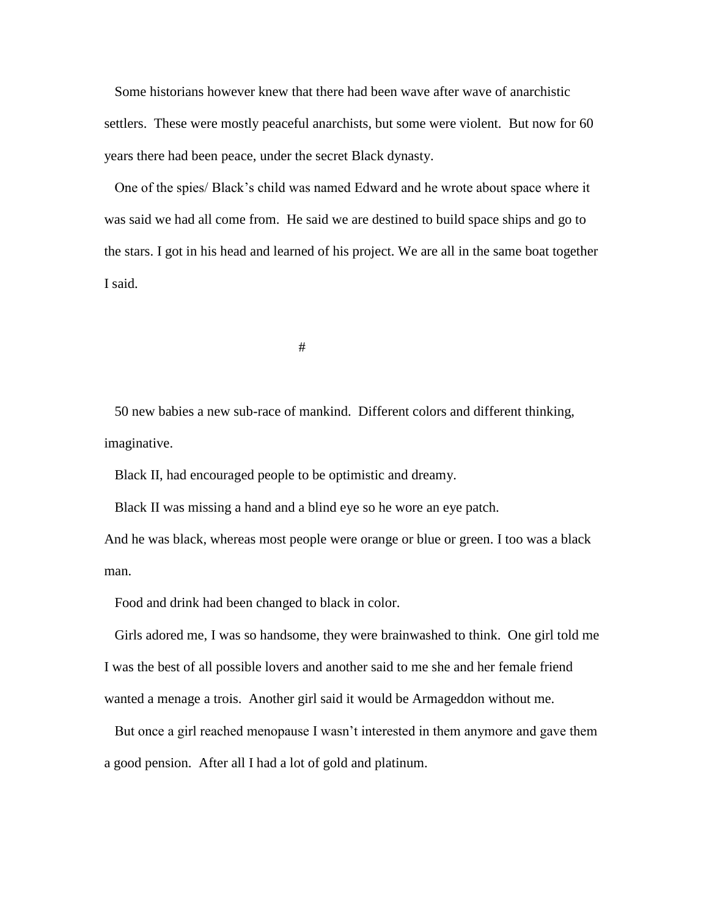Some historians however knew that there had been wave after wave of anarchistic settlers. These were mostly peaceful anarchists, but some were violent. But now for 60 years there had been peace, under the secret Black dynasty.

One of the spies/ Black's child was named Edward and he wrote about space where it was said we had all come from. He said we are destined to build space ships and go to the stars. I got in his head and learned of his project. We are all in the same boat together I said.

#

50 new babies a new sub-race of mankind. Different colors and different thinking, imaginative.

Black II, had encouraged people to be optimistic and dreamy.

Black II was missing a hand and a blind eye so he wore an eye patch.
And he was black, whereas most people were orange or blue or green. I too was a black man.

Food and drink had been changed to black in color.

Girls adored me, I was so handsome, they were brainwashed to think. One girl told me I was the best of all possible lovers and another said to me she and her female friend wanted a menage a trois. Another girl said it would be Armageddon without me.

But once a girl reached menopause I wasn't interested in them anymore and gave them a good pension. After all I had a lot of gold and platinum.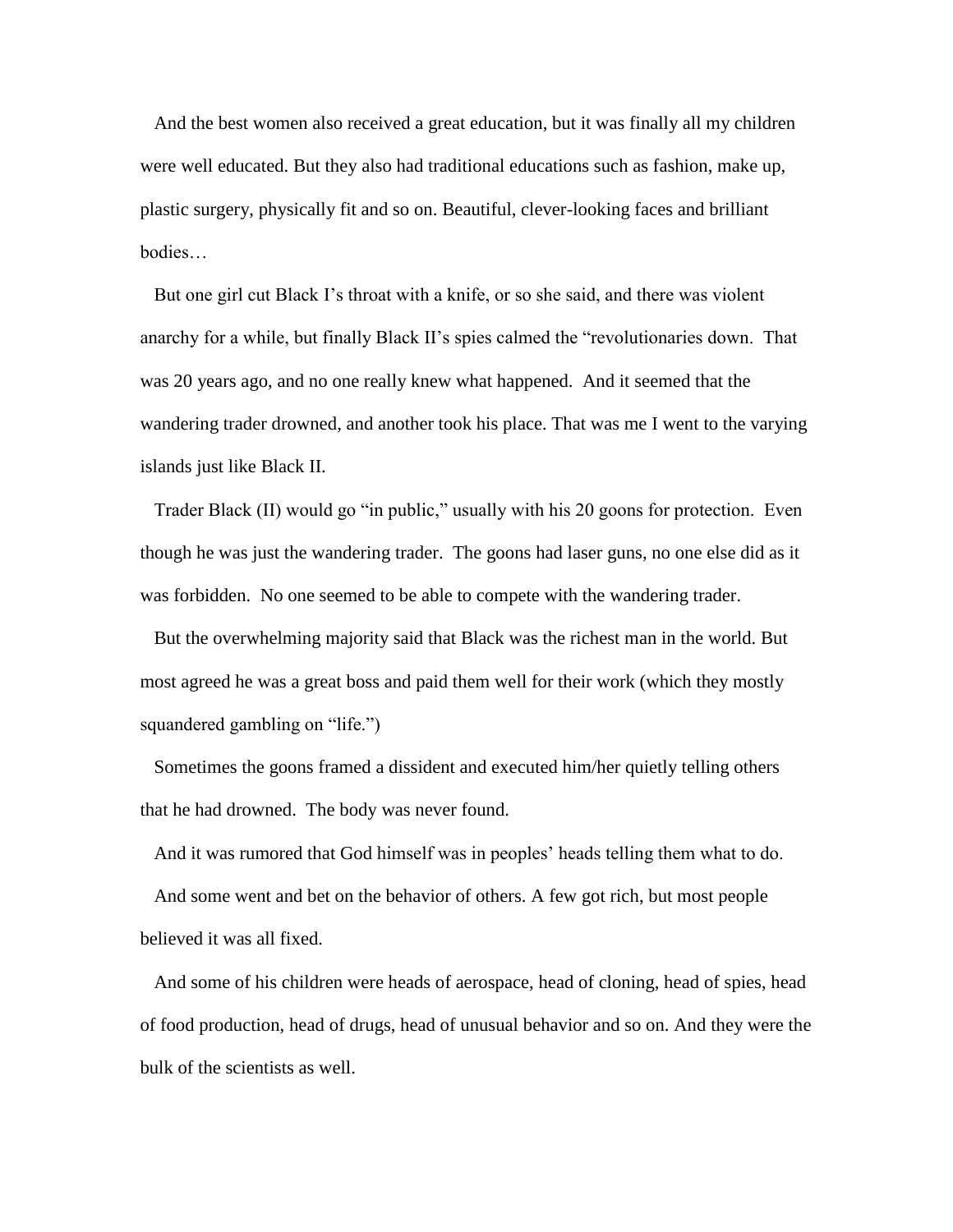And the best women also received a great education, but it was finally all my children were well educated. But they also had traditional educations such as fashion, make up, plastic surgery, physically fit and so on. Beautiful, clever-looking faces and brilliant bodies…

But one girl cut Black I's throat with a knife, or so she said, and there was violent anarchy for a while, but finally Black II's spies calmed the "revolutionaries down. That was 20 years ago, and no one really knew what happened. And it seemed that the wandering trader drowned, and another took his place. That was me I went to the varying islands just like Black II.

Trader Black (II) would go "in public," usually with his 20 goons for protection. Even though he was just the wandering trader. The goons had laser guns, no one else did as it was forbidden. No one seemed to be able to compete with the wandering trader.

But the overwhelming majority said that Black was the richest man in the world. But most agreed he was a great boss and paid them well for their work (which they mostly squandered gambling on "life.")

Sometimes the goons framed a dissident and executed him/her quietly telling others that he had drowned. The body was never found.

And it was rumored that God himself was in peoples' heads telling them what to do.

And some went and bet on the behavior of others. A few got rich, but most people believed it was all fixed.

And some of his children were heads of aerospace, head of cloning, head of spies, head of food production, head of drugs, head of unusual behavior and so on. And they were the bulk of the scientists as well.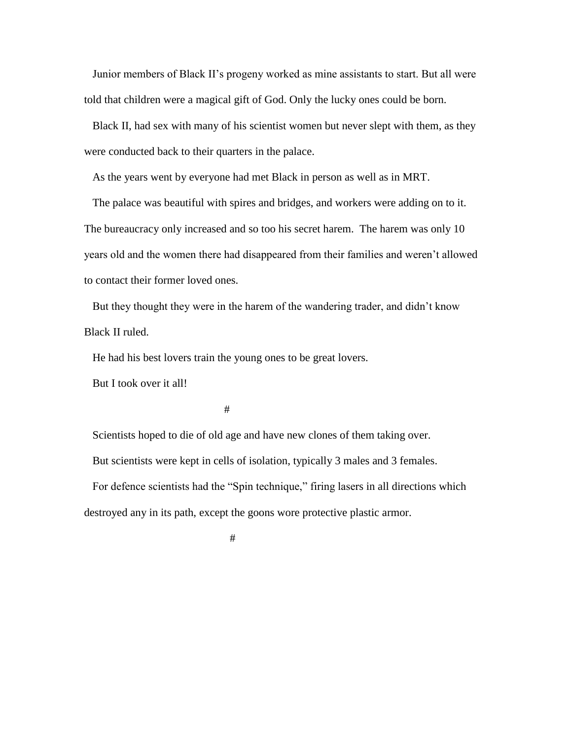Junior members of Black II's progeny worked as mine assistants to start. But all were told that children were a magical gift of God. Only the lucky ones could be born.

Black II, had sex with many of his scientist women but never slept with them, as they were conducted back to their quarters in the palace.

As the years went by everyone had met Black in person as well as in MRT.

The palace was beautiful with spires and bridges, and workers were adding on to it. The bureaucracy only increased and so too his secret harem. The harem was only 10 years old and the women there had disappeared from their families and weren't allowed to contact their former loved ones.

But they thought they were in the harem of the wandering trader, and didn't know Black II ruled.

He had his best lovers train the young ones to be great lovers.

But I took over it all!

#

Scientists hoped to die of old age and have new clones of them taking over.

But scientists were kept in cells of isolation, typically 3 males and 3 females.

For defence scientists had the "Spin technique," firing lasers in all directions which destroyed any in its path, except the goons wore protective plastic armor.

#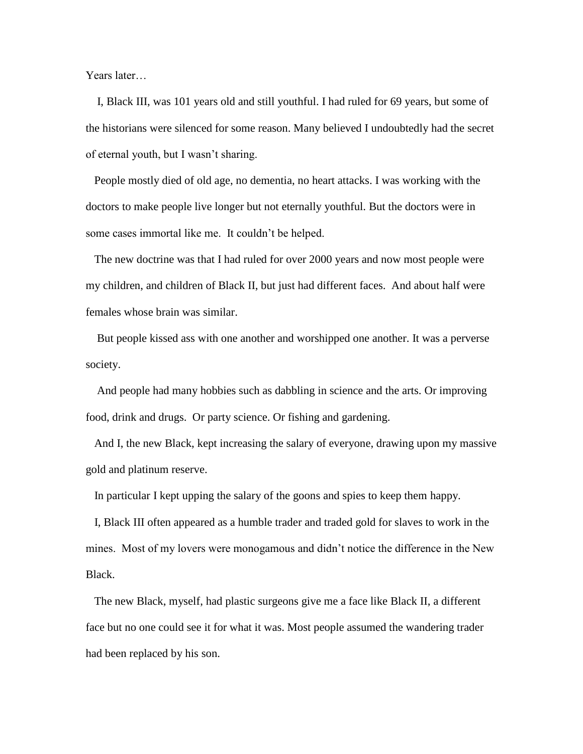Years later…

I, Black III, was 101 years old and still youthful. I had ruled for 69 years, but some of the historians were silenced for some reason. Many believed I undoubtedly had the secret of eternal youth, but I wasn't sharing.

People mostly died of old age, no dementia, no heart attacks. I was working with the doctors to make people live longer but not eternally youthful. But the doctors were in some cases immortal like me. It couldn't be helped.

The new doctrine was that I had ruled for over 2000 years and now most people were my children, and children of Black II, but just had different faces. And about half were females whose brain was similar.

But people kissed ass with one another and worshipped one another. It was a perverse society.

And people had many hobbies such as dabbling in science and the arts. Or improving food, drink and drugs. Or party science. Or fishing and gardening.

And I, the new Black, kept increasing the salary of everyone, drawing upon my massive gold and platinum reserve.

In particular I kept upping the salary of the goons and spies to keep them happy.

I, Black III often appeared as a humble trader and traded gold for slaves to work in the mines. Most of my lovers were monogamous and didn't notice the difference in the New Black.

The new Black, myself, had plastic surgeons give me a face like Black II, a different face but no one could see it for what it was. Most people assumed the wandering trader had been replaced by his son.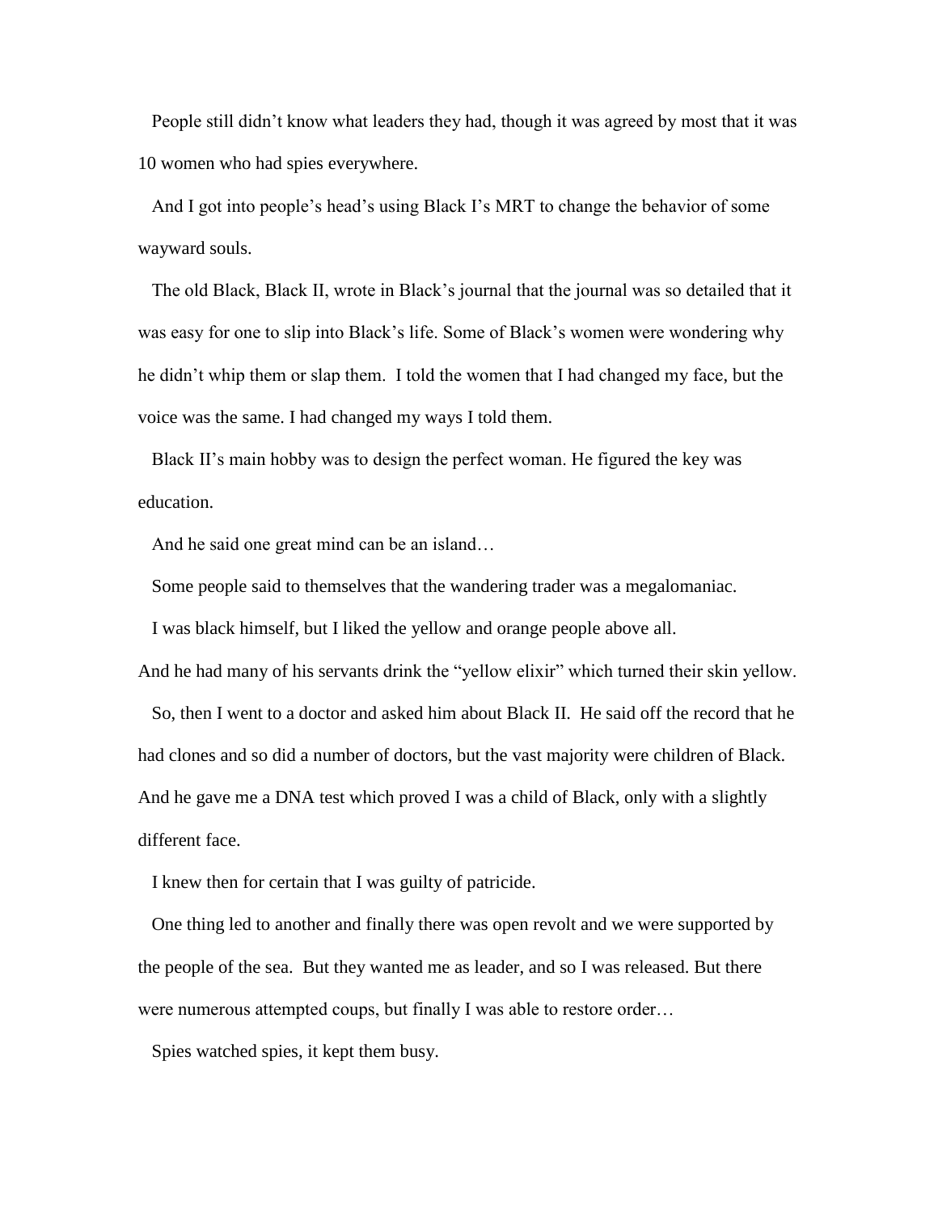People still didn't know what leaders they had, though it was agreed by most that it was 10 women who had spies everywhere.

And I got into people's head's using Black I's MRT to change the behavior of some wayward souls.

The old Black, Black II, wrote in Black's journal that the journal was so detailed that it was easy for one to slip into Black's life. Some of Black's women were wondering why he didn't whip them or slap them. I told the women that I had changed my face, but the voice was the same. I had changed my ways I told them.

Black II's main hobby was to design the perfect woman. He figured the key was education.

And he said one great mind can be an island…

Some people said to themselves that the wandering trader was a megalomaniac.

I was black himself, but I liked the yellow and orange people above all.

And he had many of his servants drink the "yellow elixir" which turned their skin yellow.

So, then I went to a doctor and asked him about Black II. He said off the record that he had clones and so did a number of doctors, but the vast majority were children of Black. And he gave me a DNA test which proved I was a child of Black, only with a slightly different face.

I knew then for certain that I was guilty of patricide.

One thing led to another and finally there was open revolt and we were supported by the people of the sea. But they wanted me as leader, and so I was released. But there were numerous attempted coups, but finally I was able to restore order…

Spies watched spies, it kept them busy.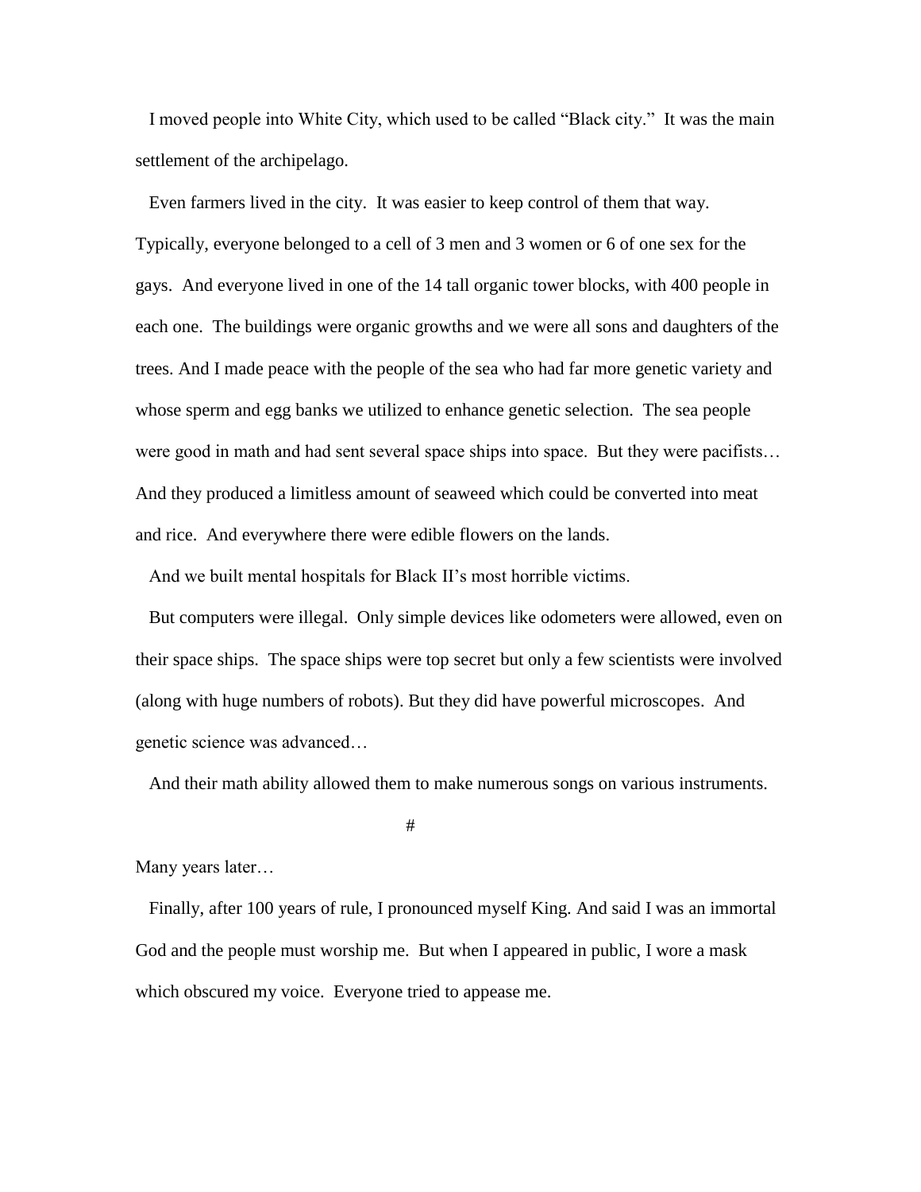I moved people into White City, which used to be called "Black city." It was the main settlement of the archipelago.

Even farmers lived in the city. It was easier to keep control of them that way. Typically, everyone belonged to a cell of 3 men and 3 women or 6 of one sex for the gays. And everyone lived in one of the 14 tall organic tower blocks, with 400 people in each one. The buildings were organic growths and we were all sons and daughters of the trees. And I made peace with the people of the sea who had far more genetic variety and whose sperm and egg banks we utilized to enhance genetic selection. The sea people were good in math and had sent several space ships into space. But they were pacifists… And they produced a limitless amount of seaweed which could be converted into meat and rice. And everywhere there were edible flowers on the lands.

And we built mental hospitals for Black II's most horrible victims.

But computers were illegal. Only simple devices like odometers were allowed, even on their space ships. The space ships were top secret but only a few scientists were involved (along with huge numbers of robots). But they did have powerful microscopes. And genetic science was advanced…

And their math ability allowed them to make numerous songs on various instruments.

#

Many years later…

Finally, after 100 years of rule, I pronounced myself King. And said I was an immortal God and the people must worship me. But when I appeared in public, I wore a mask which obscured my voice. Everyone tried to appease me.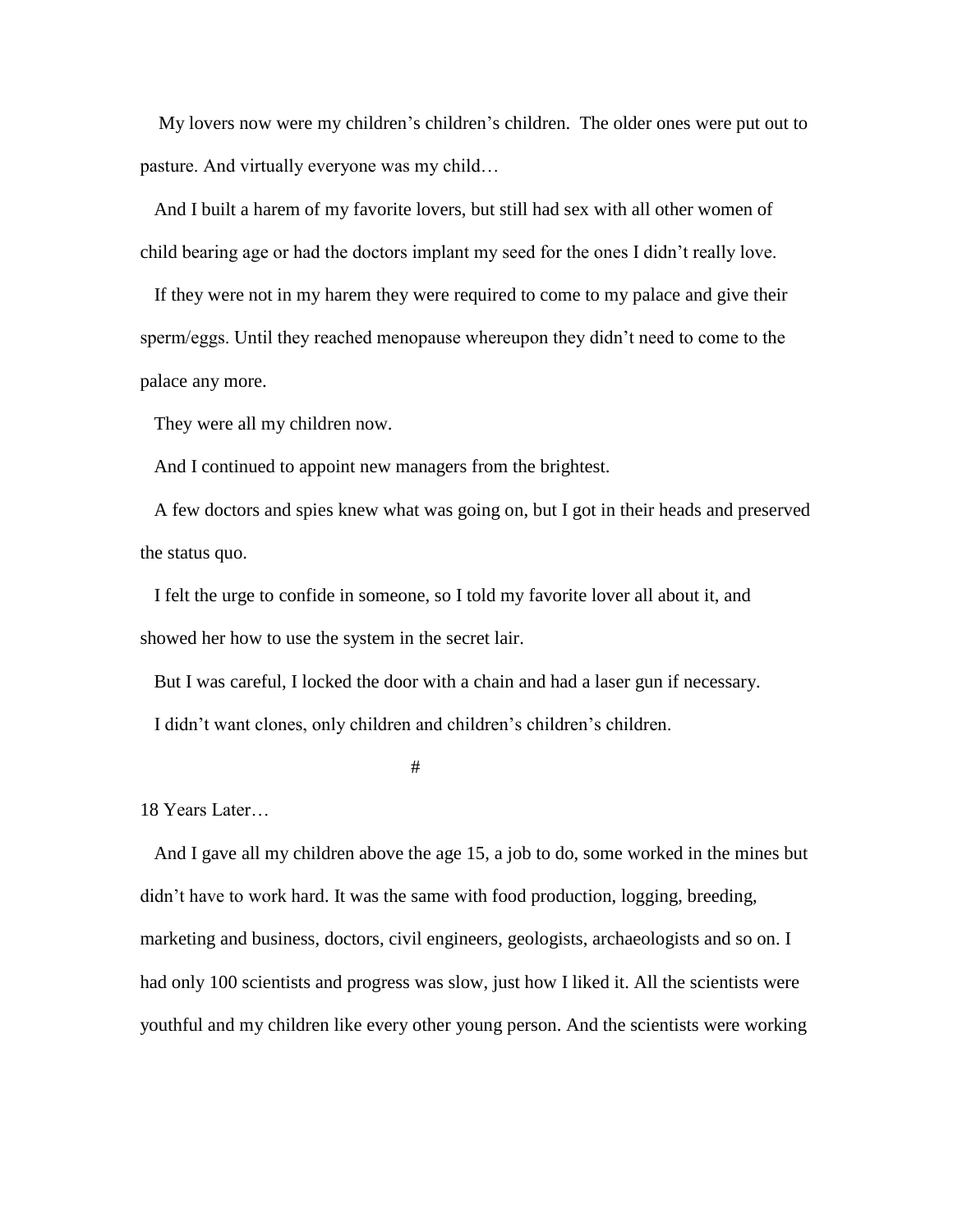My lovers now were my children's children's children. The older ones were put out to pasture. And virtually everyone was my child…

And I built a harem of my favorite lovers, but still had sex with all other women of child bearing age or had the doctors implant my seed for the ones I didn't really love.

If they were not in my harem they were required to come to my palace and give their sperm/eggs. Until they reached menopause whereupon they didn't need to come to the palace any more.

They were all my children now.

And I continued to appoint new managers from the brightest.

A few doctors and spies knew what was going on, but I got in their heads and preserved the status quo.

I felt the urge to confide in someone, so I told my favorite lover all about it, and showed her how to use the system in the secret lair.

But I was careful, I locked the door with a chain and had a laser gun if necessary.

I didn't want clones, only children and children's children's children.

#

18 Years Later…

And I gave all my children above the age 15, a job to do, some worked in the mines but didn't have to work hard. It was the same with food production, logging, breeding, marketing and business, doctors, civil engineers, geologists, archaeologists and so on. I had only 100 scientists and progress was slow, just how I liked it. All the scientists were youthful and my children like every other young person. And the scientists were working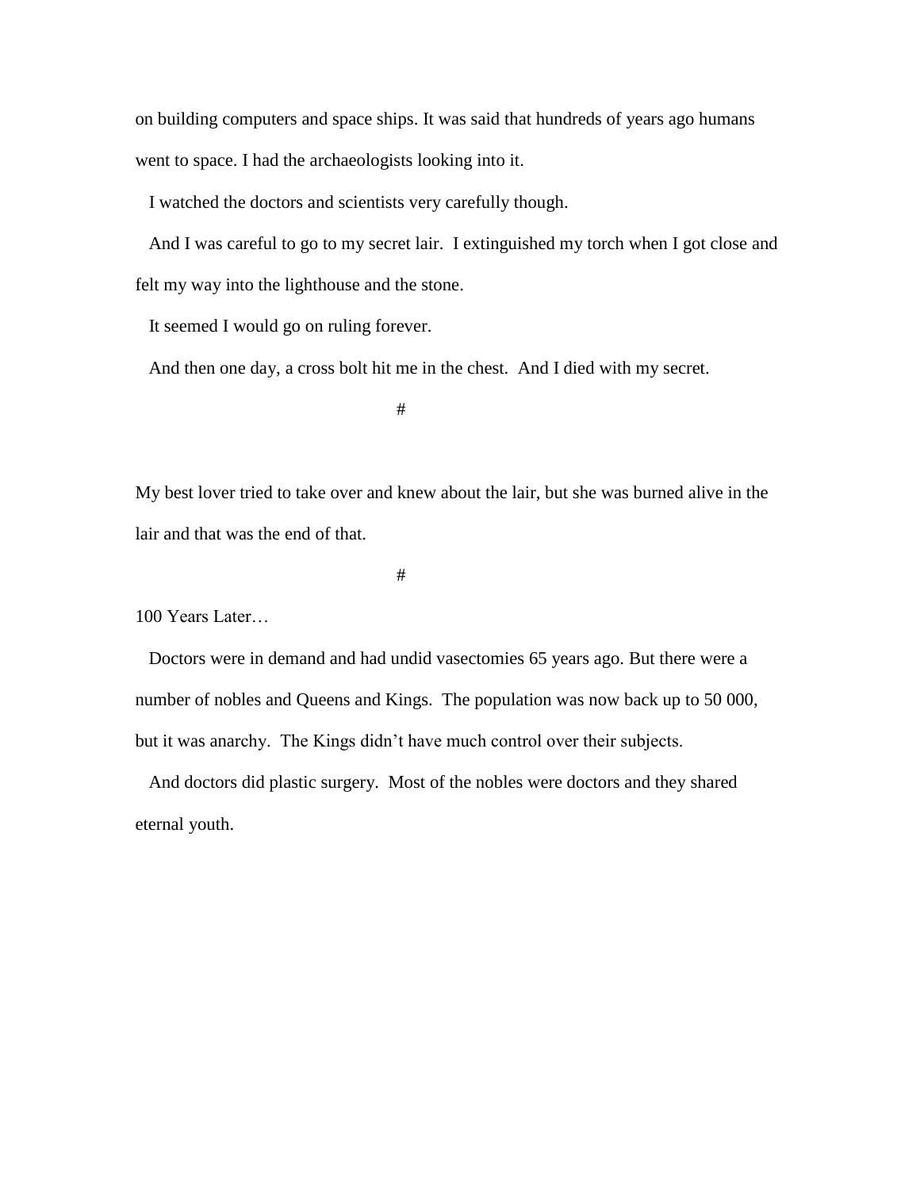on building computers and space ships. It was said that hundreds of years ago humans went to space. I had the archaeologists looking into it.

I watched the doctors and scientists very carefully though.

And I was careful to go to my secret lair. I extinguished my torch when I got close and felt my way into the lighthouse and the stone.

It seemed I would go on ruling forever.

And then one day, a cross bolt hit me in the chest. And I died with my secret.

#

My best lover tried to take over and knew about the lair, but she was burned alive in the lair and that was the end of that.

#

100 Years Later…

Doctors were in demand and had undid vasectomies 65 years ago. But there were a number of nobles and Queens and Kings. The population was now back up to 50 000, but it was anarchy. The Kings didn't have much control over their subjects.

And doctors did plastic surgery. Most of the nobles were doctors and they shared eternal youth.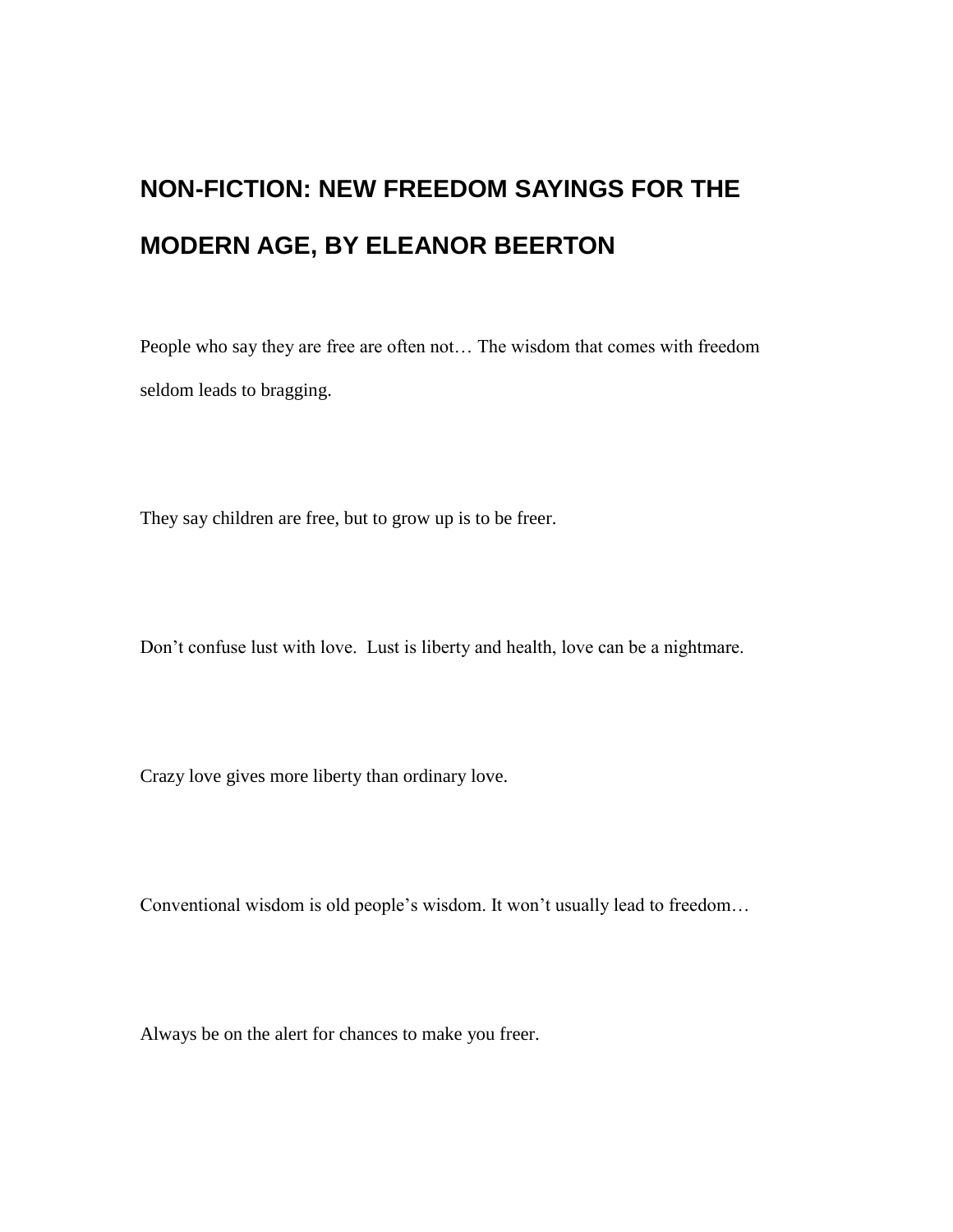# NON-FICTION: NEW FREEDOM SAYINGS FOR THE MODERN AGE, BY ELEANOR BEERTON

People who say they are free are often not… The wisdom that comes with freedom seldom leads to bragging.

They say children are free, but to grow up is to be freer.

Don’t confuse lust with love.  Lust is liberty and health, love can be a nightmare.

Crazy love gives more liberty than ordinary love.

Conventional wisdom is old people’s wisdom. It won’t usually lead to freedom…

Always be on the alert for chances to make you freer.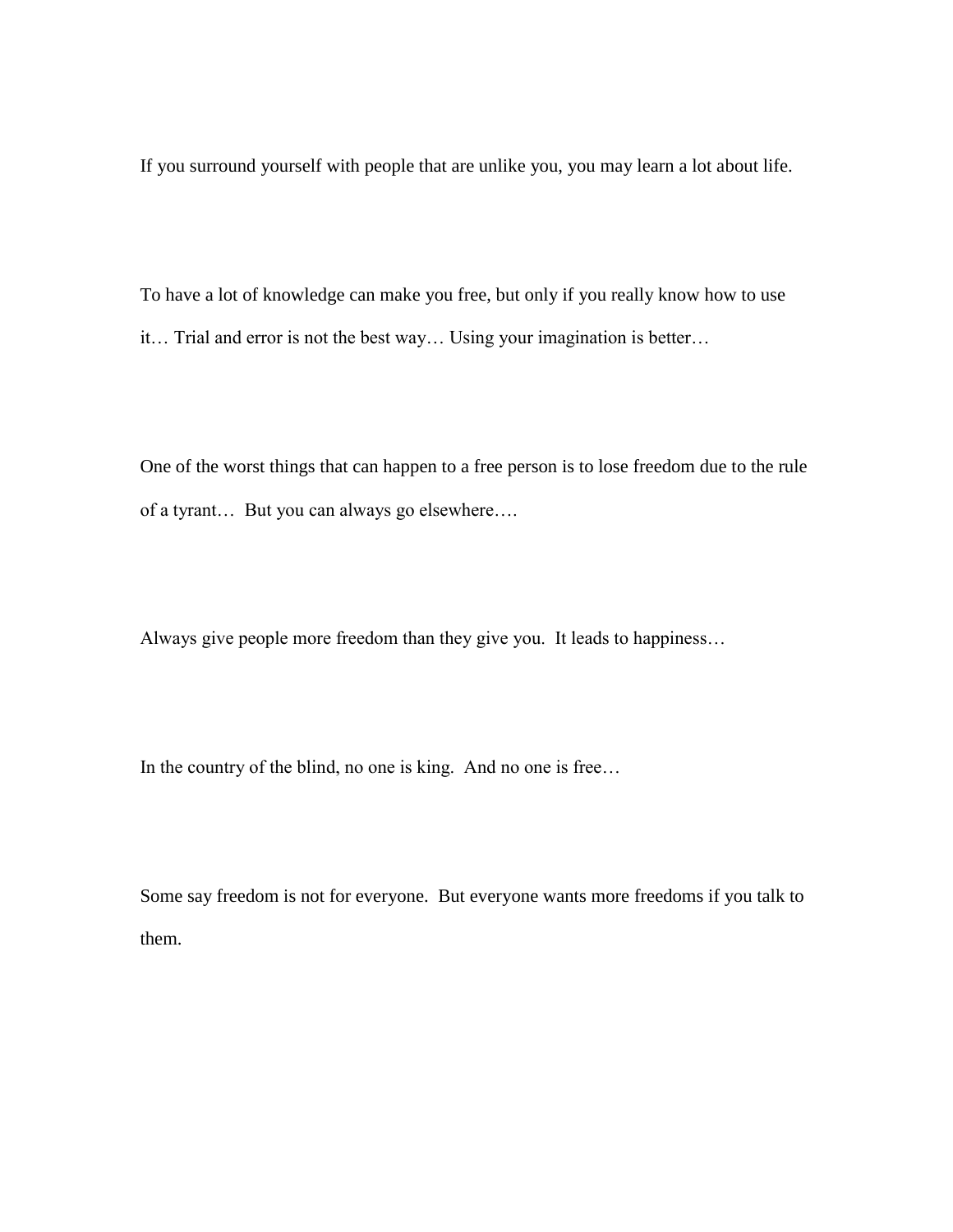If you surround yourself with people that are unlike you, you may learn a lot about life.

To have a lot of knowledge can make you free, but only if you really know how to use it… Trial and error is not the best way… Using your imagination is better…

One of the worst things that can happen to a free person is to lose freedom due to the rule of a tyrant… But you can always go elsewhere….

Always give people more freedom than they give you. It leads to happiness…

In the country of the blind, no one is king. And no one is free…

Some say freedom is not for everyone. But everyone wants more freedoms if you talk to them.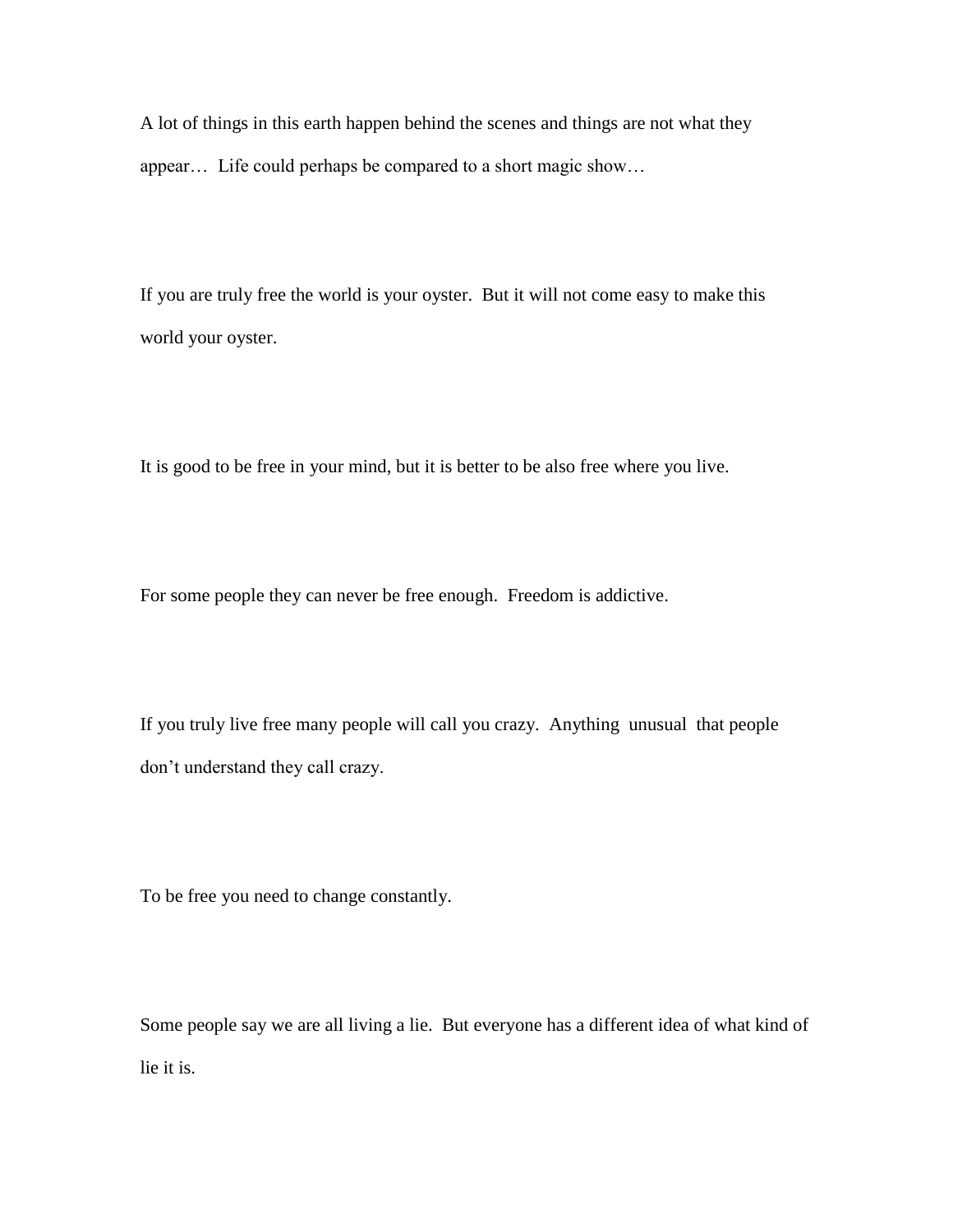A lot of things in this earth happen behind the scenes and things are not what they appear… Life could perhaps be compared to a short magic show…

If you are truly free the world is your oyster. But it will not come easy to make this world your oyster.

It is good to be free in your mind, but it is better to be also free where you live.

For some people they can never be free enough. Freedom is addictive.

If you truly live free many people will call you crazy. Anything unusual that people don't understand they call crazy.

To be free you need to change constantly.

Some people say we are all living a lie. But everyone has a different idea of what kind of lie it is.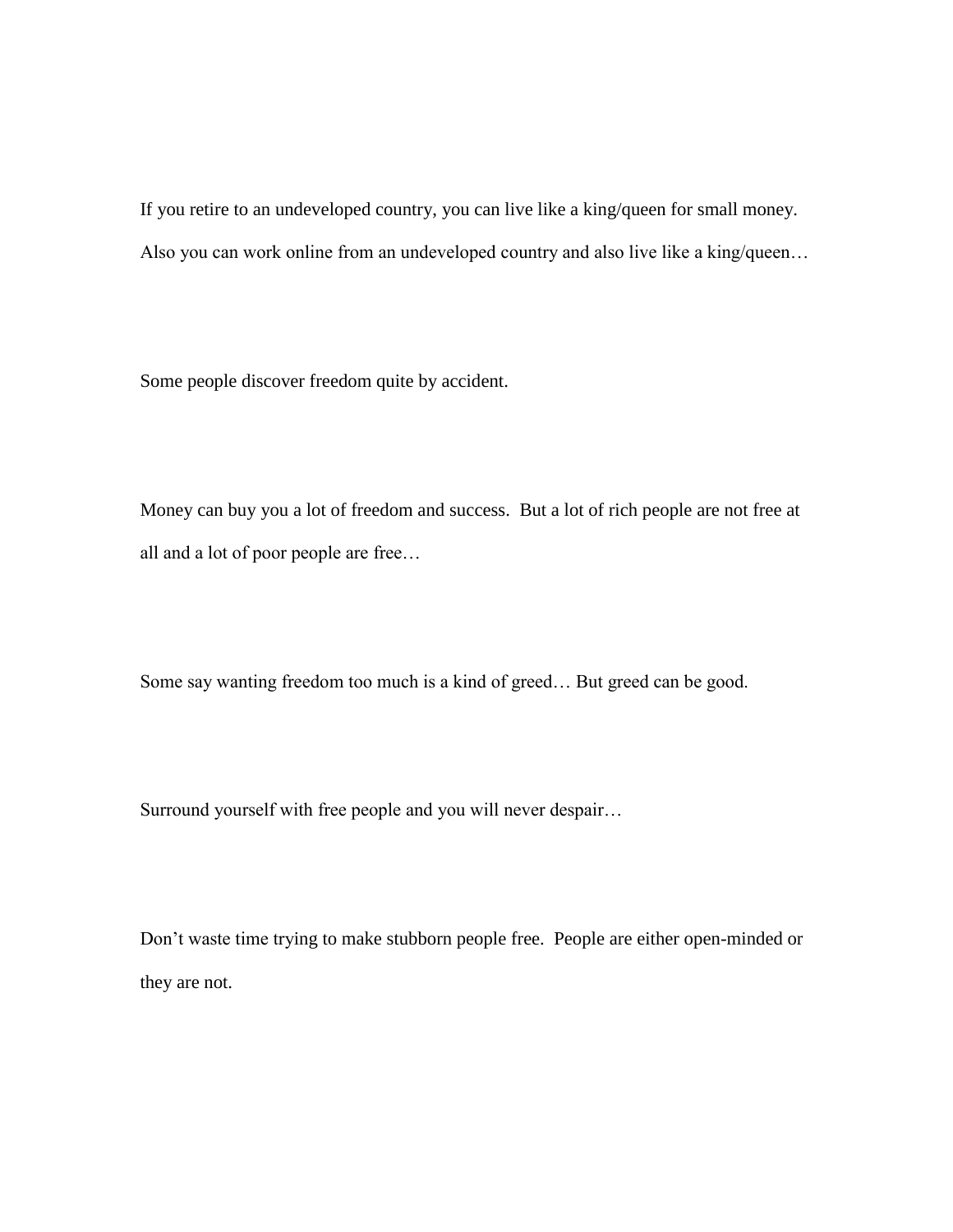If you retire to an undeveloped country, you can live like a king/queen for small money. Also you can work online from an undeveloped country and also live like a king/queen…

Some people discover freedom quite by accident.

Money can buy you a lot of freedom and success.  But a lot of rich people are not free at all and a lot of poor people are free…

Some say wanting freedom too much is a kind of greed… But greed can be good.

Surround yourself with free people and you will never despair…

Don't waste time trying to make stubborn people free.  People are either open-minded or they are not.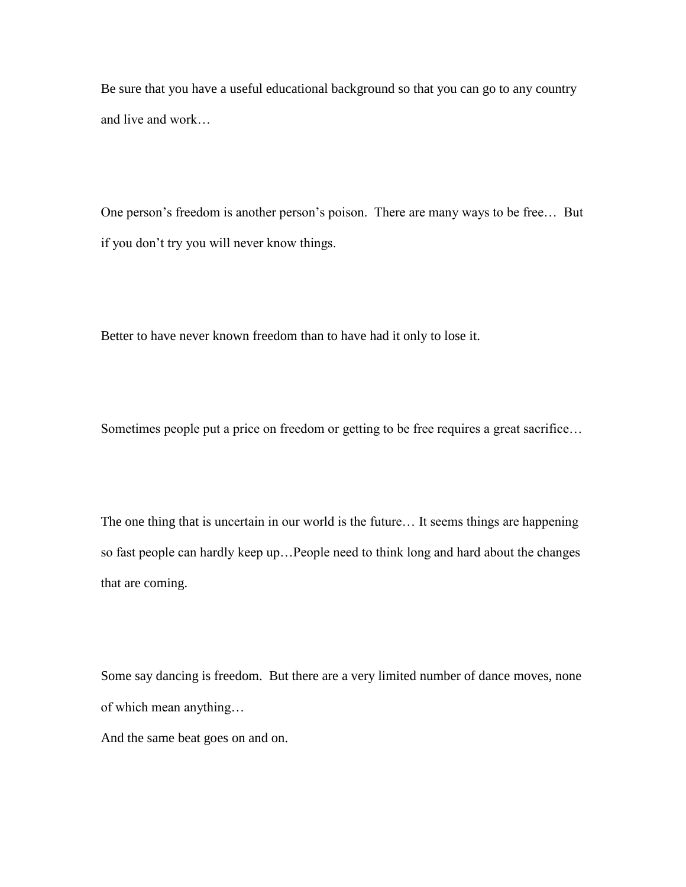Be sure that you have a useful educational background so that you can go to any country and live and work…

One person's freedom is another person's poison.  There are many ways to be free…  But if you don't try you will never know things.

Better to have never known freedom than to have had it only to lose it.

Sometimes people put a price on freedom or getting to be free requires a great sacrifice…

The one thing that is uncertain in our world is the future… It seems things are happening so fast people can hardly keep up…People need to think long and hard about the changes that are coming.

Some say dancing is freedom.  But there are a very limited number of dance moves, none of which mean anything…
And the same beat goes on and on.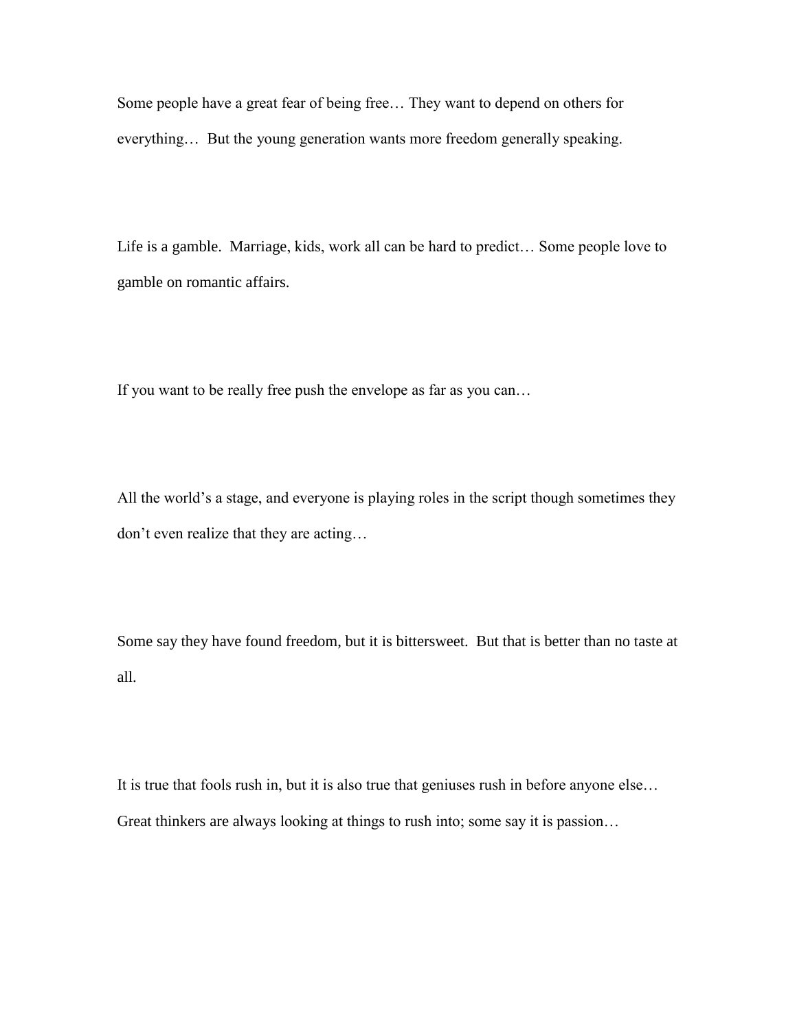Some people have a great fear of being free… They want to depend on others for everything… But the young generation wants more freedom generally speaking.

Life is a gamble. Marriage, kids, work all can be hard to predict… Some people love to gamble on romantic affairs.

If you want to be really free push the envelope as far as you can…

All the world's a stage, and everyone is playing roles in the script though sometimes they don't even realize that they are acting…

Some say they have found freedom, but it is bittersweet. But that is better than no taste at all.

It is true that fools rush in, but it is also true that geniuses rush in before anyone else… Great thinkers are always looking at things to rush into; some say it is passion…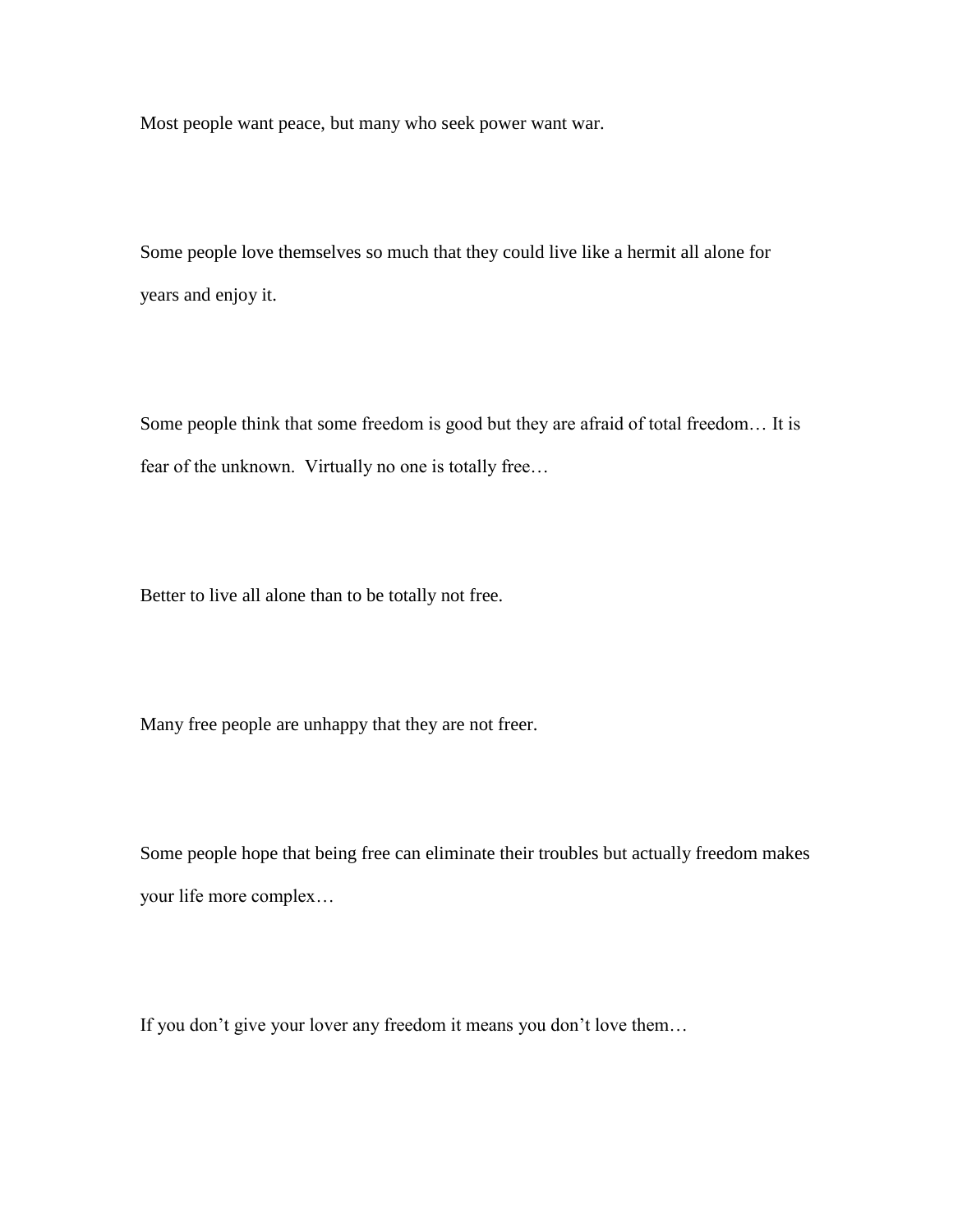Most people want peace, but many who seek power want war.

Some people love themselves so much that they could live like a hermit all alone for years and enjoy it.

Some people think that some freedom is good but they are afraid of total freedom… It is fear of the unknown.  Virtually no one is totally free…

Better to live all alone than to be totally not free.

Many free people are unhappy that they are not freer.

Some people hope that being free can eliminate their troubles but actually freedom makes your life more complex…

If you don’t give your lover any freedom it means you don’t love them…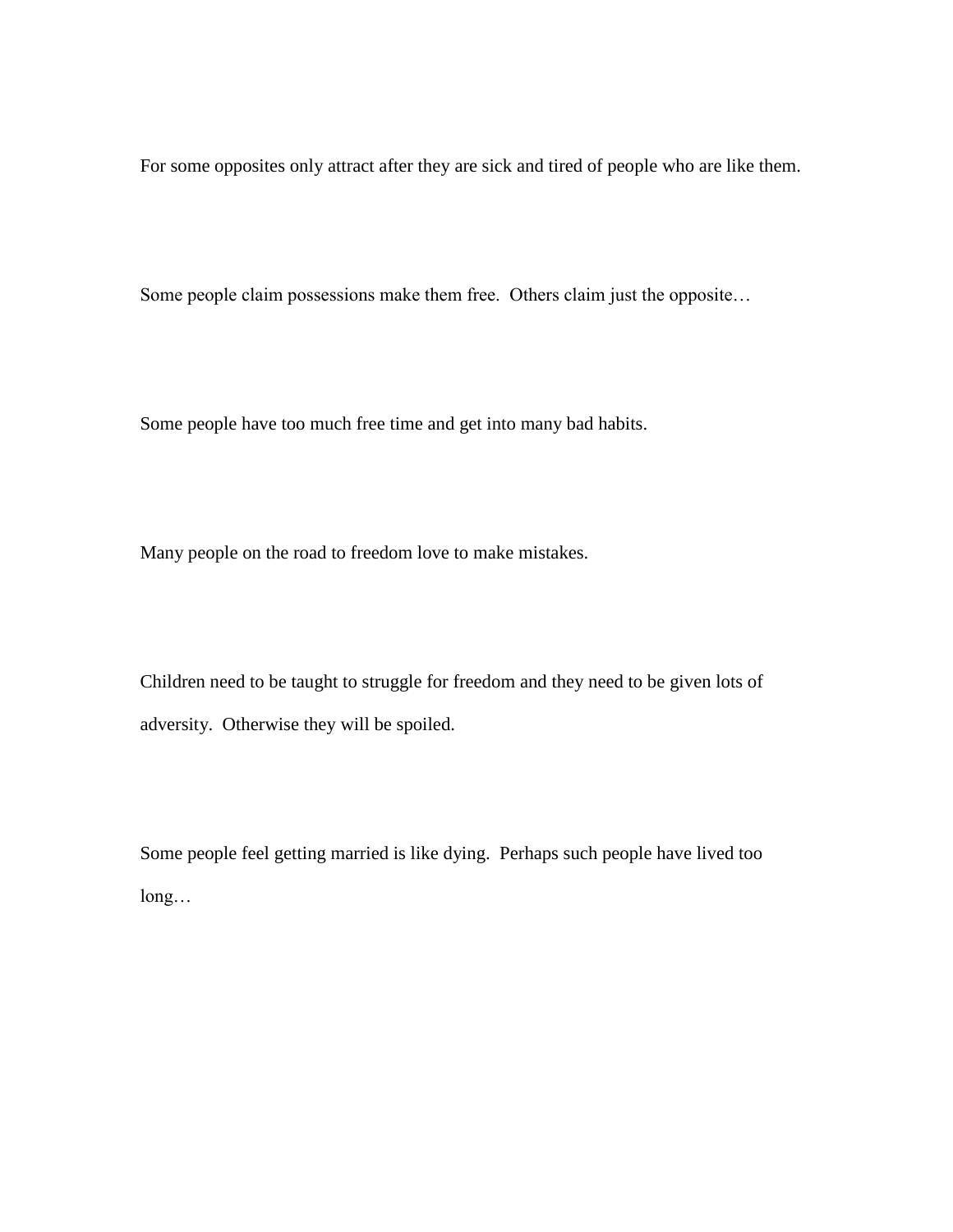For some opposites only attract after they are sick and tired of people who are like them.

Some people claim possessions make them free.  Others claim just the opposite…

Some people have too much free time and get into many bad habits.

Many people on the road to freedom love to make mistakes.

Children need to be taught to struggle for freedom and they need to be given lots of adversity.  Otherwise they will be spoiled.

Some people feel getting married is like dying.  Perhaps such people have lived too long…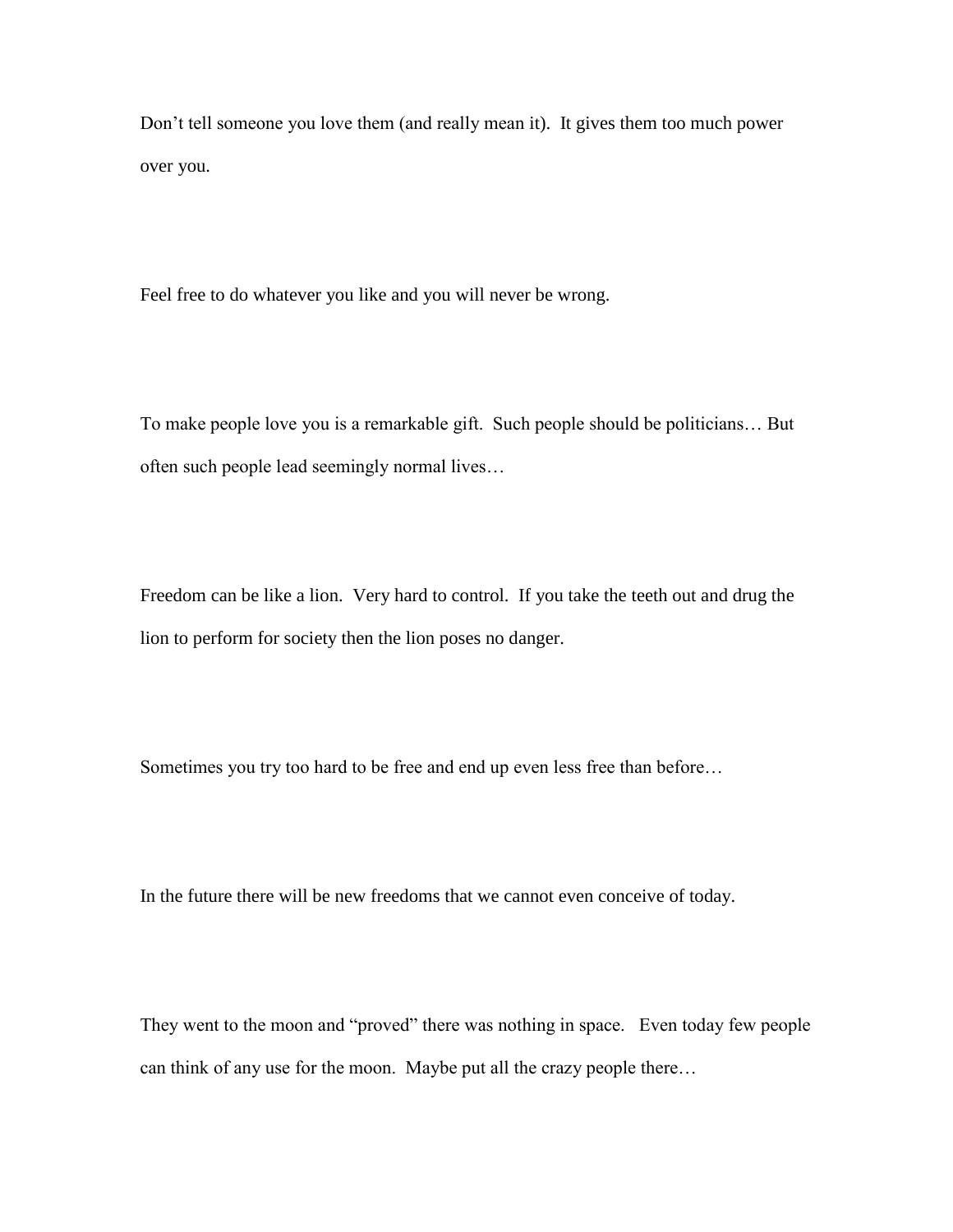Don’t tell someone you love them (and really mean it).  It gives them too much power over you.

Feel free to do whatever you like and you will never be wrong.

To make people love you is a remarkable gift.  Such people should be politicians… But often such people lead seemingly normal lives…

Freedom can be like a lion.  Very hard to control.  If you take the teeth out and drug the lion to perform for society then the lion poses no danger.

Sometimes you try too hard to be free and end up even less free than before…

In the future there will be new freedoms that we cannot even conceive of today.

They went to the moon and “proved” there was nothing in space.   Even today few people can think of any use for the moon.  Maybe put all the crazy people there…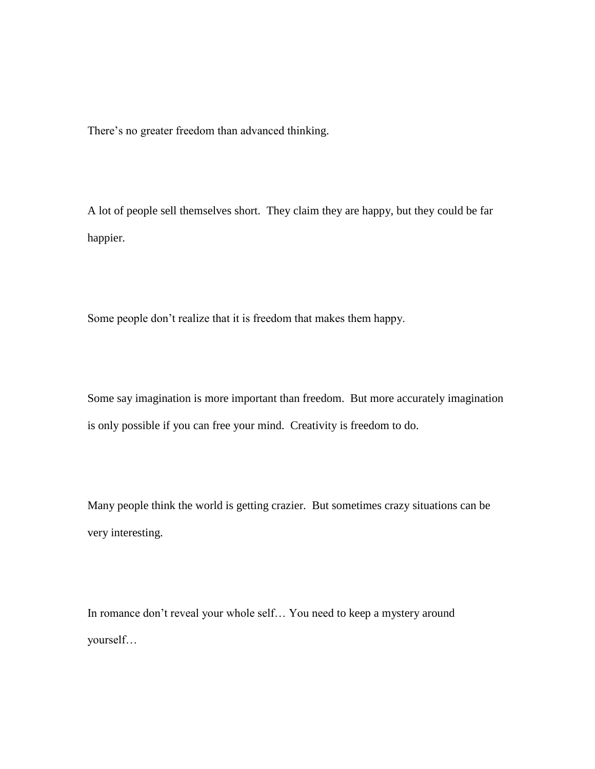There's no greater freedom than advanced thinking.

A lot of people sell themselves short.  They claim they are happy, but they could be far happier.

Some people don't realize that it is freedom that makes them happy.

Some say imagination is more important than freedom.  But more accurately imagination is only possible if you can free your mind.  Creativity is freedom to do.

Many people think the world is getting crazier.  But sometimes crazy situations can be very interesting.

In romance don't reveal your whole self… You need to keep a mystery around yourself…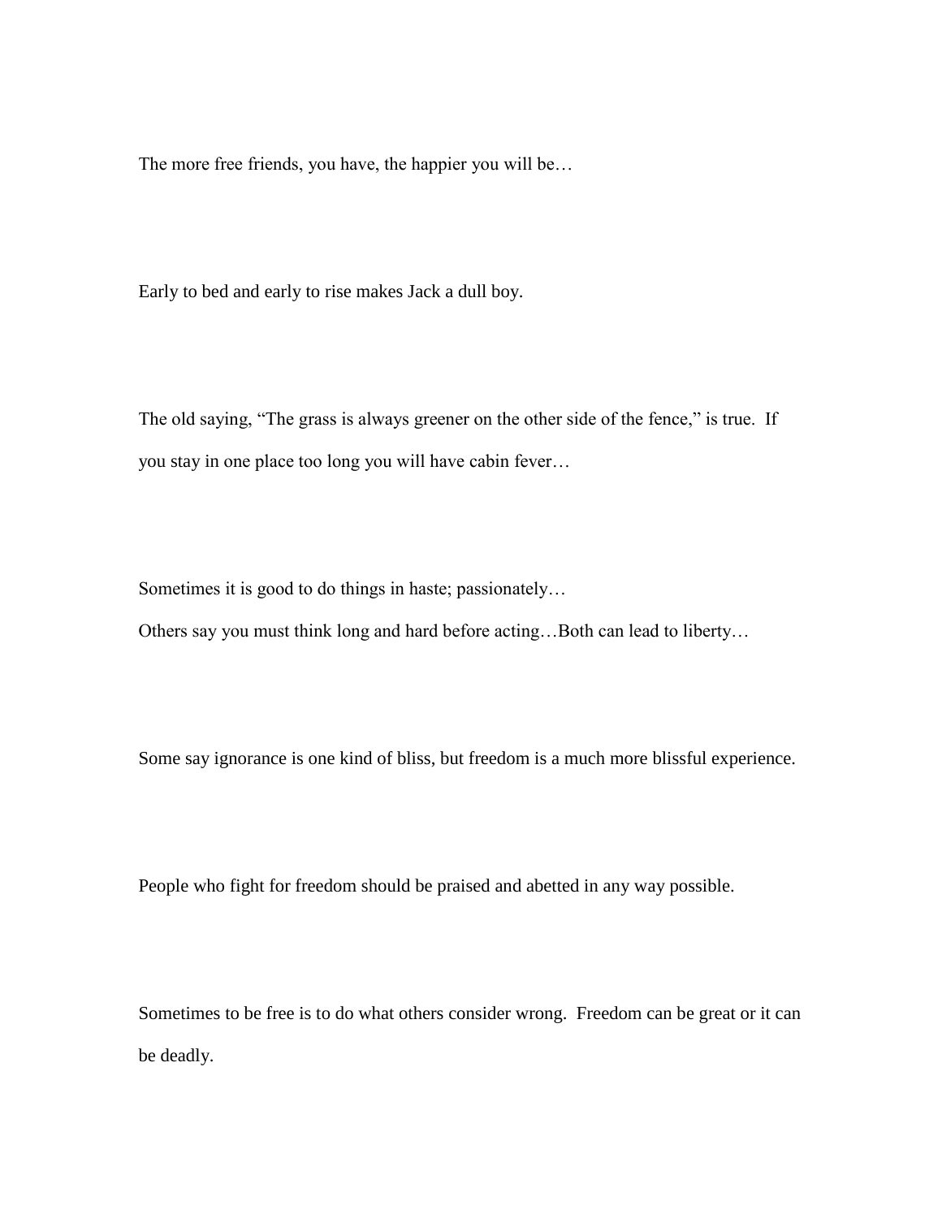The more free friends, you have, the happier you will be…

Early to bed and early to rise makes Jack a dull boy.

The old saying, “The grass is always greener on the other side of the fence,” is true. If you stay in one place too long you will have cabin fever…

Sometimes it is good to do things in haste; passionately…
Others say you must think long and hard before acting…Both can lead to liberty…

Some say ignorance is one kind of bliss, but freedom is a much more blissful experience.

People who fight for freedom should be praised and abetted in any way possible.

Sometimes to be free is to do what others consider wrong. Freedom can be great or it can be deadly.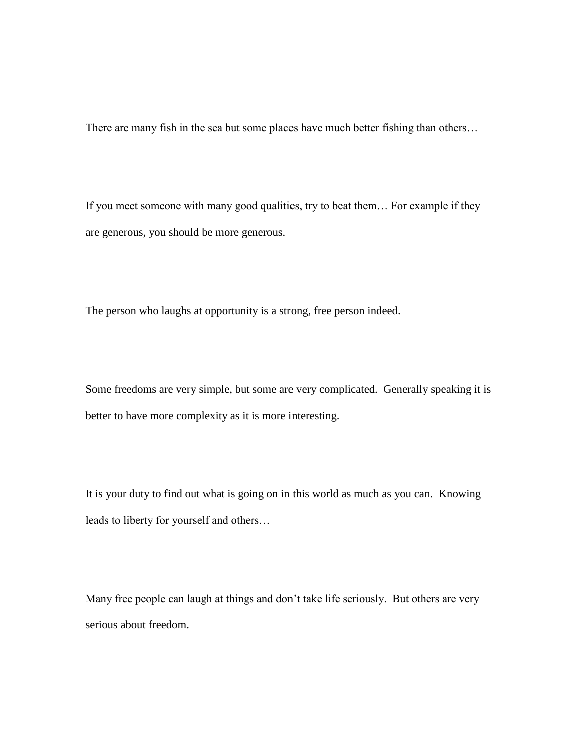There are many fish in the sea but some places have much better fishing than others…

If you meet someone with many good qualities, try to beat them… For example if they are generous, you should be more generous.

The person who laughs at opportunity is a strong, free person indeed.

Some freedoms are very simple, but some are very complicated. Generally speaking it is better to have more complexity as it is more interesting.

It is your duty to find out what is going on in this world as much as you can. Knowing leads to liberty for yourself and others…

Many free people can laugh at things and don't take life seriously. But others are very serious about freedom.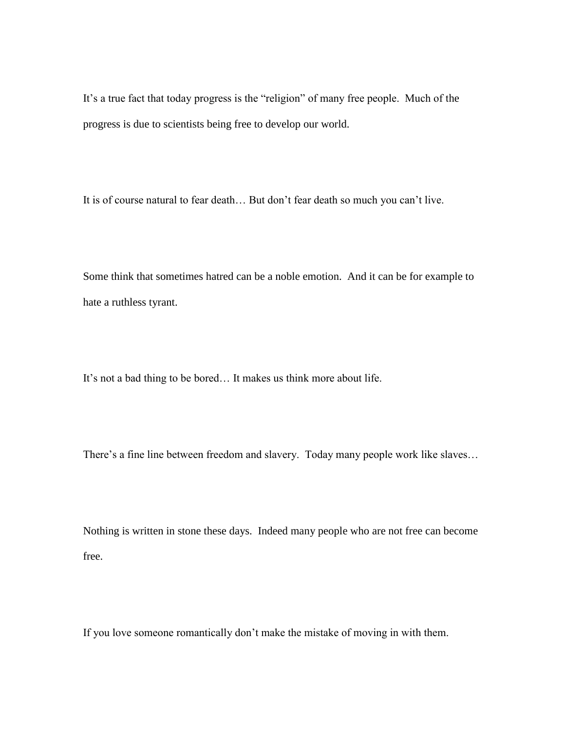It's a true fact that today progress is the "religion" of many free people. Much of the progress is due to scientists being free to develop our world.

It is of course natural to fear death… But don't fear death so much you can't live.

Some think that sometimes hatred can be a noble emotion. And it can be for example to hate a ruthless tyrant.

It's not a bad thing to be bored… It makes us think more about life.

There's a fine line between freedom and slavery. Today many people work like slaves…

Nothing is written in stone these days. Indeed many people who are not free can become free.

If you love someone romantically don't make the mistake of moving in with them.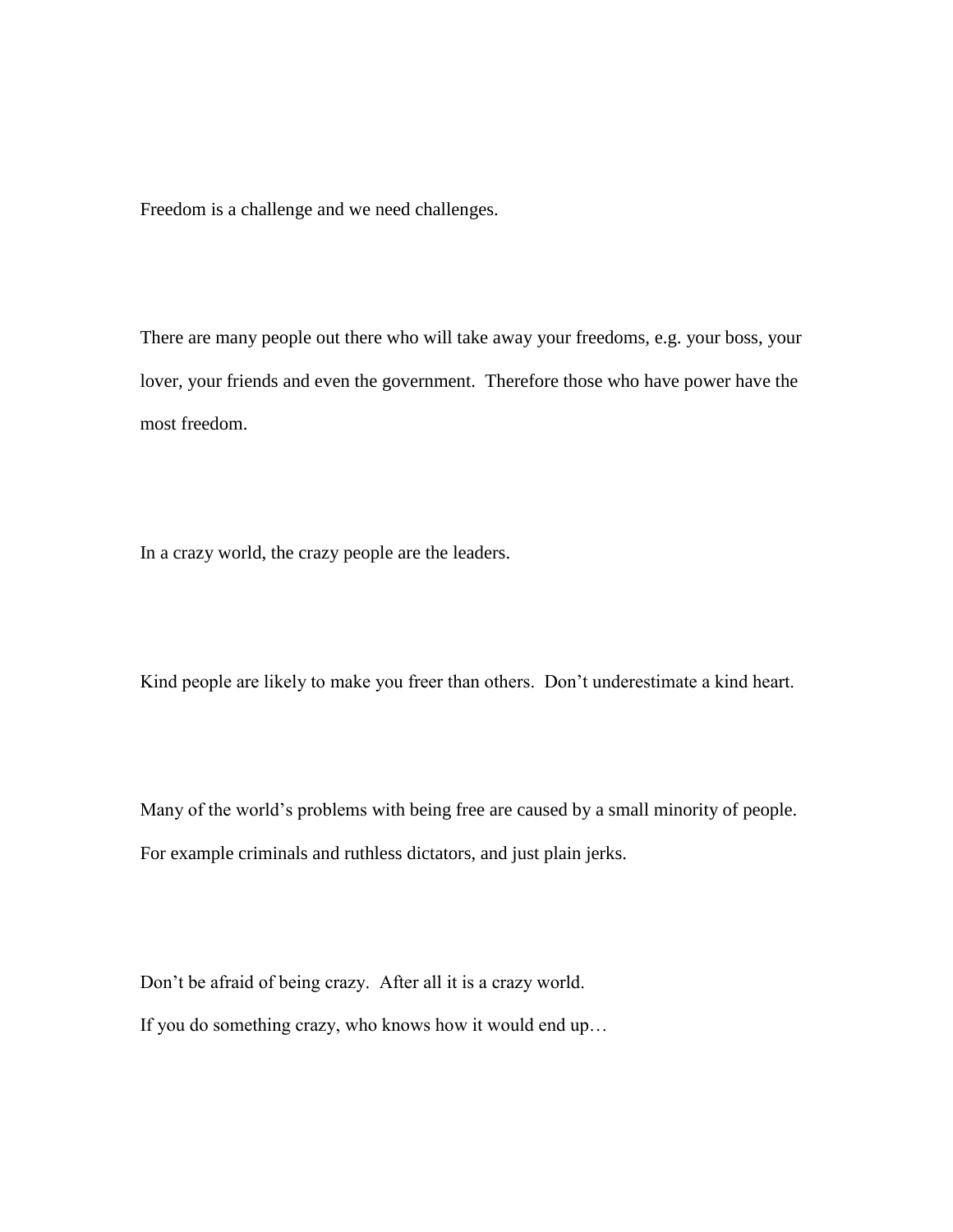Freedom is a challenge and we need challenges.

There are many people out there who will take away your freedoms, e.g. your boss, your lover, your friends and even the government. Therefore those who have power have the most freedom.

In a crazy world, the crazy people are the leaders.

Kind people are likely to make you freer than others. Don't underestimate a kind heart.

Many of the world's problems with being free are caused by a small minority of people. For example criminals and ruthless dictators, and just plain jerks.

Don't be afraid of being crazy. After all it is a crazy world.
If you do something crazy, who knows how it would end up…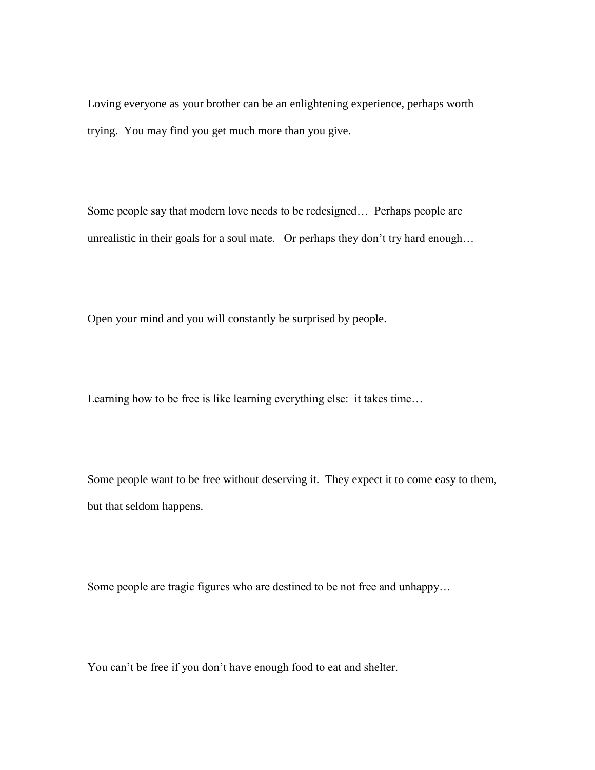Loving everyone as your brother can be an enlightening experience, perhaps worth trying. You may find you get much more than you give.

Some people say that modern love needs to be redesigned… Perhaps people are unrealistic in their goals for a soul mate. Or perhaps they don't try hard enough…

Open your mind and you will constantly be surprised by people.

Learning how to be free is like learning everything else: it takes time…

Some people want to be free without deserving it. They expect it to come easy to them, but that seldom happens.

Some people are tragic figures who are destined to be not free and unhappy…

You can't be free if you don't have enough food to eat and shelter.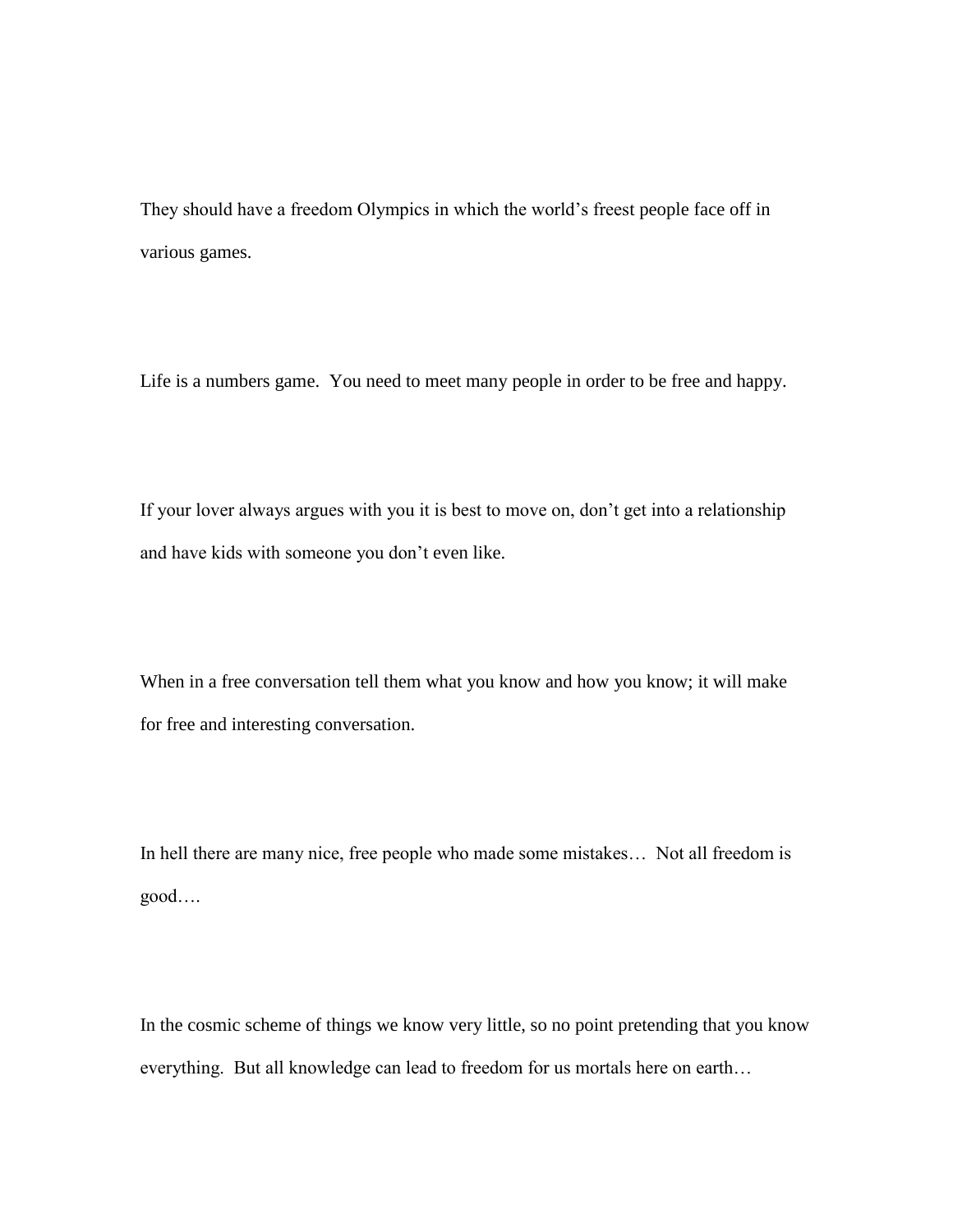They should have a freedom Olympics in which the world's freest people face off in various games.

Life is a numbers game.  You need to meet many people in order to be free and happy.

If your lover always argues with you it is best to move on, don't get into a relationship and have kids with someone you don't even like.

When in a free conversation tell them what you know and how you know; it will make for free and interesting conversation.

In hell there are many nice, free people who made some mistakes…  Not all freedom is good….

In the cosmic scheme of things we know very little, so no point pretending that you know everything.  But all knowledge can lead to freedom for us mortals here on earth…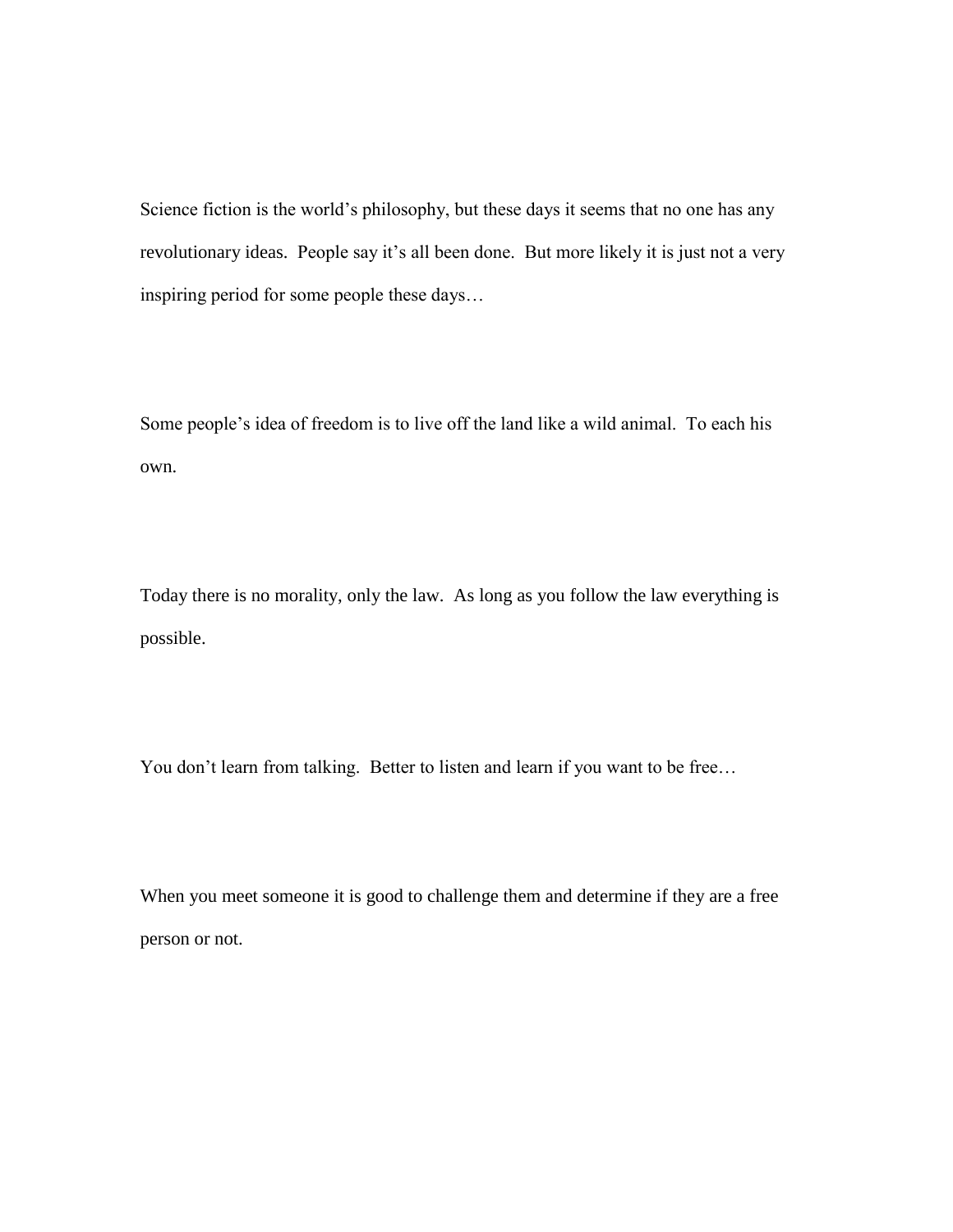Science fiction is the world's philosophy, but these days it seems that no one has any revolutionary ideas.  People say it's all been done.  But more likely it is just not a very inspiring period for some people these days…

Some people's idea of freedom is to live off the land like a wild animal.  To each his own.

Today there is no morality, only the law.  As long as you follow the law everything is possible.

You don't learn from talking.  Better to listen and learn if you want to be free…

When you meet someone it is good to challenge them and determine if they are a free person or not.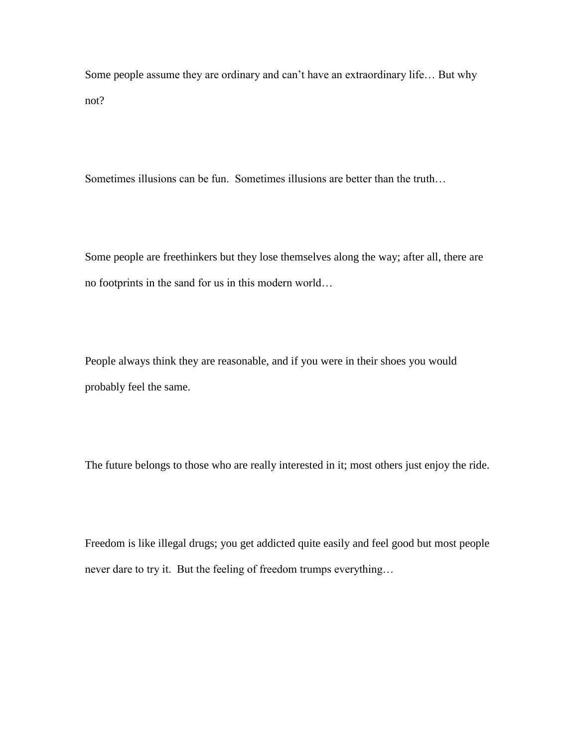Some people assume they are ordinary and can't have an extraordinary life… But why not?

Sometimes illusions can be fun. Sometimes illusions are better than the truth…

Some people are freethinkers but they lose themselves along the way; after all, there are no footprints in the sand for us in this modern world…

People always think they are reasonable, and if you were in their shoes you would probably feel the same.

The future belongs to those who are really interested in it; most others just enjoy the ride.

Freedom is like illegal drugs; you get addicted quite easily and feel good but most people never dare to try it. But the feeling of freedom trumps everything…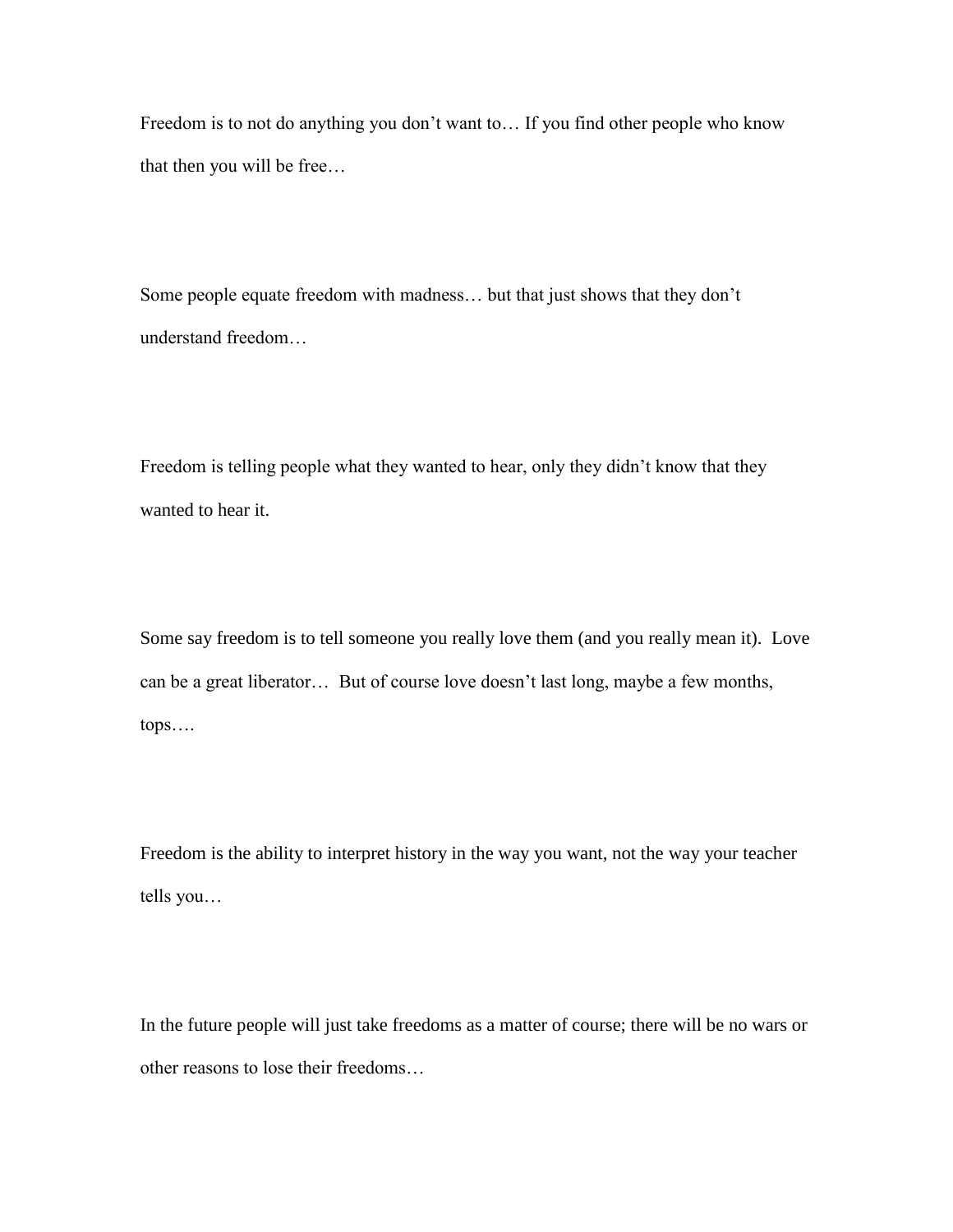Freedom is to not do anything you don't want to… If you find other people who know that then you will be free…

Some people equate freedom with madness… but that just shows that they don't understand freedom…

Freedom is telling people what they wanted to hear, only they didn't know that they wanted to hear it.

Some say freedom is to tell someone you really love them (and you really mean it). Love can be a great liberator… But of course love doesn't last long, maybe a few months, tops….

Freedom is the ability to interpret history in the way you want, not the way your teacher tells you…

In the future people will just take freedoms as a matter of course; there will be no wars or other reasons to lose their freedoms…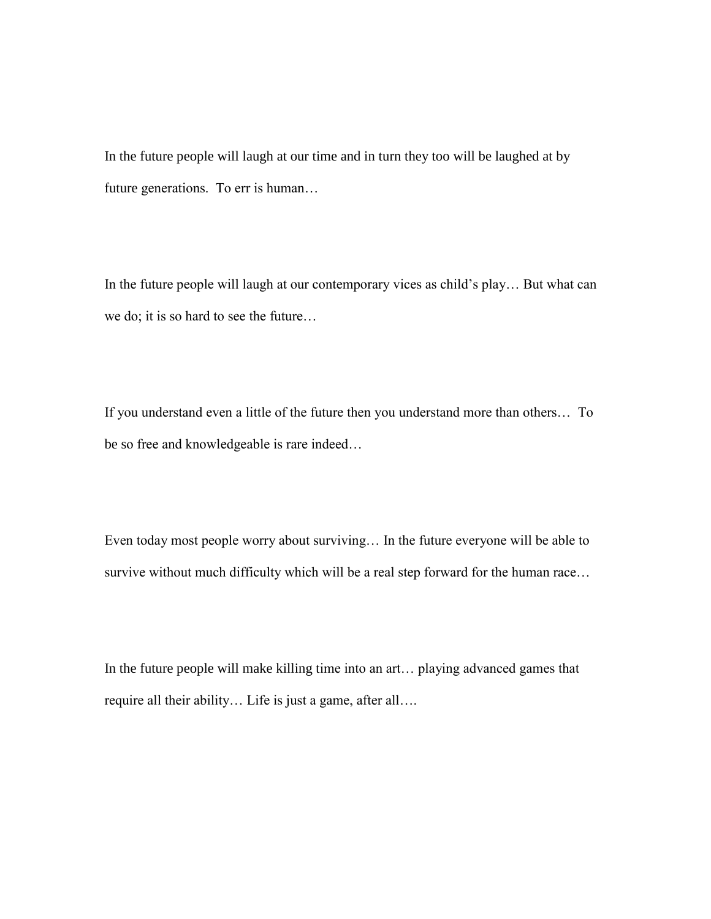In the future people will laugh at our time and in turn they too will be laughed at by future generations.  To err is human…

In the future people will laugh at our contemporary vices as child's play… But what can we do; it is so hard to see the future…

If you understand even a little of the future then you understand more than others…  To be so free and knowledgeable is rare indeed…

Even today most people worry about surviving… In the future everyone will be able to survive without much difficulty which will be a real step forward for the human race…

In the future people will make killing time into an art… playing advanced games that require all their ability… Life is just a game, after all….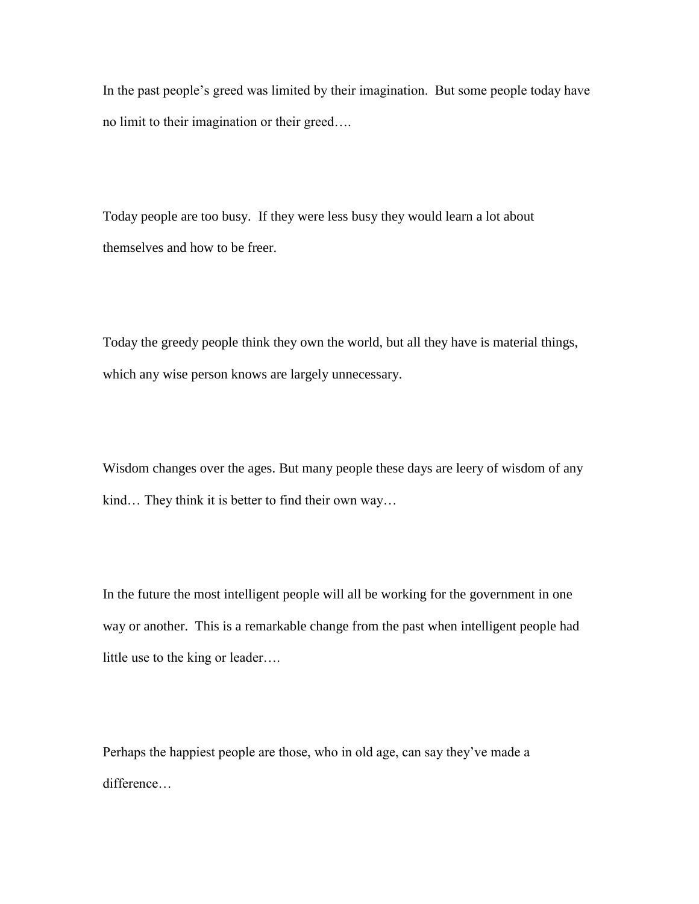In the past people's greed was limited by their imagination.  But some people today have no limit to their imagination or their greed….

Today people are too busy.  If they were less busy they would learn a lot about themselves and how to be freer.

Today the greedy people think they own the world, but all they have is material things, which any wise person knows are largely unnecessary.

Wisdom changes over the ages. But many people these days are leery of wisdom of any kind… They think it is better to find their own way…

In the future the most intelligent people will all be working for the government in one way or another.  This is a remarkable change from the past when intelligent people had little use to the king or leader….

Perhaps the happiest people are those, who in old age, can say they've made a difference…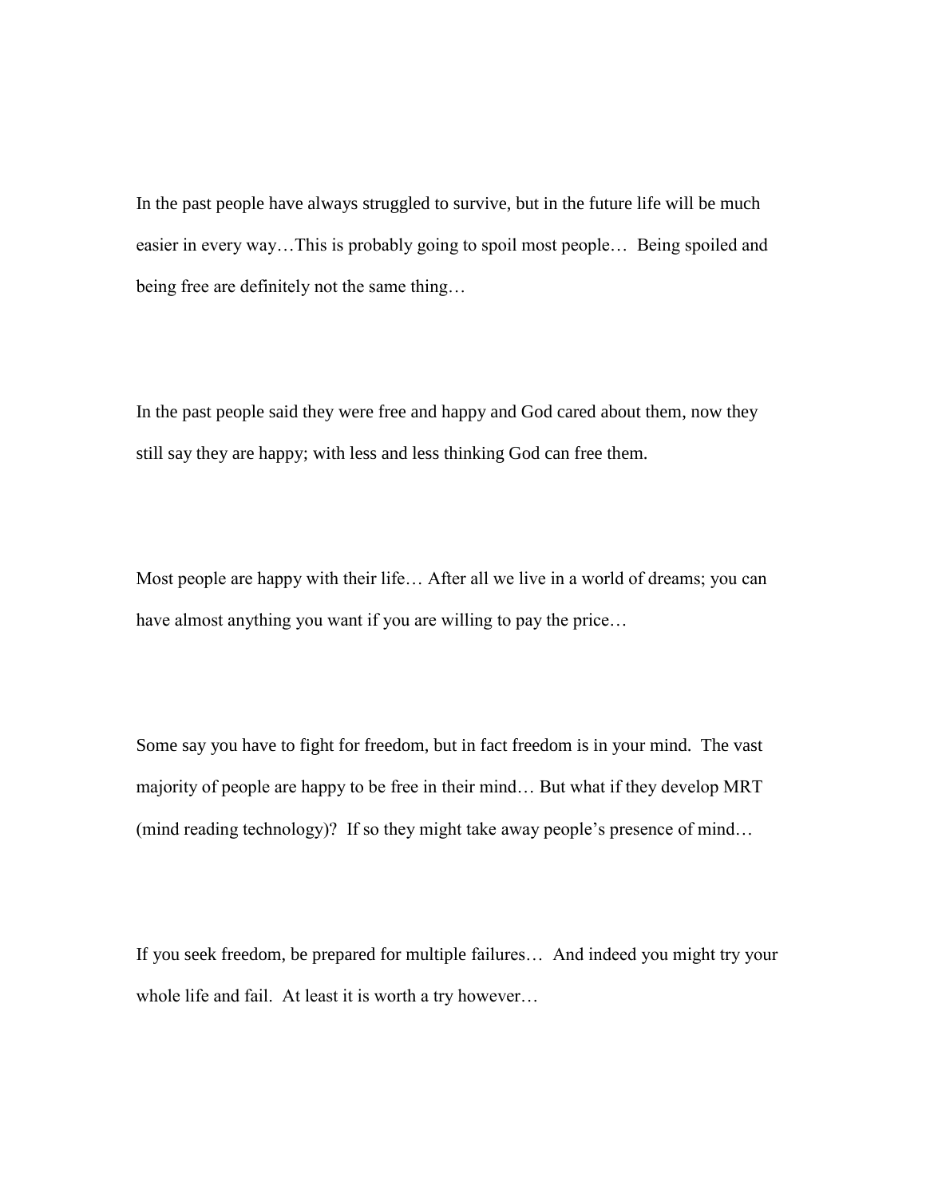In the past people have always struggled to survive, but in the future life will be much easier in every way…This is probably going to spoil most people… Being spoiled and being free are definitely not the same thing…

In the past people said they were free and happy and God cared about them, now they still say they are happy; with less and less thinking God can free them.

Most people are happy with their life… After all we live in a world of dreams; you can have almost anything you want if you are willing to pay the price…

Some say you have to fight for freedom, but in fact freedom is in your mind. The vast majority of people are happy to be free in their mind… But what if they develop MRT (mind reading technology)? If so they might take away people's presence of mind…

If you seek freedom, be prepared for multiple failures… And indeed you might try your whole life and fail. At least it is worth a try however…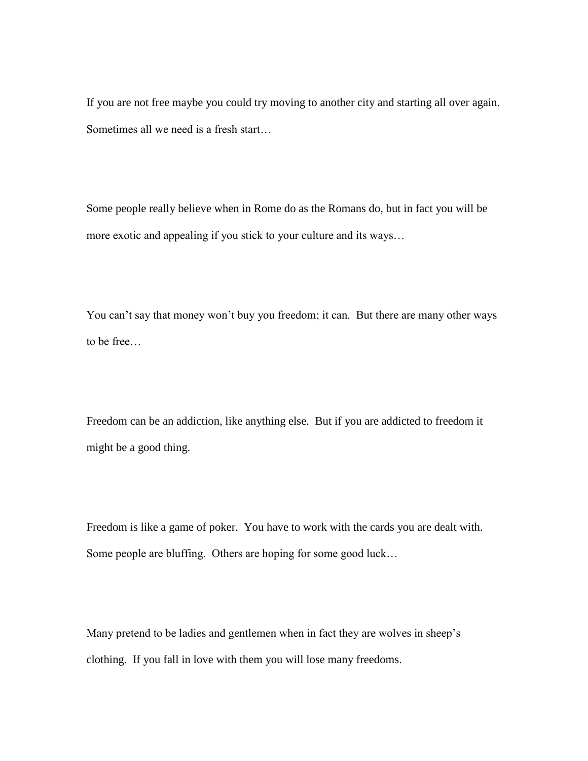If you are not free maybe you could try moving to another city and starting all over again. Sometimes all we need is a fresh start…

Some people really believe when in Rome do as the Romans do, but in fact you will be more exotic and appealing if you stick to your culture and its ways…

You can't say that money won't buy you freedom; it can. But there are many other ways to be free…

Freedom can be an addiction, like anything else. But if you are addicted to freedom it might be a good thing.

Freedom is like a game of poker. You have to work with the cards you are dealt with. Some people are bluffing. Others are hoping for some good luck…

Many pretend to be ladies and gentlemen when in fact they are wolves in sheep's clothing. If you fall in love with them you will lose many freedoms.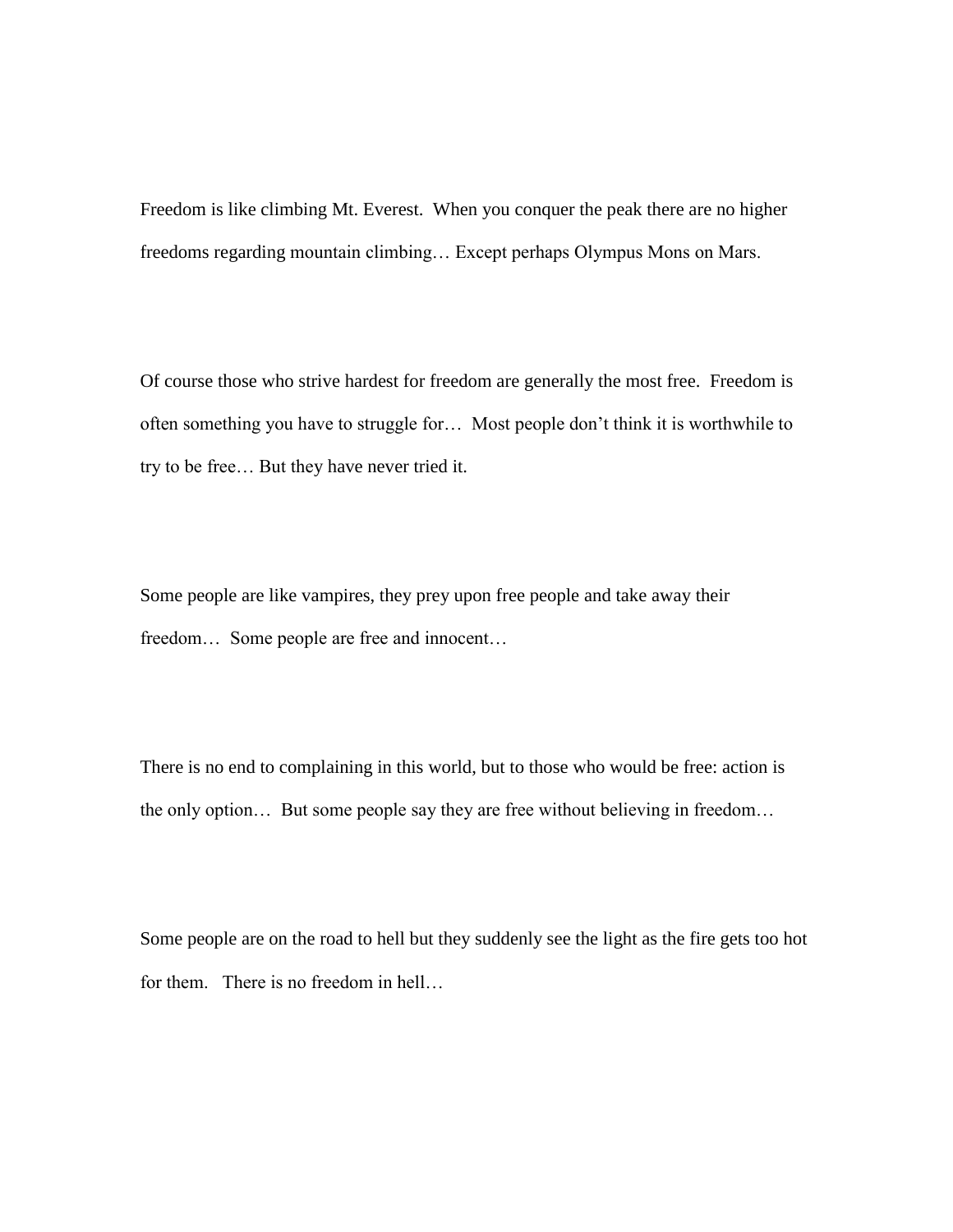Freedom is like climbing Mt. Everest.  When you conquer the peak there are no higher freedoms regarding mountain climbing… Except perhaps Olympus Mons on Mars.

Of course those who strive hardest for freedom are generally the most free.  Freedom is often something you have to struggle for…  Most people don't think it is worthwhile to try to be free… But they have never tried it.

Some people are like vampires, they prey upon free people and take away their freedom…  Some people are free and innocent…

There is no end to complaining in this world, but to those who would be free: action is the only option…  But some people say they are free without believing in freedom…

Some people are on the road to hell but they suddenly see the light as the fire gets too hot for them.   There is no freedom in hell…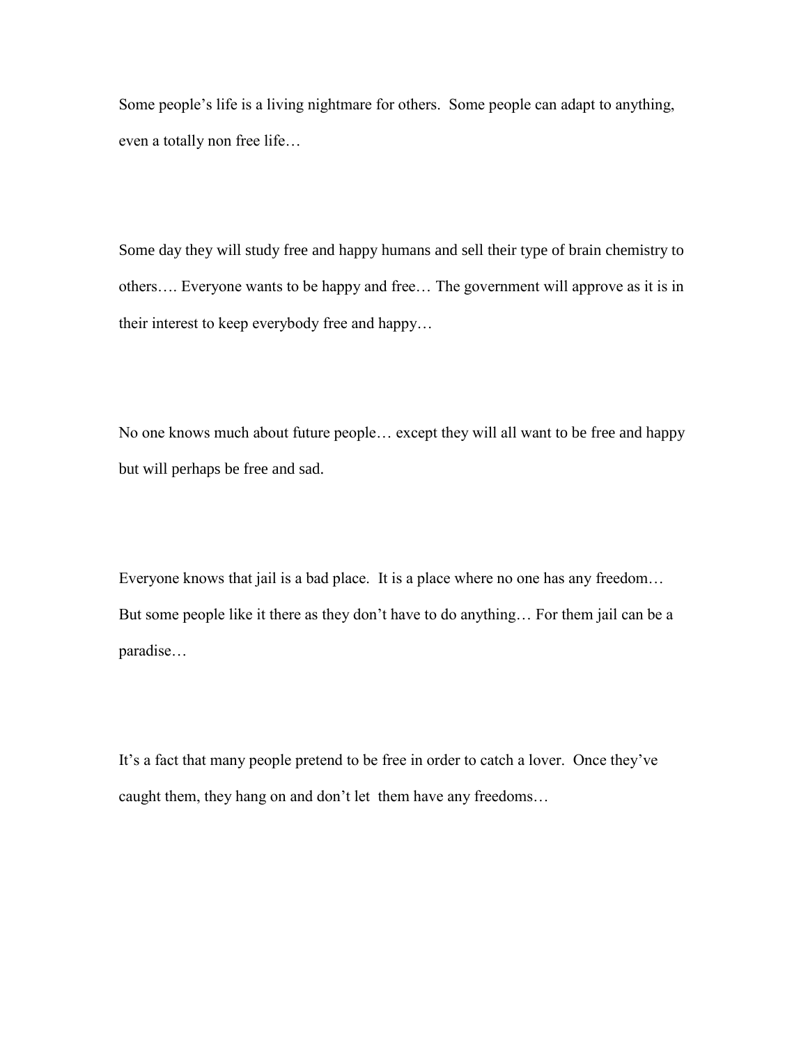Some people's life is a living nightmare for others. Some people can adapt to anything, even a totally non free life…

Some day they will study free and happy humans and sell their type of brain chemistry to others…. Everyone wants to be happy and free… The government will approve as it is in their interest to keep everybody free and happy…

No one knows much about future people… except they will all want to be free and happy but will perhaps be free and sad.

Everyone knows that jail is a bad place. It is a place where no one has any freedom… But some people like it there as they don't have to do anything… For them jail can be a paradise…

It's a fact that many people pretend to be free in order to catch a lover. Once they've caught them, they hang on and don't let them have any freedoms…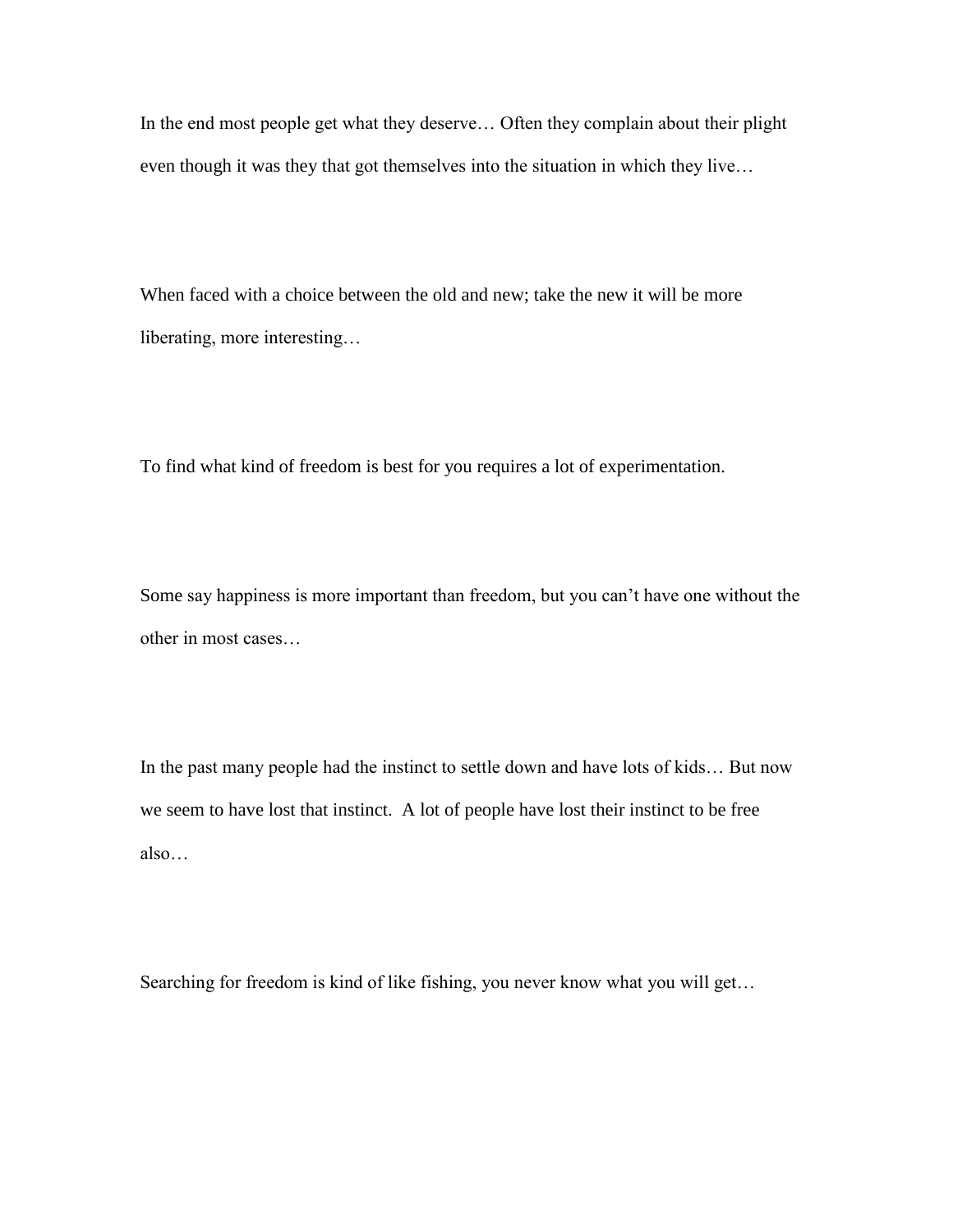In the end most people get what they deserve… Often they complain about their plight even though it was they that got themselves into the situation in which they live…

When faced with a choice between the old and new; take the new it will be more liberating, more interesting…

To find what kind of freedom is best for you requires a lot of experimentation.

Some say happiness is more important than freedom, but you can't have one without the other in most cases…

In the past many people had the instinct to settle down and have lots of kids… But now we seem to have lost that instinct. A lot of people have lost their instinct to be free also…

Searching for freedom is kind of like fishing, you never know what you will get…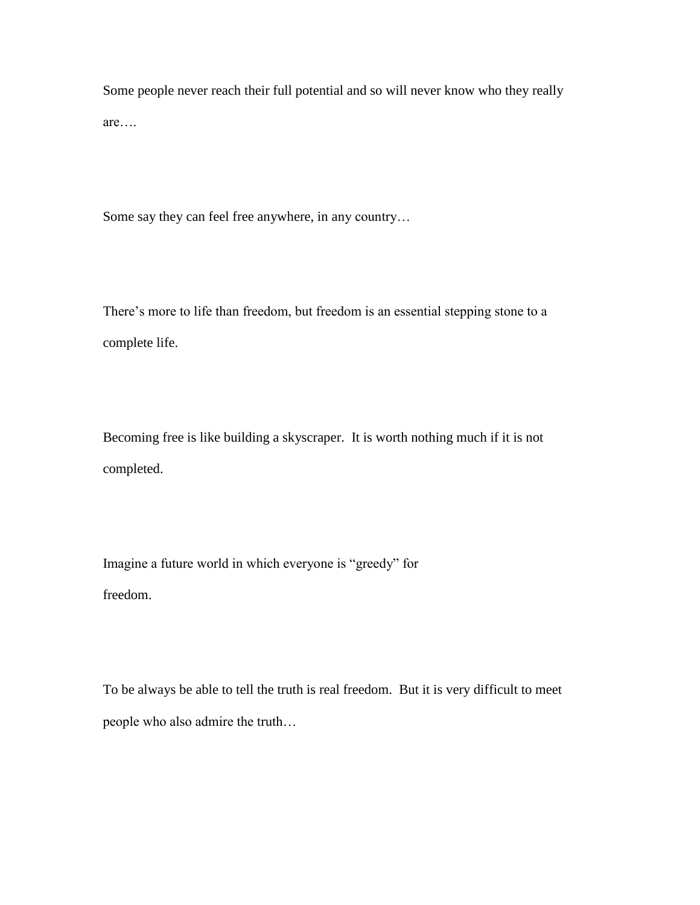Some people never reach their full potential and so will never know who they really are….

Some say they can feel free anywhere, in any country…

There's more to life than freedom, but freedom is an essential stepping stone to a complete life.

Becoming free is like building a skyscraper. It is worth nothing much if it is not completed.

Imagine a future world in which everyone is "greedy" for freedom.

To be always be able to tell the truth is real freedom. But it is very difficult to meet people who also admire the truth…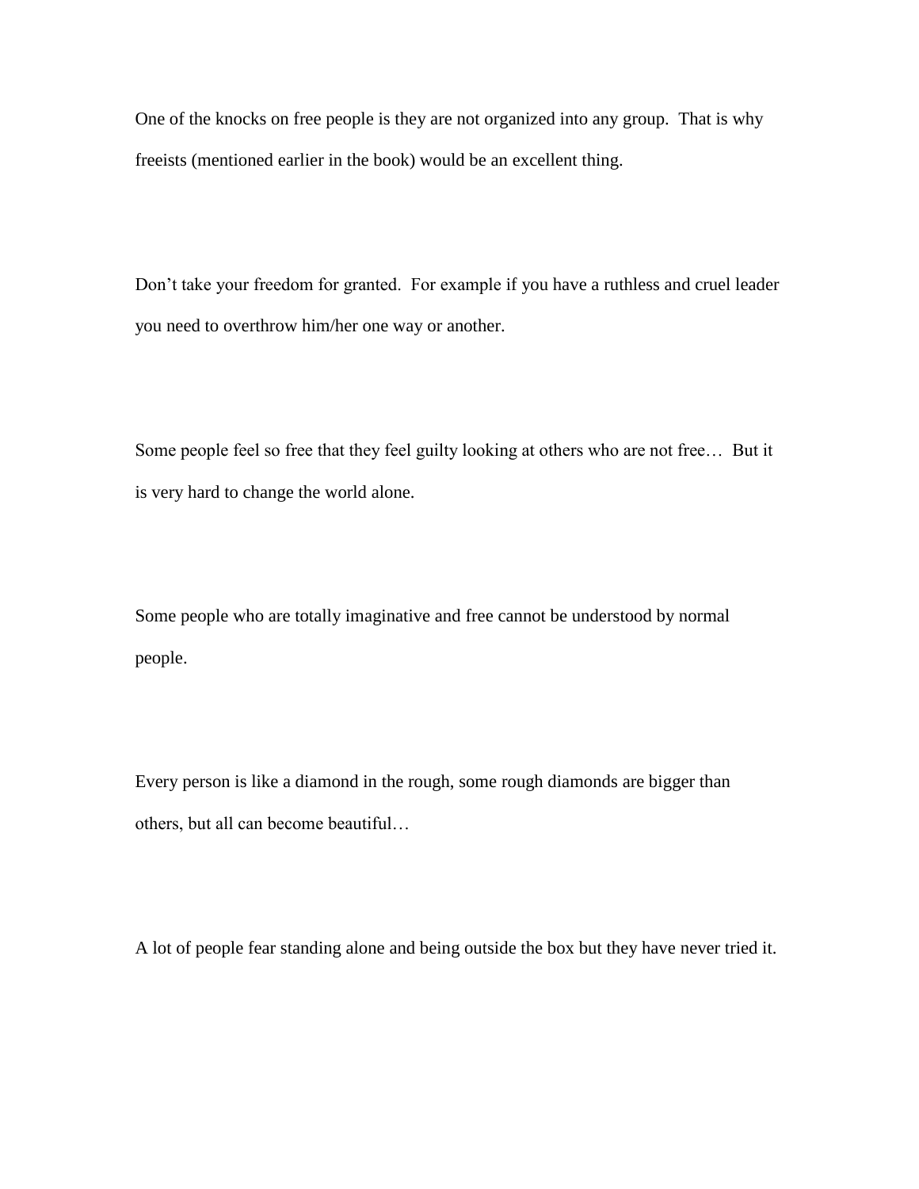One of the knocks on free people is they are not organized into any group. That is why freeists (mentioned earlier in the book) would be an excellent thing.

Don’t take your freedom for granted. For example if you have a ruthless and cruel leader you need to overthrow him/her one way or another.

Some people feel so free that they feel guilty looking at others who are not free… But it is very hard to change the world alone.

Some people who are totally imaginative and free cannot be understood by normal people.

Every person is like a diamond in the rough, some rough diamonds are bigger than others, but all can become beautiful…

A lot of people fear standing alone and being outside the box but they have never tried it.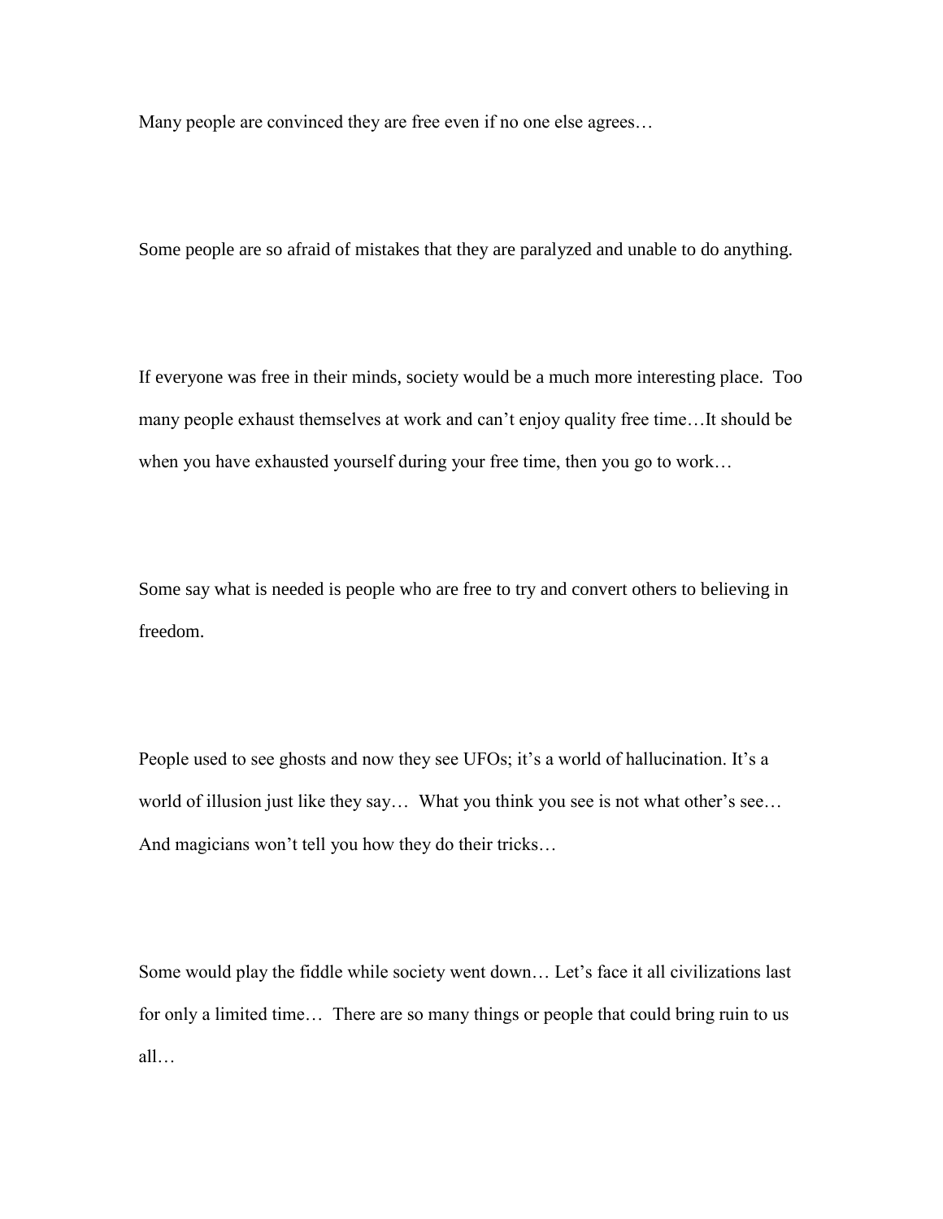Many people are convinced they are free even if no one else agrees…

Some people are so afraid of mistakes that they are paralyzed and unable to do anything.

If everyone was free in their minds, society would be a much more interesting place. Too many people exhaust themselves at work and can't enjoy quality free time…It should be when you have exhausted yourself during your free time, then you go to work…

Some say what is needed is people who are free to try and convert others to believing in freedom.

People used to see ghosts and now they see UFOs; it's a world of hallucination. It's a world of illusion just like they say… What you think you see is not what other's see… And magicians won't tell you how they do their tricks…

Some would play the fiddle while society went down… Let's face it all civilizations last for only a limited time… There are so many things or people that could bring ruin to us all…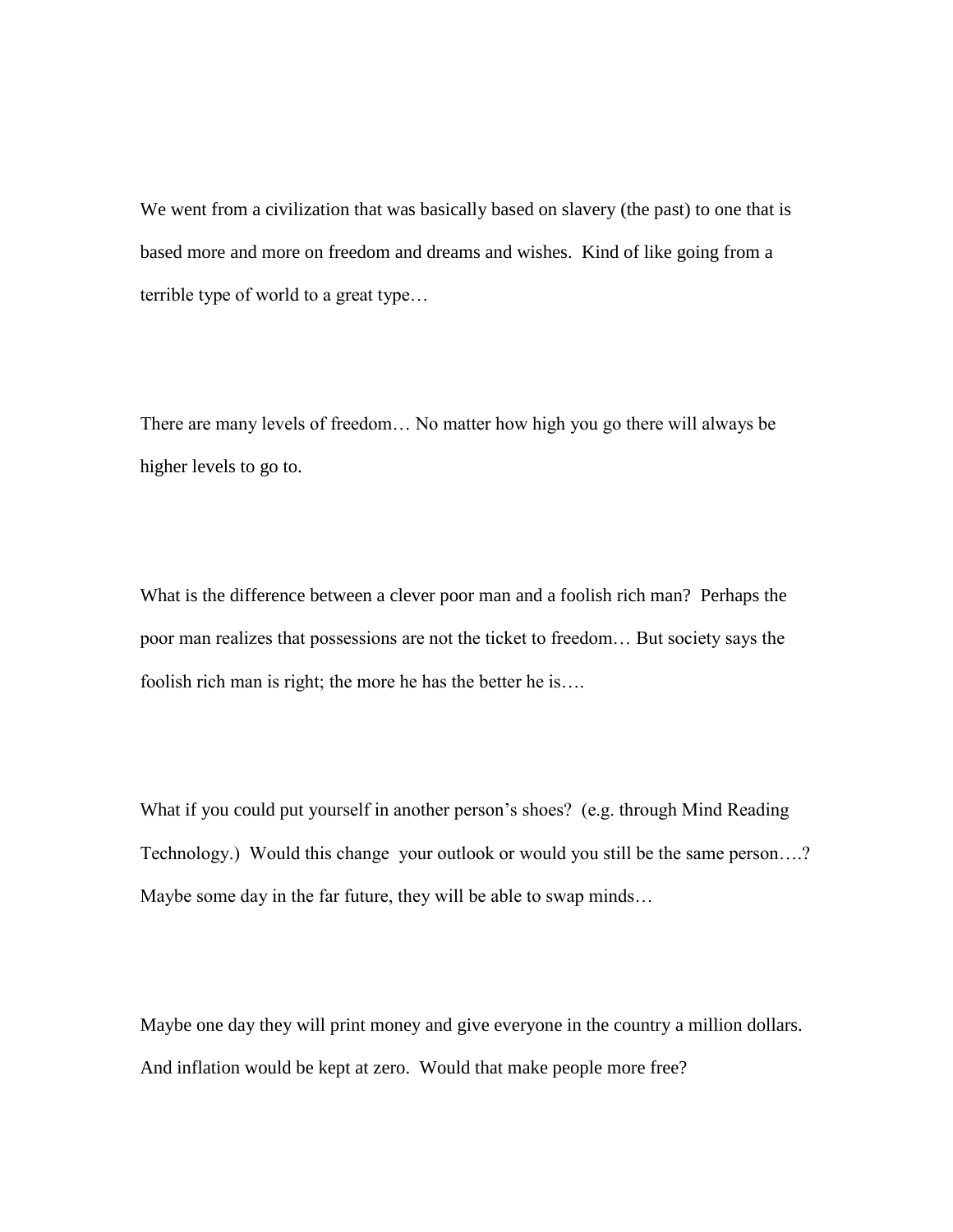We went from a civilization that was basically based on slavery (the past) to one that is based more and more on freedom and dreams and wishes.  Kind of like going from a terrible type of world to a great type…

There are many levels of freedom… No matter how high you go there will always be higher levels to go to.

What is the difference between a clever poor man and a foolish rich man?  Perhaps the poor man realizes that possessions are not the ticket to freedom… But society says the foolish rich man is right; the more he has the better he is….

What if you could put yourself in another person's shoes?  (e.g. through Mind Reading Technology.)  Would this change  your outlook or would you still be the same person….? Maybe some day in the far future, they will be able to swap minds…

Maybe one day they will print money and give everyone in the country a million dollars. And inflation would be kept at zero.  Would that make people more free?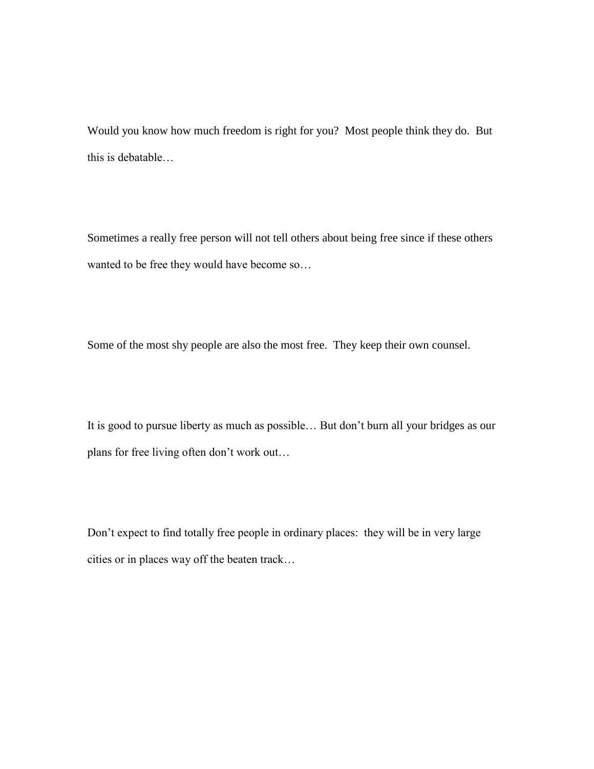Would you know how much freedom is right for you?  Most people think they do.  But this is debatable…

Sometimes a really free person will not tell others about being free since if these others wanted to be free they would have become so…

Some of the most shy people are also the most free.  They keep their own counsel.

It is good to pursue liberty as much as possible… But don't burn all your bridges as our plans for free living often don't work out…

Don't expect to find totally free people in ordinary places:  they will be in very large cities or in places way off the beaten track…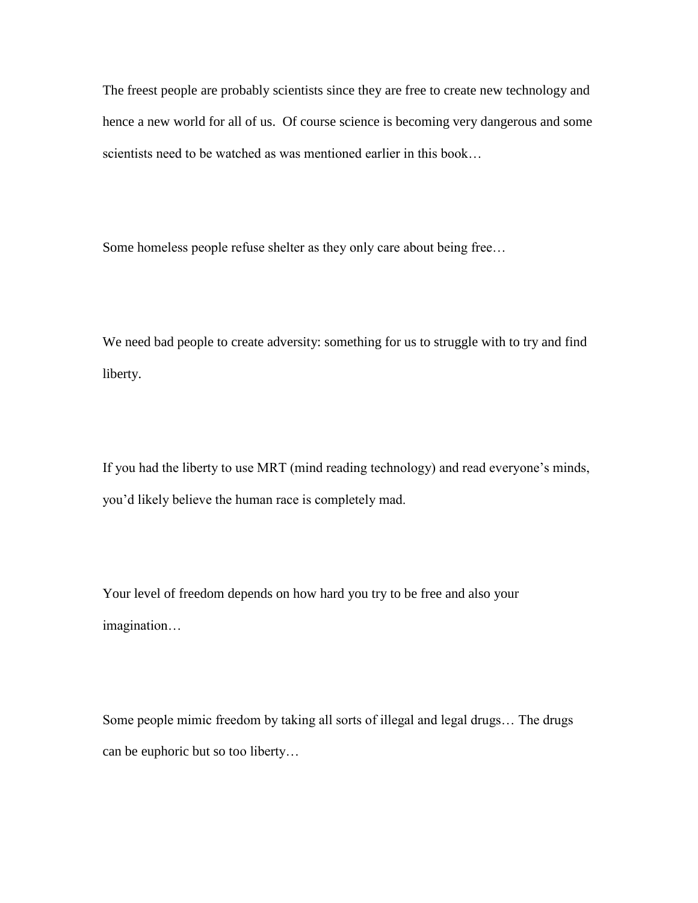The freest people are probably scientists since they are free to create new technology and hence a new world for all of us.  Of course science is becoming very dangerous and some scientists need to be watched as was mentioned earlier in this book…

Some homeless people refuse shelter as they only care about being free…

We need bad people to create adversity: something for us to struggle with to try and find liberty.

If you had the liberty to use MRT (mind reading technology) and read everyone's minds, you'd likely believe the human race is completely mad.

Your level of freedom depends on how hard you try to be free and also your imagination…

Some people mimic freedom by taking all sorts of illegal and legal drugs… The drugs can be euphoric but so too liberty…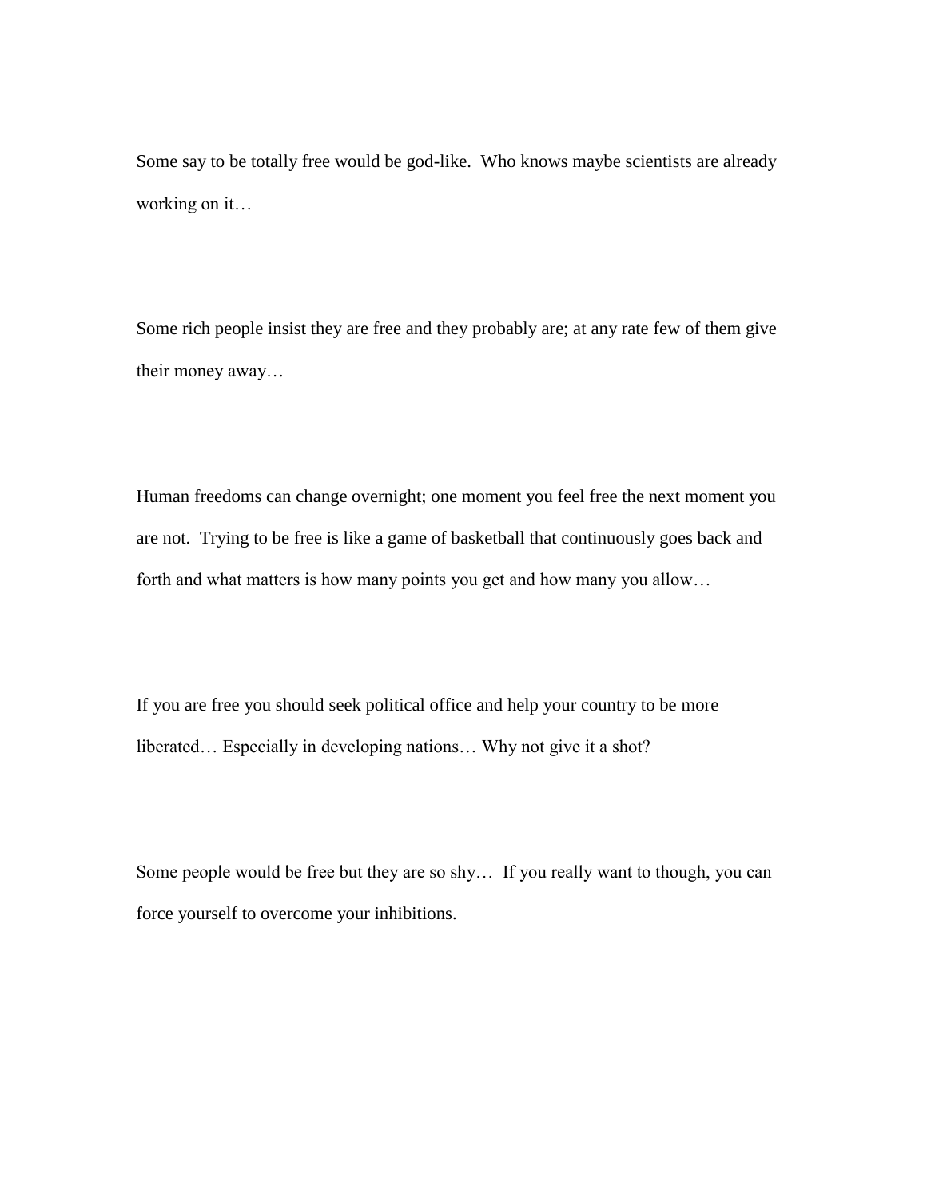Some say to be totally free would be god-like.  Who knows maybe scientists are already working on it…

Some rich people insist they are free and they probably are; at any rate few of them give their money away…

Human freedoms can change overnight; one moment you feel free the next moment you are not.  Trying to be free is like a game of basketball that continuously goes back and forth and what matters is how many points you get and how many you allow…

If you are free you should seek political office and help your country to be more liberated… Especially in developing nations… Why not give it a shot?

Some people would be free but they are so shy…  If you really want to though, you can force yourself to overcome your inhibitions.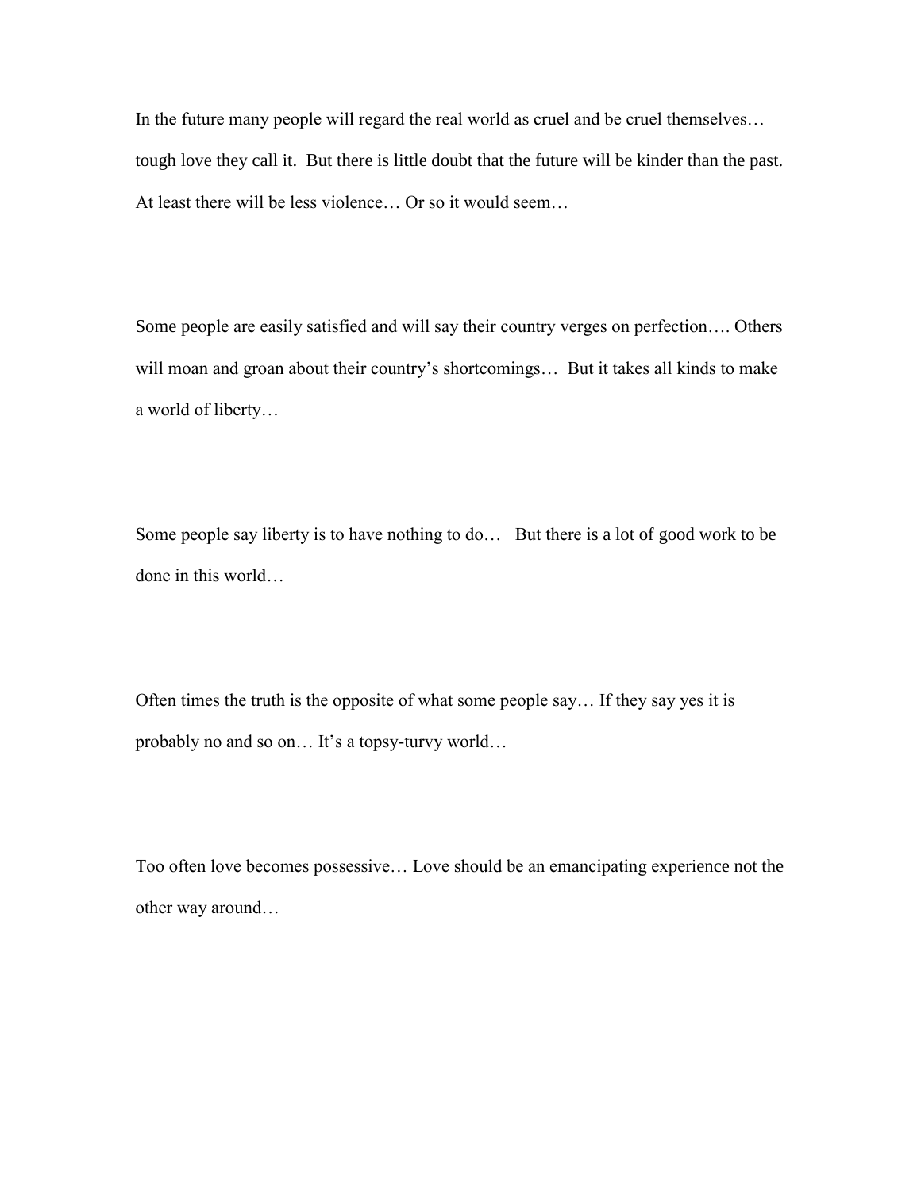In the future many people will regard the real world as cruel and be cruel themselves… tough love they call it. But there is little doubt that the future will be kinder than the past. At least there will be less violence… Or so it would seem…

Some people are easily satisfied and will say their country verges on perfection…. Others will moan and groan about their country's shortcomings… But it takes all kinds to make a world of liberty…

Some people say liberty is to have nothing to do… But there is a lot of good work to be done in this world…

Often times the truth is the opposite of what some people say… If they say yes it is probably no and so on… It's a topsy-turvy world…

Too often love becomes possessive… Love should be an emancipating experience not the other way around…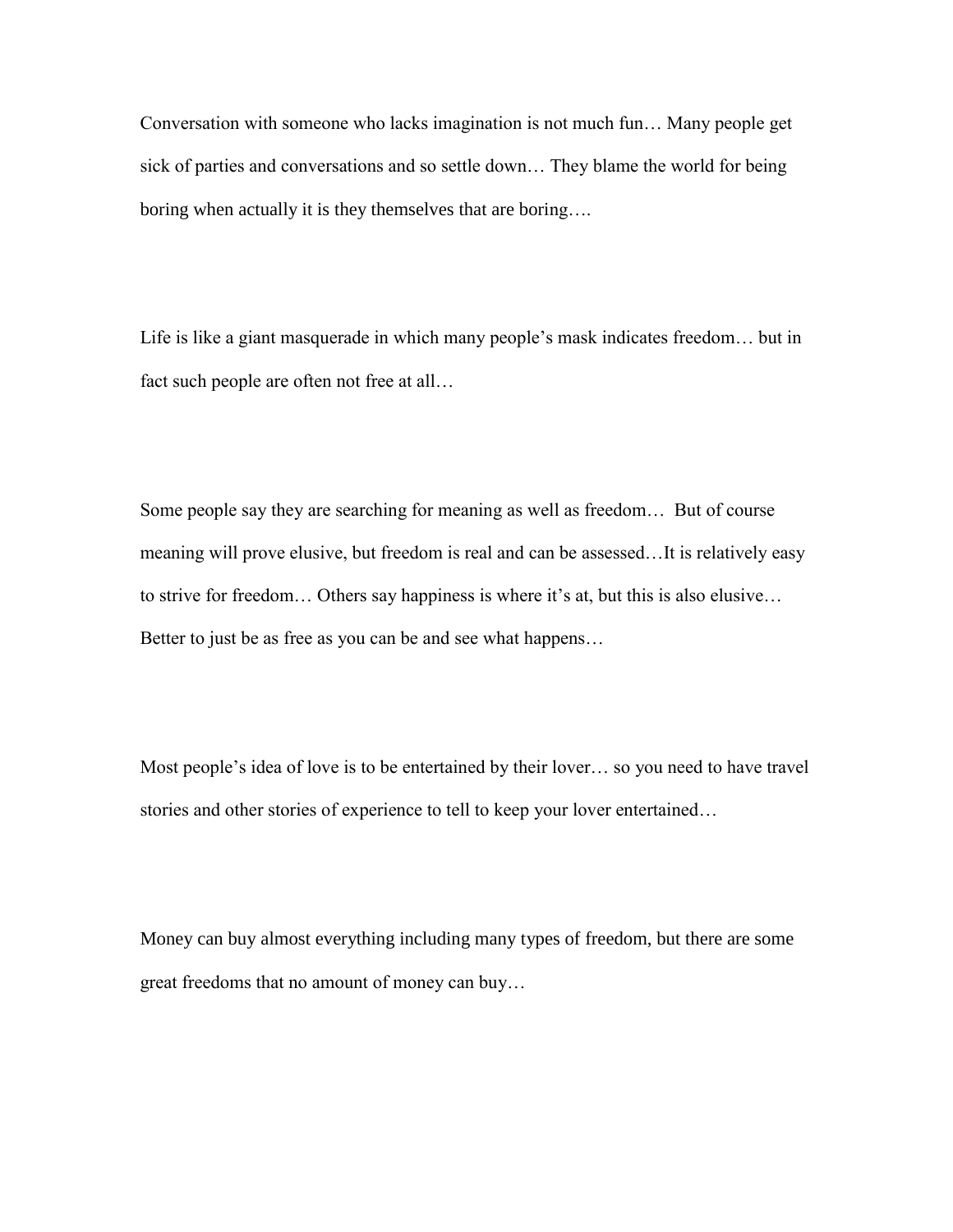Conversation with someone who lacks imagination is not much fun… Many people get sick of parties and conversations and so settle down… They blame the world for being boring when actually it is they themselves that are boring….

Life is like a giant masquerade in which many people's mask indicates freedom… but in fact such people are often not free at all…

Some people say they are searching for meaning as well as freedom… But of course meaning will prove elusive, but freedom is real and can be assessed…It is relatively easy to strive for freedom… Others say happiness is where it's at, but this is also elusive… Better to just be as free as you can be and see what happens…

Most people's idea of love is to be entertained by their lover… so you need to have travel stories and other stories of experience to tell to keep your lover entertained…

Money can buy almost everything including many types of freedom, but there are some great freedoms that no amount of money can buy…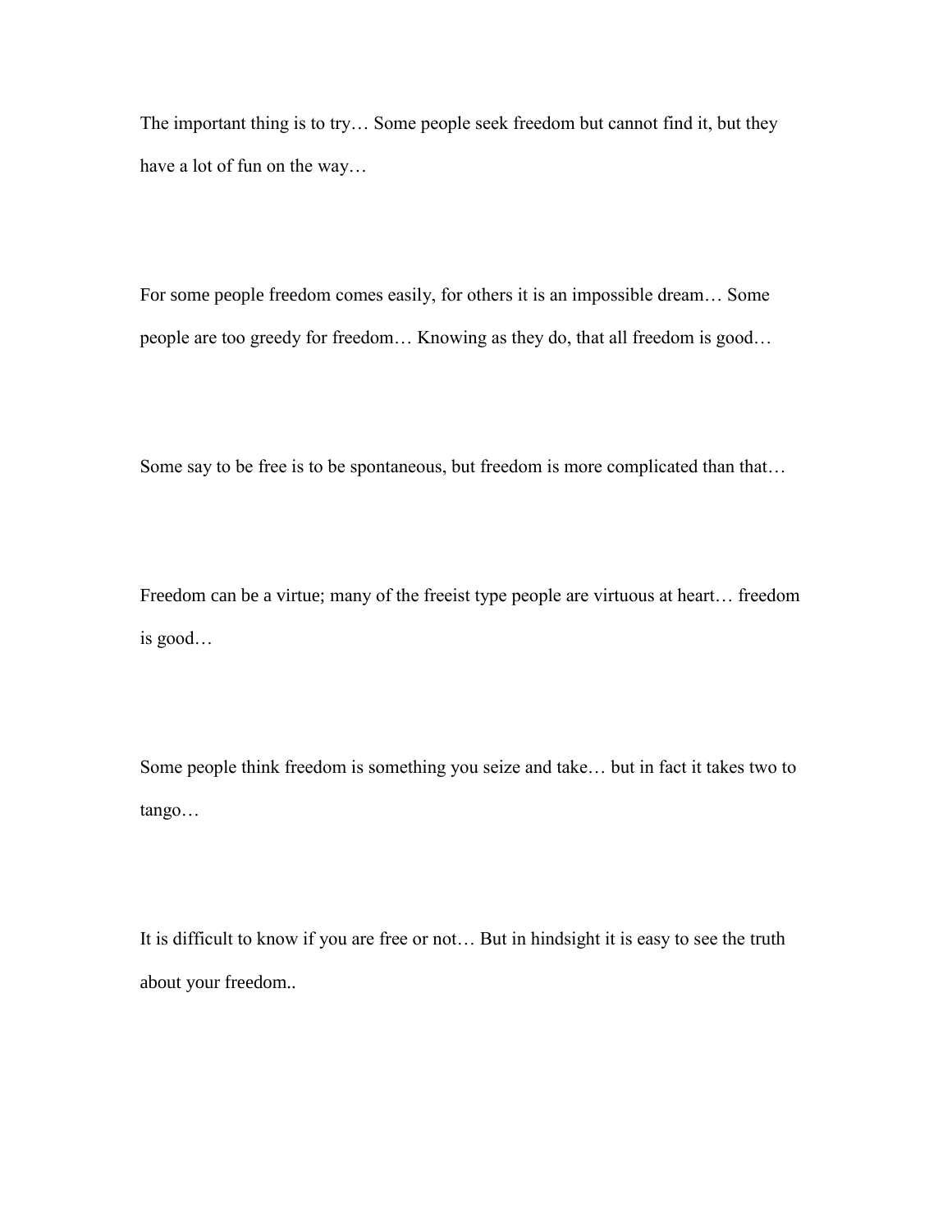The important thing is to try… Some people seek freedom but cannot find it, but they have a lot of fun on the way…

For some people freedom comes easily, for others it is an impossible dream… Some people are too greedy for freedom… Knowing as they do, that all freedom is good…

Some say to be free is to be spontaneous, but freedom is more complicated than that…

Freedom can be a virtue; many of the freeist type people are virtuous at heart… freedom is good…

Some people think freedom is something you seize and take… but in fact it takes two to tango…

It is difficult to know if you are free or not… But in hindsight it is easy to see the truth about your freedom..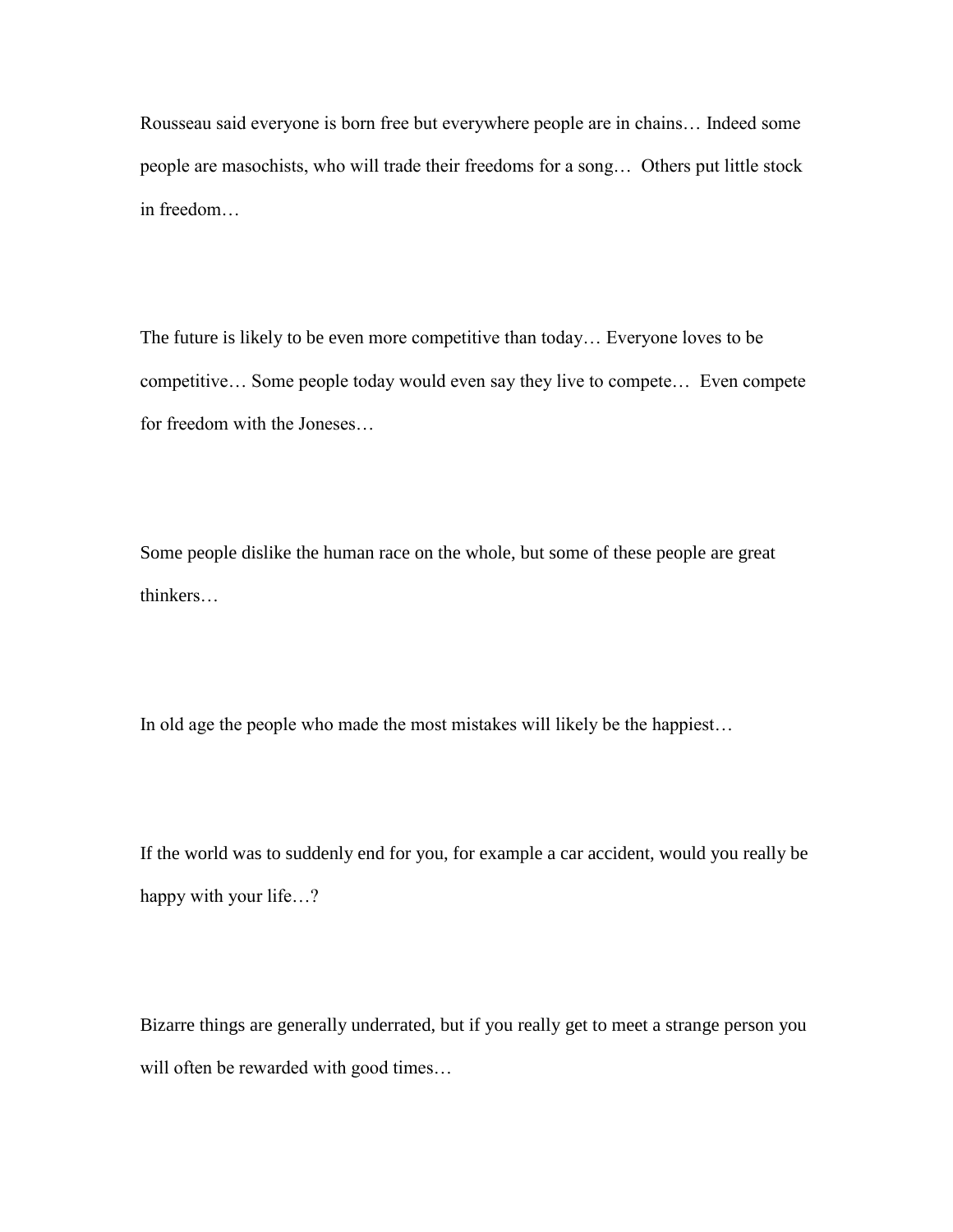Rousseau said everyone is born free but everywhere people are in chains… Indeed some people are masochists, who will trade their freedoms for a song… Others put little stock in freedom…

The future is likely to be even more competitive than today… Everyone loves to be competitive… Some people today would even say they live to compete… Even compete for freedom with the Joneses…

Some people dislike the human race on the whole, but some of these people are great thinkers…

In old age the people who made the most mistakes will likely be the happiest…

If the world was to suddenly end for you, for example a car accident, would you really be happy with your life…?

Bizarre things are generally underrated, but if you really get to meet a strange person you will often be rewarded with good times…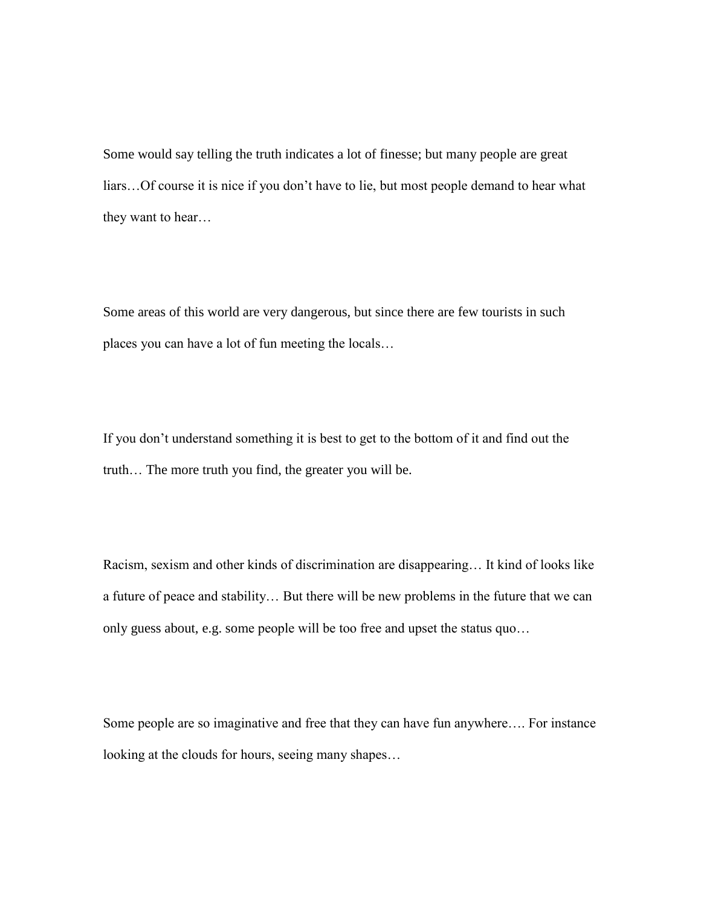Some would say telling the truth indicates a lot of finesse; but many people are great liars…Of course it is nice if you don't have to lie, but most people demand to hear what they want to hear…

Some areas of this world are very dangerous, but since there are few tourists in such places you can have a lot of fun meeting the locals…

If you don't understand something it is best to get to the bottom of it and find out the truth… The more truth you find, the greater you will be.

Racism, sexism and other kinds of discrimination are disappearing… It kind of looks like a future of peace and stability… But there will be new problems in the future that we can only guess about, e.g. some people will be too free and upset the status quo…

Some people are so imaginative and free that they can have fun anywhere…. For instance looking at the clouds for hours, seeing many shapes…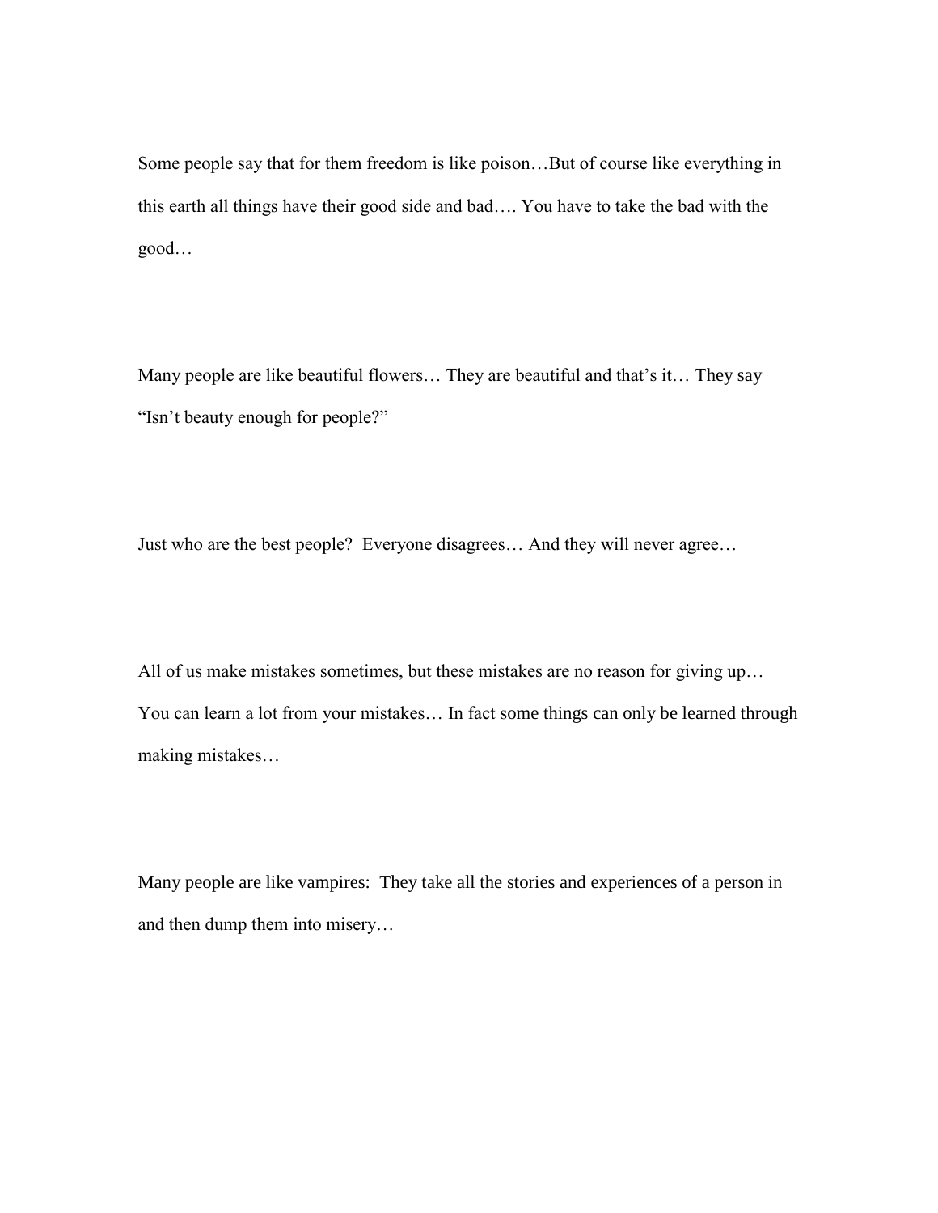Some people say that for them freedom is like poison…But of course like everything in this earth all things have their good side and bad…. You have to take the bad with the good…

Many people are like beautiful flowers… They are beautiful and that's it… They say "Isn't beauty enough for people?"

Just who are the best people? Everyone disagrees… And they will never agree…

All of us make mistakes sometimes, but these mistakes are no reason for giving up… You can learn a lot from your mistakes… In fact some things can only be learned through making mistakes…

Many people are like vampires: They take all the stories and experiences of a person in and then dump them into misery…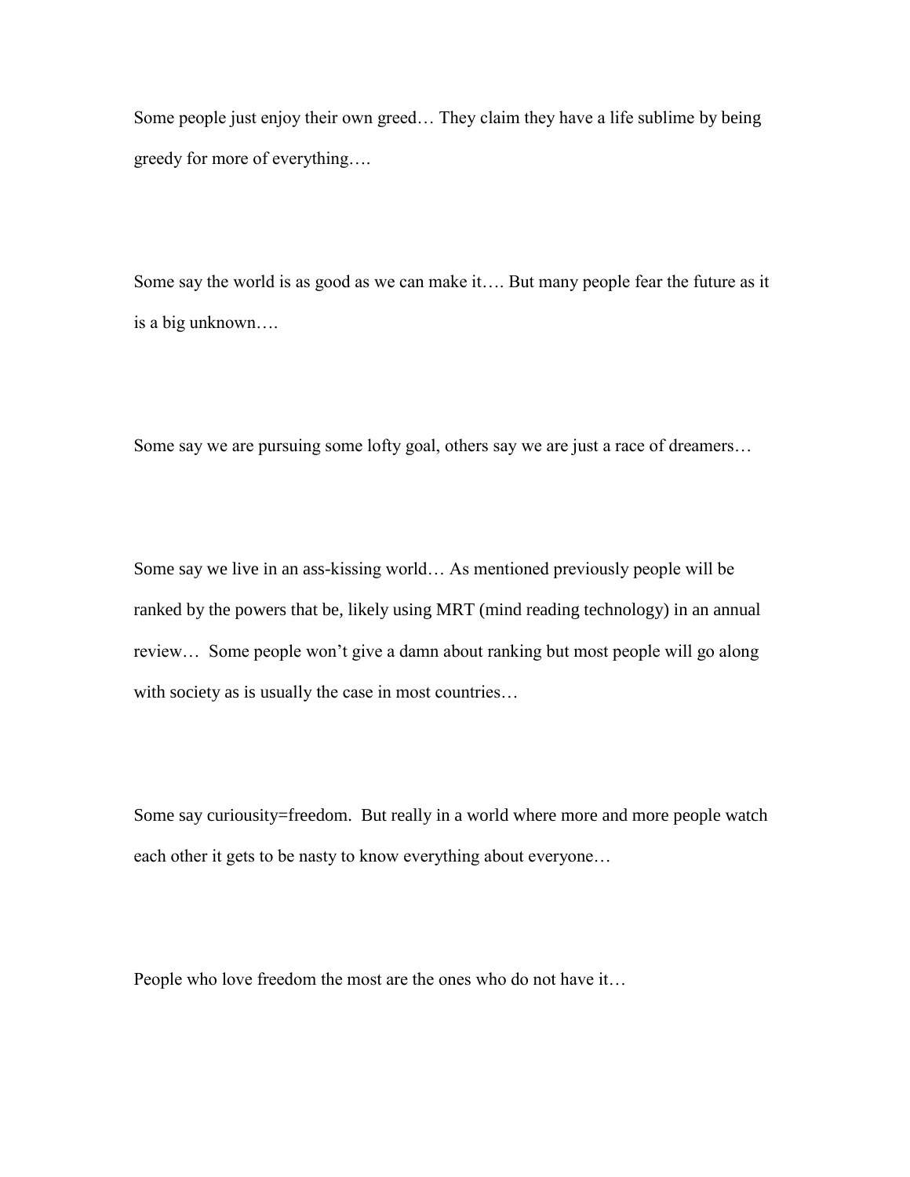Some people just enjoy their own greed… They claim they have a life sublime by being greedy for more of everything….

Some say the world is as good as we can make it…. But many people fear the future as it is a big unknown….

Some say we are pursuing some lofty goal, others say we are just a race of dreamers…

Some say we live in an ass-kissing world… As mentioned previously people will be ranked by the powers that be, likely using MRT (mind reading technology) in an annual review… Some people won't give a damn about ranking but most people will go along with society as is usually the case in most countries…

Some say curiousity=freedom. But really in a world where more and more people watch each other it gets to be nasty to know everything about everyone…

People who love freedom the most are the ones who do not have it…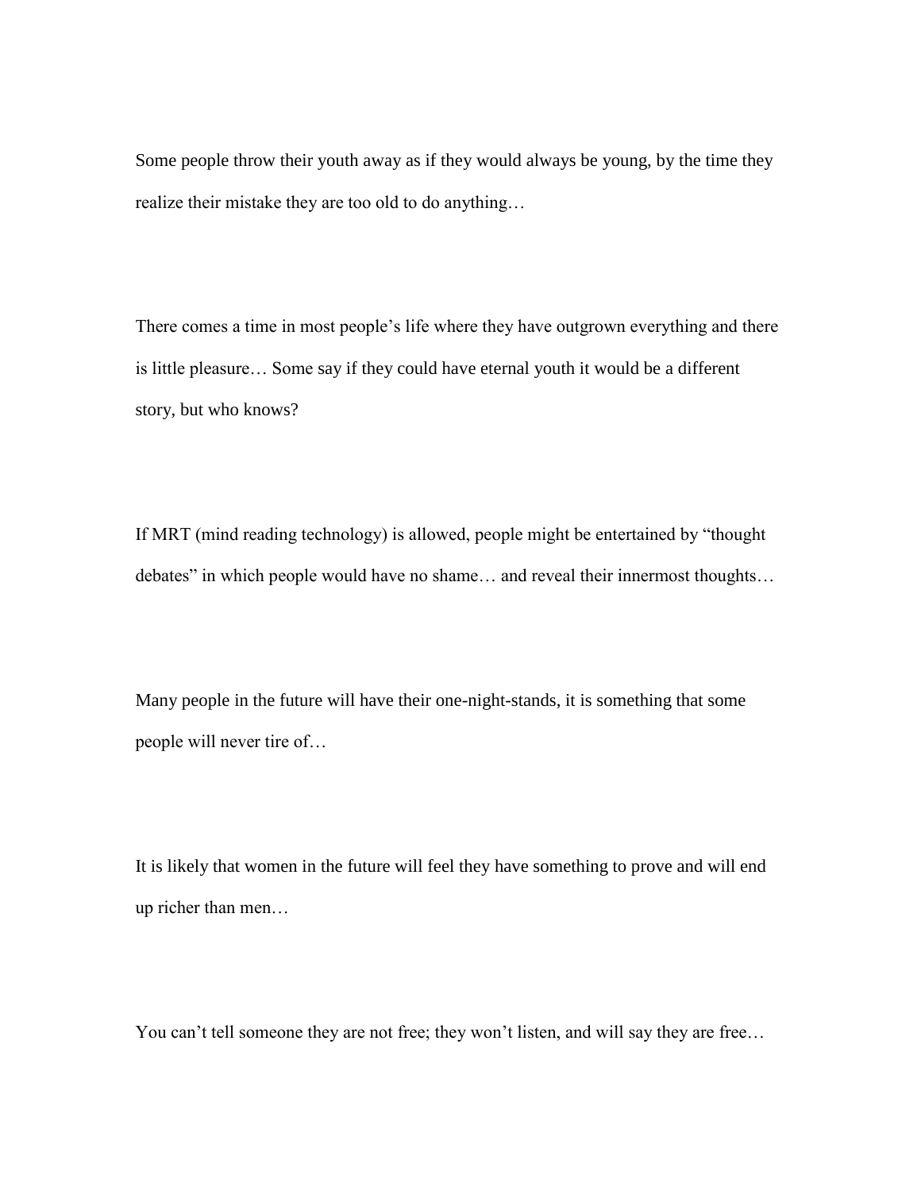Some people throw their youth away as if they would always be young, by the time they realize their mistake they are too old to do anything…

There comes a time in most people's life where they have outgrown everything and there is little pleasure… Some say if they could have eternal youth it would be a different story, but who knows?

If MRT (mind reading technology) is allowed, people might be entertained by "thought debates" in which people would have no shame… and reveal their innermost thoughts…

Many people in the future will have their one-night-stands, it is something that some people will never tire of…

It is likely that women in the future will feel they have something to prove and will end up richer than men…

You can't tell someone they are not free; they won't listen, and will say they are free…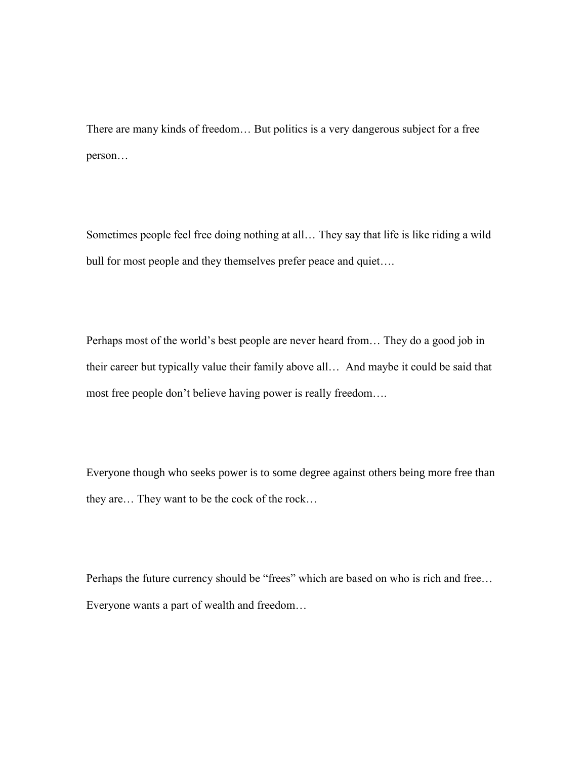There are many kinds of freedom… But politics is a very dangerous subject for a free person…

Sometimes people feel free doing nothing at all… They say that life is like riding a wild bull for most people and they themselves prefer peace and quiet….

Perhaps most of the world's best people are never heard from… They do a good job in their career but typically value their family above all… And maybe it could be said that most free people don't believe having power is really freedom….

Everyone though who seeks power is to some degree against others being more free than they are… They want to be the cock of the rock…

Perhaps the future currency should be "frees" which are based on who is rich and free… Everyone wants a part of wealth and freedom…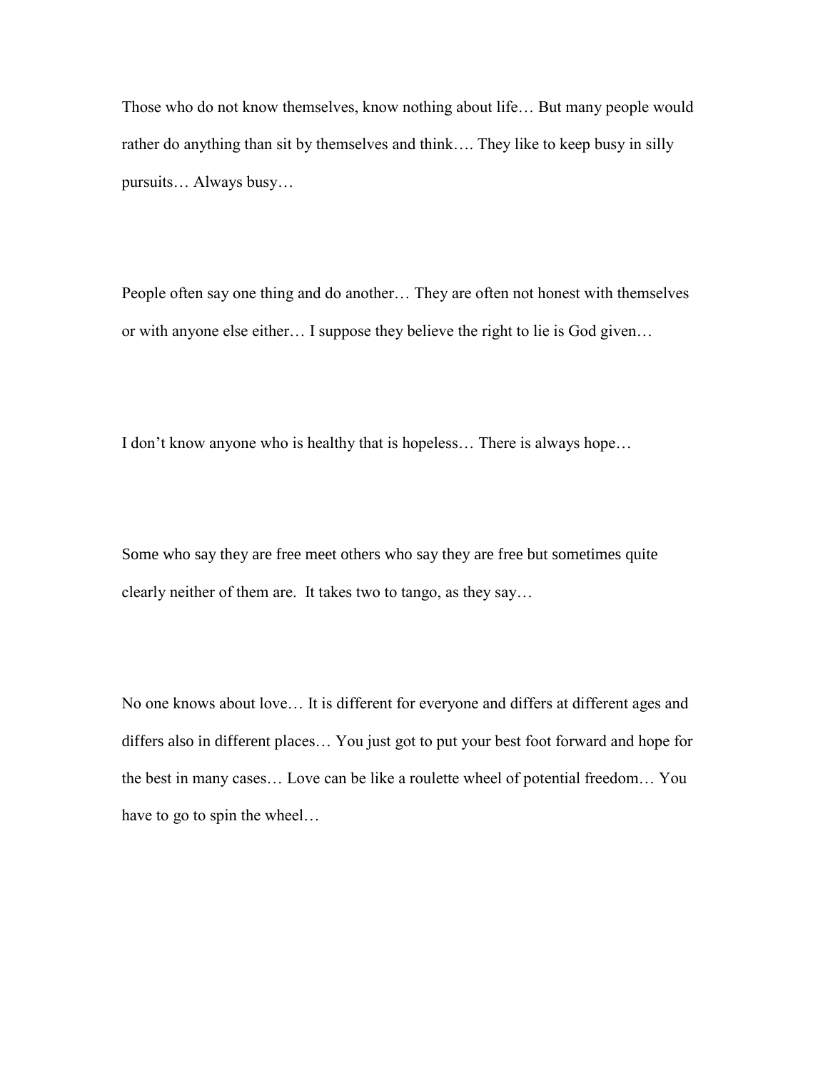Those who do not know themselves, know nothing about life… But many people would rather do anything than sit by themselves and think…. They like to keep busy in silly pursuits… Always busy…

People often say one thing and do another… They are often not honest with themselves or with anyone else either… I suppose they believe the right to lie is God given…

I don't know anyone who is healthy that is hopeless… There is always hope…

Some who say they are free meet others who say they are free but sometimes quite clearly neither of them are.  It takes two to tango, as they say…

No one knows about love… It is different for everyone and differs at different ages and differs also in different places… You just got to put your best foot forward and hope for the best in many cases… Love can be like a roulette wheel of potential freedom… You have to go to spin the wheel…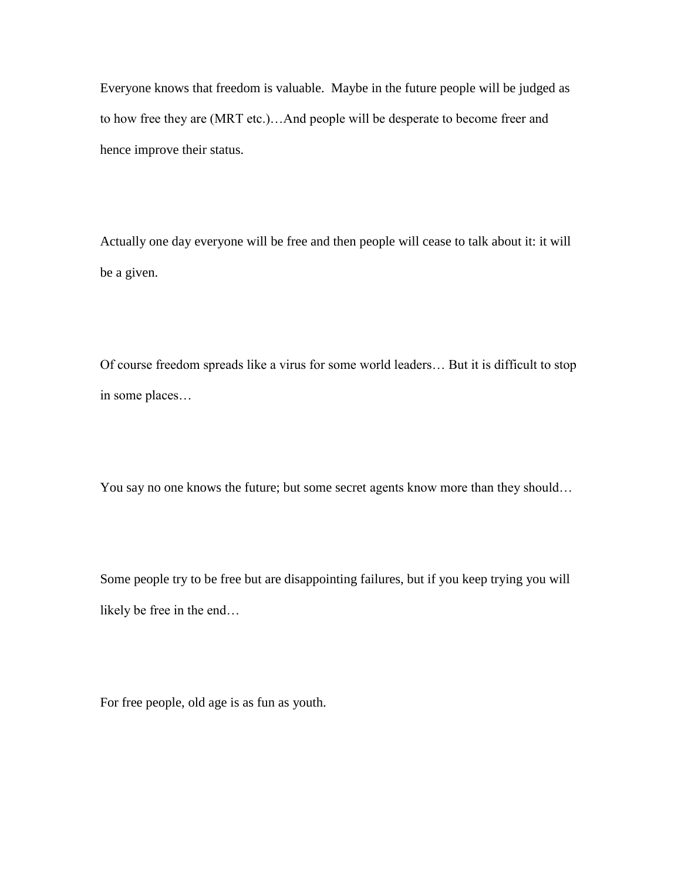Everyone knows that freedom is valuable.  Maybe in the future people will be judged as to how free they are (MRT etc.)…And people will be desperate to become freer and hence improve their status.

Actually one day everyone will be free and then people will cease to talk about it: it will be a given.

Of course freedom spreads like a virus for some world leaders… But it is difficult to stop in some places…

You say no one knows the future; but some secret agents know more than they should…

Some people try to be free but are disappointing failures, but if you keep trying you will likely be free in the end…

For free people, old age is as fun as youth.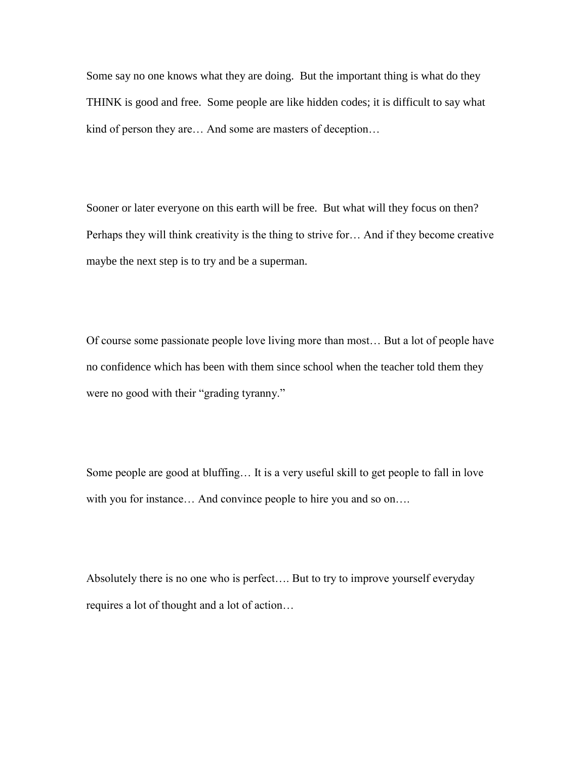Some say no one knows what they are doing.  But the important thing is what do they THINK is good and free.  Some people are like hidden codes; it is difficult to say what kind of person they are… And some are masters of deception…

Sooner or later everyone on this earth will be free.  But what will they focus on then? Perhaps they will think creativity is the thing to strive for… And if they become creative maybe the next step is to try and be a superman.

Of course some passionate people love living more than most… But a lot of people have no confidence which has been with them since school when the teacher told them they were no good with their "grading tyranny."

Some people are good at bluffing… It is a very useful skill to get people to fall in love with you for instance… And convince people to hire you and so on….

Absolutely there is no one who is perfect…. But to try to improve yourself everyday requires a lot of thought and a lot of action…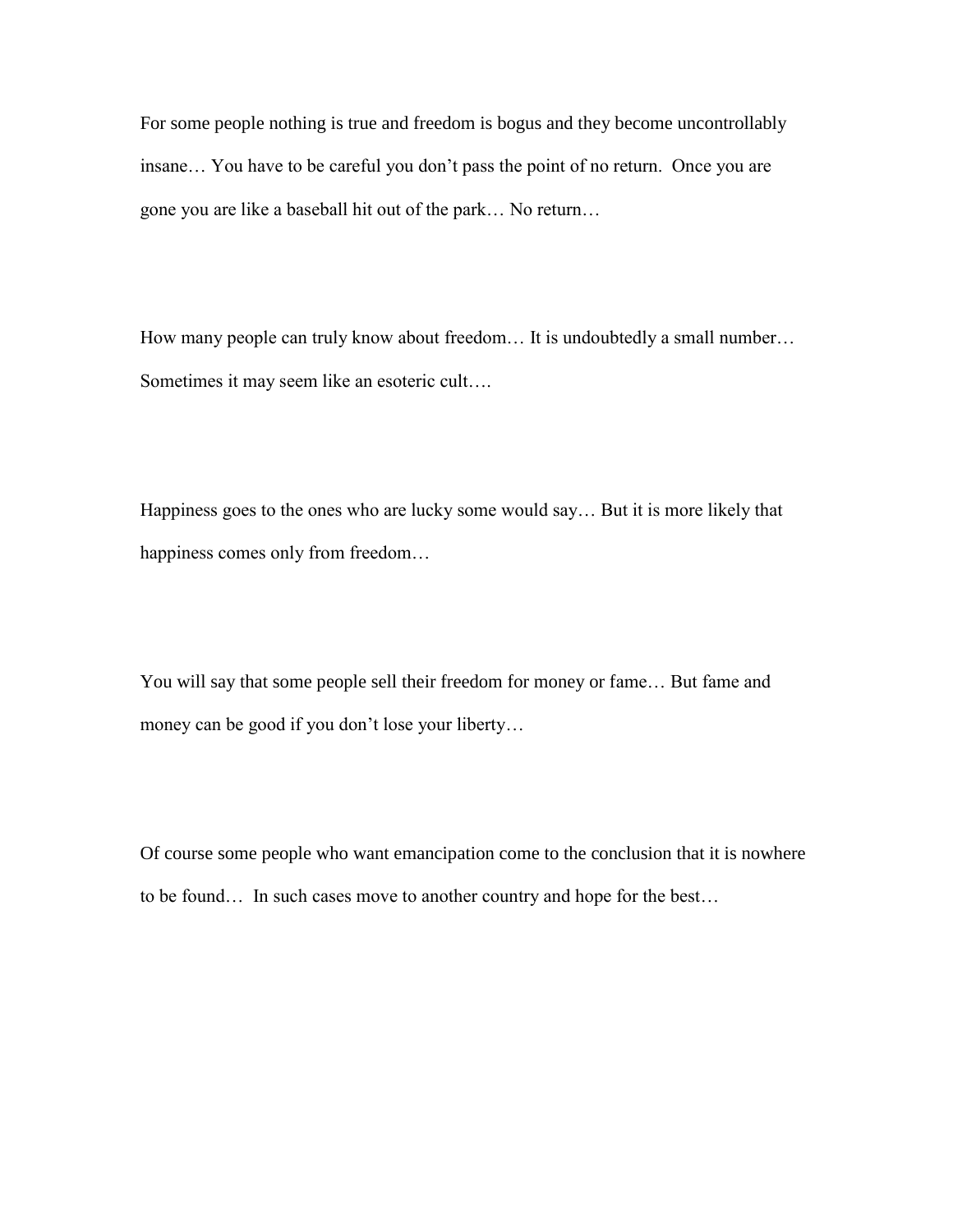For some people nothing is true and freedom is bogus and they become uncontrollably insane… You have to be careful you don't pass the point of no return. Once you are gone you are like a baseball hit out of the park… No return…

How many people can truly know about freedom… It is undoubtedly a small number… Sometimes it may seem like an esoteric cult….

Happiness goes to the ones who are lucky some would say… But it is more likely that happiness comes only from freedom…

You will say that some people sell their freedom for money or fame… But fame and money can be good if you don't lose your liberty…

Of course some people who want emancipation come to the conclusion that it is nowhere to be found… In such cases move to another country and hope for the best…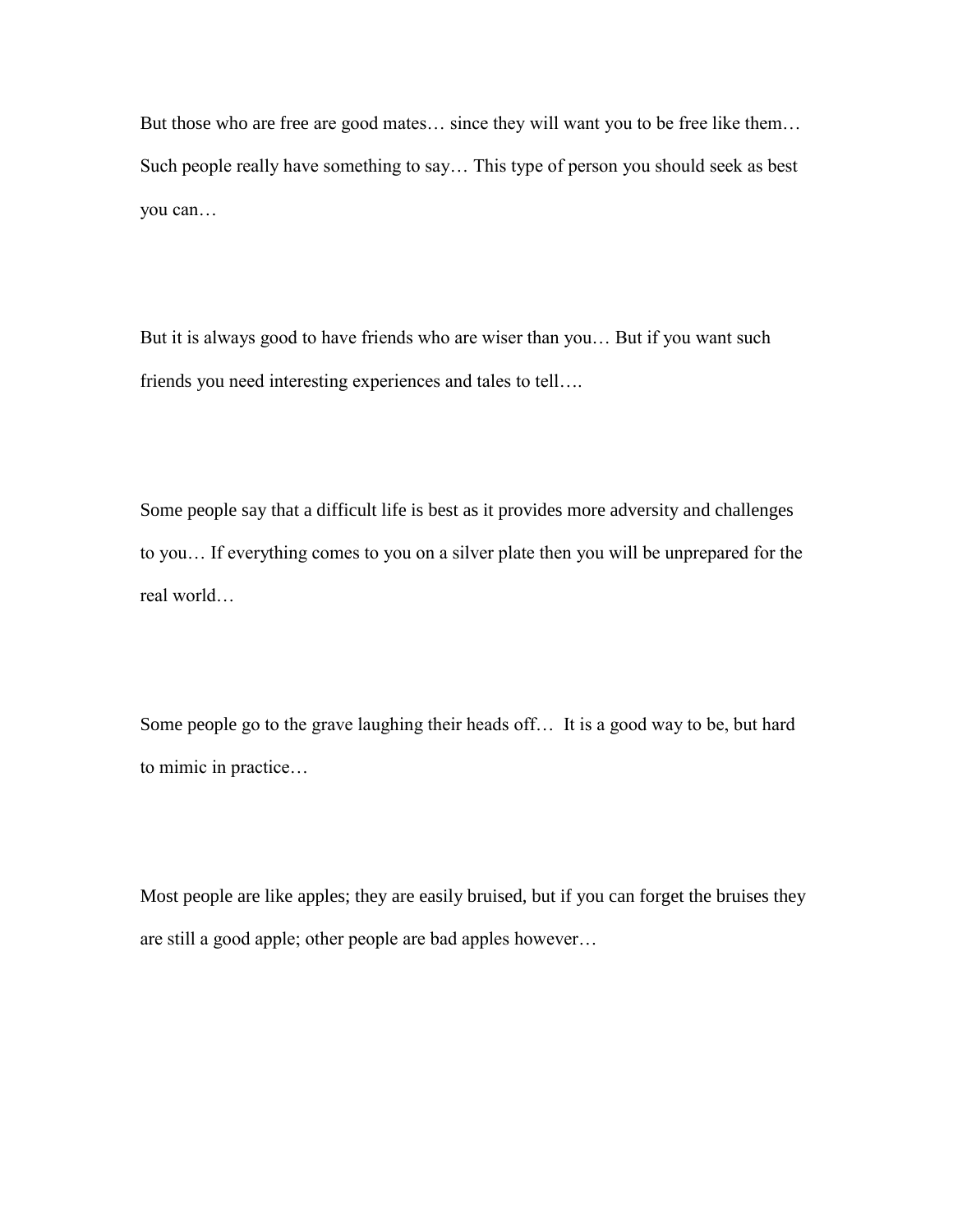But those who are free are good mates… since they will want you to be free like them… Such people really have something to say… This type of person you should seek as best you can…

But it is always good to have friends who are wiser than you… But if you want such friends you need interesting experiences and tales to tell….

Some people say that a difficult life is best as it provides more adversity and challenges to you… If everything comes to you on a silver plate then you will be unprepared for the real world…

Some people go to the grave laughing their heads off… It is a good way to be, but hard to mimic in practice…

Most people are like apples; they are easily bruised, but if you can forget the bruises they are still a good apple; other people are bad apples however…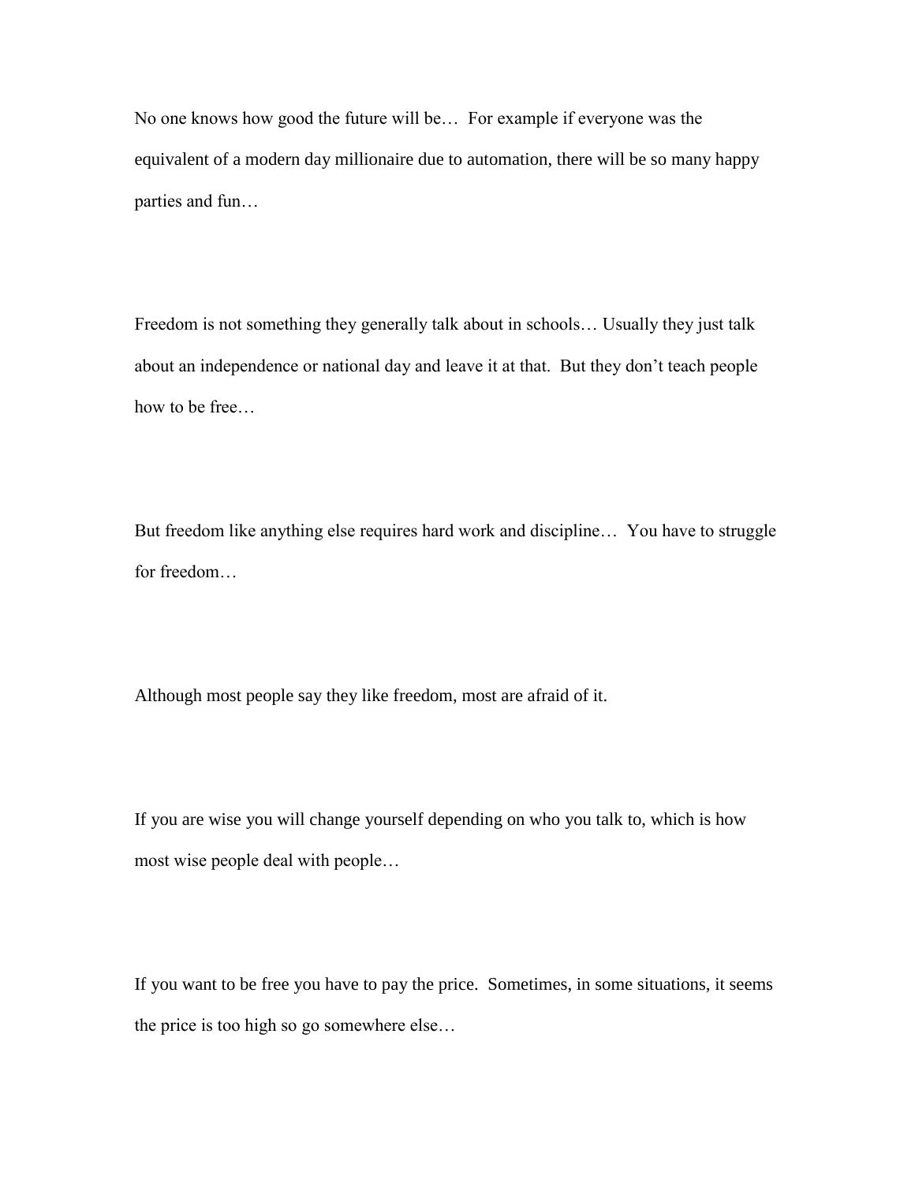No one knows how good the future will be… For example if everyone was the equivalent of a modern day millionaire due to automation, there will be so many happy parties and fun…

Freedom is not something they generally talk about in schools… Usually they just talk about an independence or national day and leave it at that. But they don't teach people how to be free…

But freedom like anything else requires hard work and discipline… You have to struggle for freedom…

Although most people say they like freedom, most are afraid of it.

If you are wise you will change yourself depending on who you talk to, which is how most wise people deal with people…

If you want to be free you have to pay the price. Sometimes, in some situations, it seems the price is too high so go somewhere else…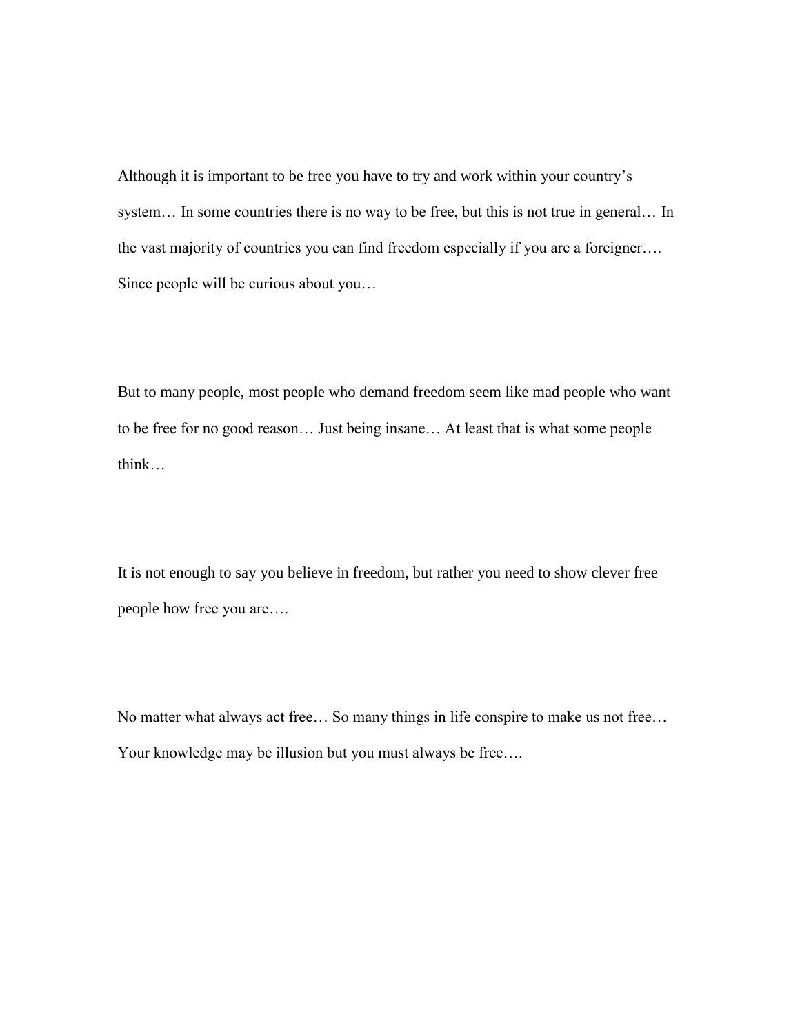Although it is important to be free you have to try and work within your country's system… In some countries there is no way to be free, but this is not true in general… In the vast majority of countries you can find freedom especially if you are a foreigner…. Since people will be curious about you…

But to many people, most people who demand freedom seem like mad people who want to be free for no good reason… Just being insane… At least that is what some people think…

It is not enough to say you believe in freedom, but rather you need to show clever free people how free you are….

No matter what always act free… So many things in life conspire to make us not free… Your knowledge may be illusion but you must always be free….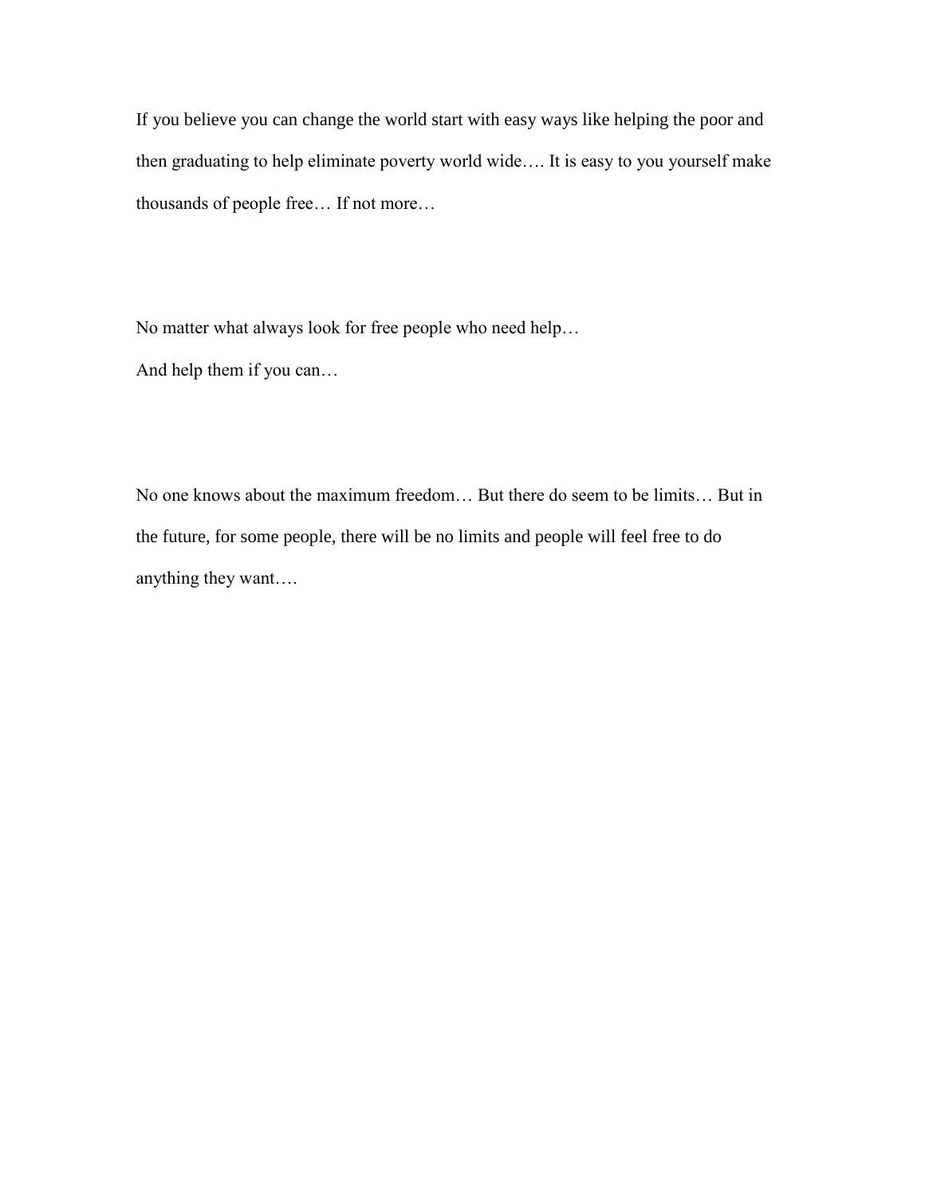If you believe you can change the world start with easy ways like helping the poor and then graduating to help eliminate poverty world wide…. It is easy to you yourself make thousands of people free… If not more…

No matter what always look for free people who need help…
And help them if you can…

No one knows about the maximum freedom… But there do seem to be limits… But in the future, for some people, there will be no limits and people will feel free to do anything they want….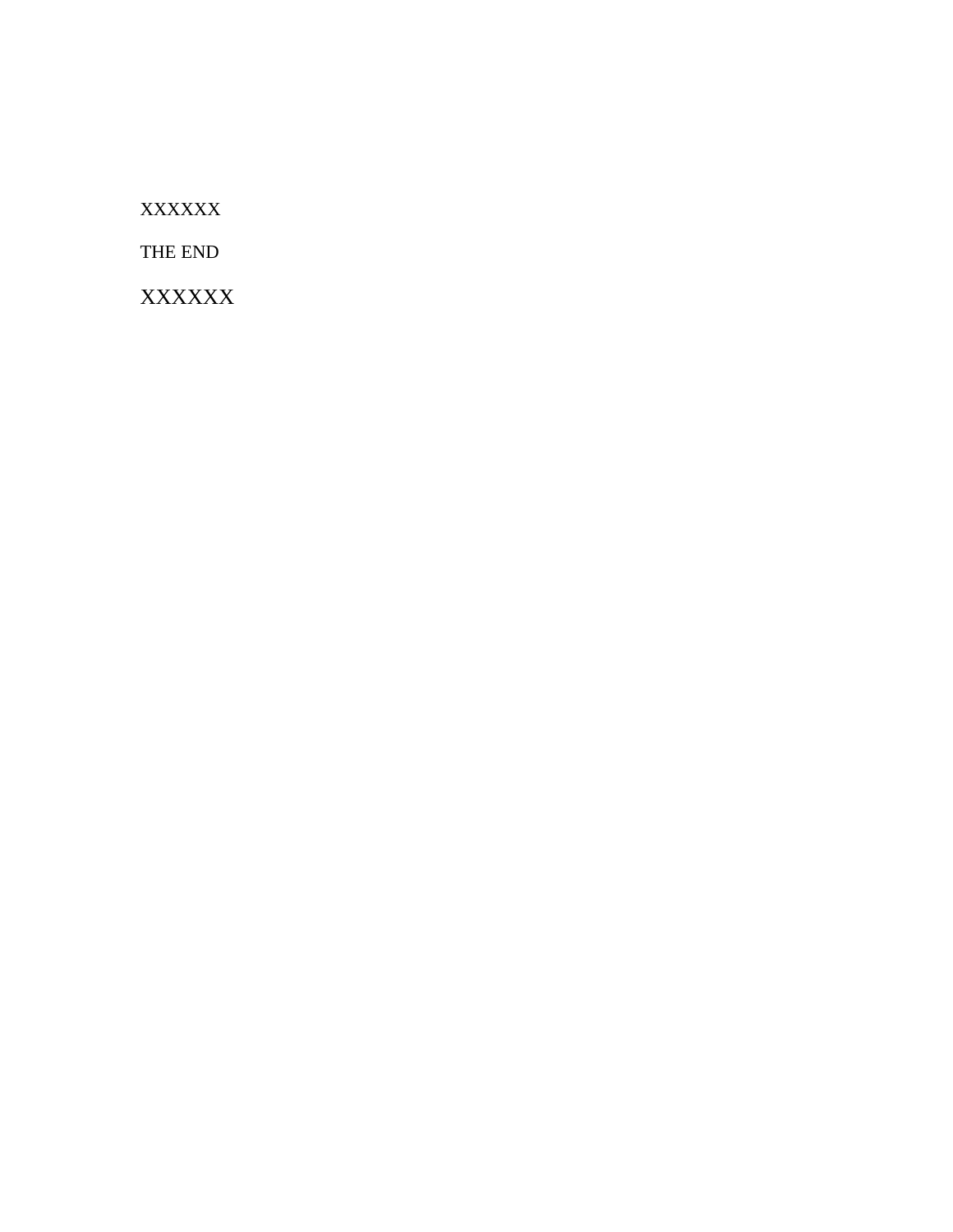XXXXXX

THE END

XXXXXX